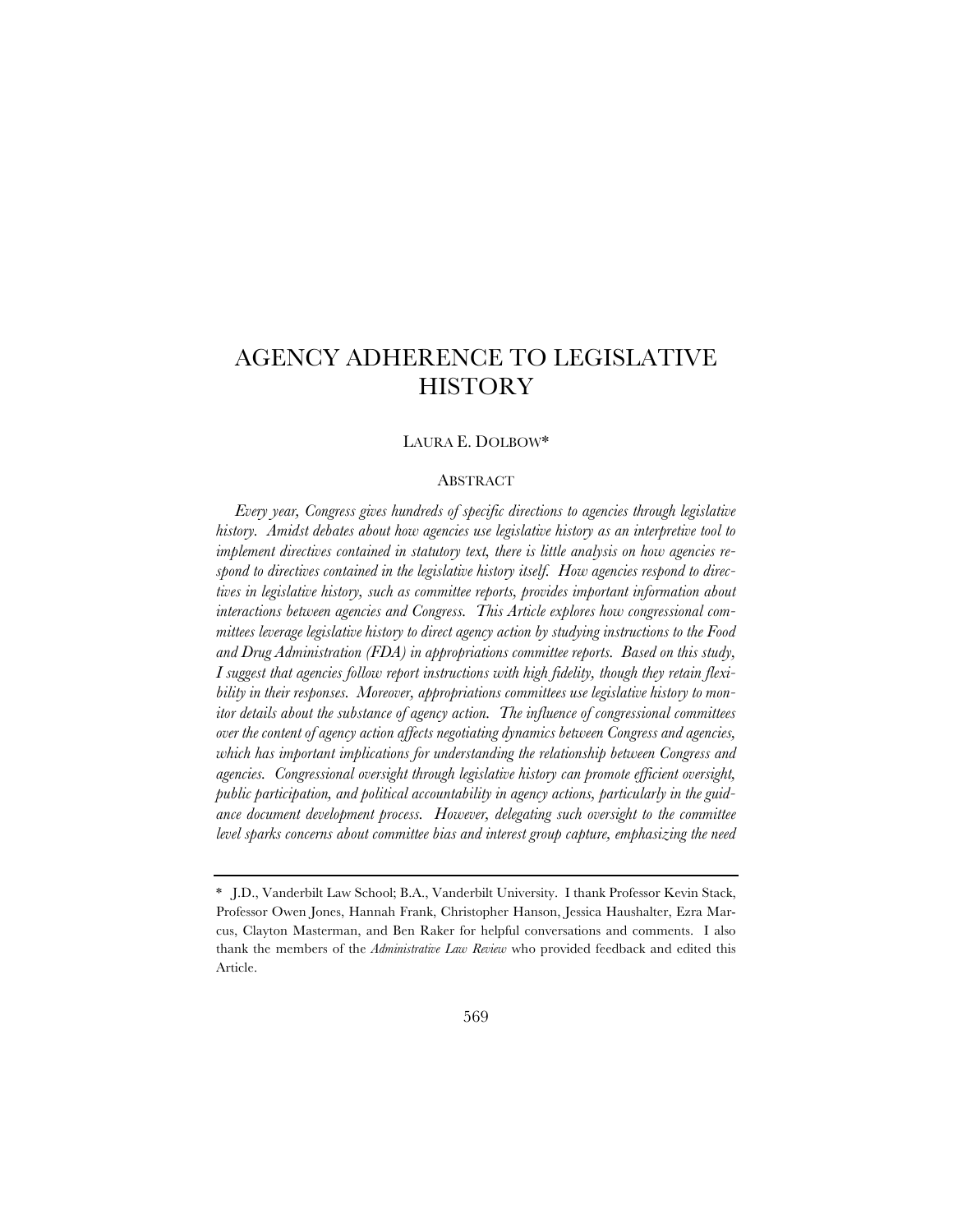# AGENCY ADHERENCE TO LEGISLATIVE HISTORY

LAURA E. DOLBOW*

## ABSTRACT

*Every year, Congress gives hundreds of specific directions to agencies through legislative history. Amidst debates about how agencies use legislative history as an interpretive tool to implement directives contained in statutory text, there is little analysis on how agencies respond to directives contained in the legislative history itself. How agencies respond to directives in legislative history, such as committee reports, provides important information about interactions between agencies and Congress. This Article explores how congressional committees leverage legislative history to direct agency action by studying instructions to the Food and Drug Administration (FDA) in appropriations committee reports. Based on this study, I suggest that agencies follow report instructions with high fidelity, though they retain flexibility in their responses. Moreover, appropriations committees use legislative history to monitor details about the substance of agency action. The influence of congressional committees over the content of agency action affects negotiating dynamics between Congress and agencies, which has important implications for understanding the relationship between Congress and agencies. Congressional oversight through legislative history can promote efficient oversight, public participation, and political accountability in agency actions, particularly in the guidance document development process. However, delegating such oversight to the committee level sparks concerns about committee bias and interest group capture, emphasizing the need*

---

\* J.D., Vanderbilt Law School; B.A., Vanderbilt University. I thank Professor Kevin Stack, Professor Owen Jones, Hannah Frank, Christopher Hanson, Jessica Haushalter, Ezra Marcus, Clayton Masterman, and Ben Raker for helpful conversations and comments. I also thank the members of the *Administrative Law Review* who provided feedback and edited this Article.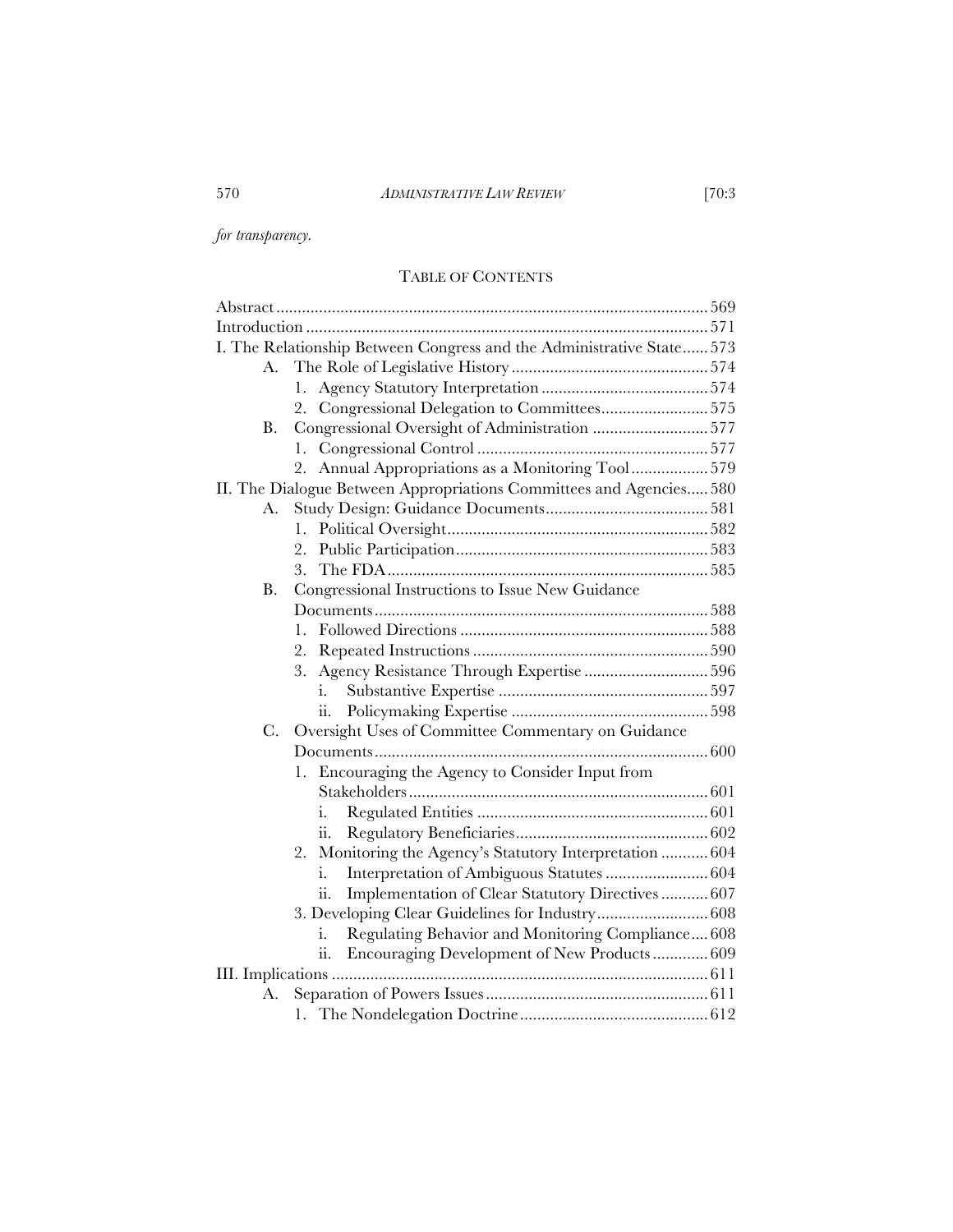*for transparency.*

## TABLE OF CONTENTS

| | |
|---|---|
| Abstract | 569 |
| Introduction | 571 |
| I. The Relationship Between Congress and the Administrative State | 573 |
| A. The Role of Legislative History | 574 |
| 1. Agency Statutory Interpretation | 574 |
| 2. Congressional Delegation to Committees | 575 |
| B. Congressional Oversight of Administration | 577 |
| 1. Congressional Control | 577 |
| 2. Annual Appropriations as a Monitoring Tool | 579 |
| II. The Dialogue Between Appropriations Committees and Agencies | 580 |
| A. Study Design: Guidance Documents | 581 |
| 1. Political Oversight | 582 |
| 2. Public Participation | 583 |
| 3. The FDA | 585 |
| B. Congressional Instructions to Issue New Guidance Documents | 588 |
| 1. Followed Directions | 588 |
| 2. Repeated Instructions | 590 |
| 3. Agency Resistance Through Expertise | 596 |
| i. Substantive Expertise | 597 |
| ii. Policymaking Expertise | 598 |
| C. Oversight Uses of Committee Commentary on Guidance Documents | 600 |
| 1. Encouraging the Agency to Consider Input from Stakeholders | 601 |
| i. Regulated Entities | 601 |
| ii. Regulatory Beneficiaries | 602 |
| 2. Monitoring the Agency's Statutory Interpretation | 604 |
| i. Interpretation of Ambiguous Statutes | 604 |
| ii. Implementation of Clear Statutory Directives | 607 |
| 3. Developing Clear Guidelines for Industry | 608 |
| i. Regulating Behavior and Monitoring Compliance | 608 |
| ii. Encouraging Development of New Products | 609 |
| III. Implications | 611 |
| A. Separation of Powers Issues | 611 |
| 1. The Nondelegation Doctrine | 612 |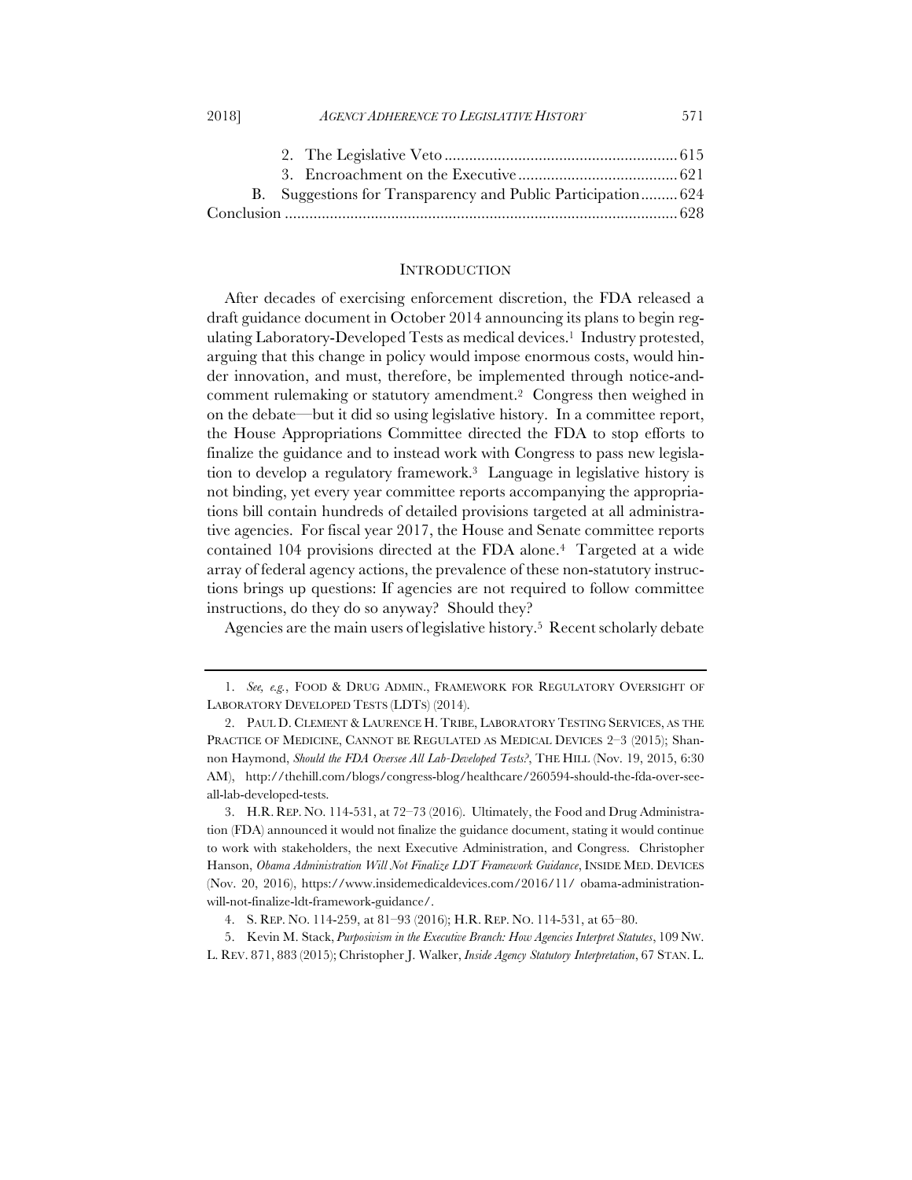2. The Legislative Veto ......................................................... 615
3. Encroachment on the Executive ....................................... 621

B. Suggestions for Transparency and Public Participation ......... 624

Conclusion ................................................................................ 628

## INTRODUCTION

After decades of exercising enforcement discretion, the FDA released a draft guidance document in October 2014 announcing its plans to begin regulating Laboratory-Developed Tests as medical devices.[1] Industry protested, arguing that this change in policy would impose enormous costs, would hinder innovation, and must, therefore, be implemented through notice-and-comment rulemaking or statutory amendment.[2] Congress then weighed in on the debate—but it did so using legislative history. In a committee report, the House Appropriations Committee directed the FDA to stop efforts to finalize the guidance and to instead work with Congress to pass new legislation to develop a regulatory framework.[3] Language in legislative history is not binding, yet every year committee reports accompanying the appropriations bill contain hundreds of detailed provisions targeted at all administrative agencies. For fiscal year 2017, the House and Senate committee reports contained 104 provisions directed at the FDA alone.[4] Targeted at a wide array of federal agency actions, the prevalence of these non-statutory instructions brings up questions: If agencies are not required to follow committee instructions, do they do so anyway? Should they?

Agencies are the main users of legislative history.[5] Recent scholarly debate

---

1. *See, e.g.*, FOOD & DRUG ADMIN., FRAMEWORK FOR REGULATORY OVERSIGHT OF LABORATORY DEVELOPED TESTS (LDTS) (2014).

2. PAUL D. CLEMENT & LAURENCE H. TRIBE, LABORATORY TESTING SERVICES, AS THE PRACTICE OF MEDICINE, CANNOT BE REGULATED AS MEDICAL DEVICES 2–3 (2015); Shannon Haymond, *Should the FDA Oversee All Lab-Developed Tests?*, THE HILL (Nov. 19, 2015, 6:30 AM), http://thehill.com/blogs/congress-blog/healthcare/260594-should-the-fda-over-see-all-lab-developed-tests.

3. H.R. REP. NO. 114-531, at 72–73 (2016). Ultimately, the Food and Drug Administration (FDA) announced it would not finalize the guidance document, stating it would continue to work with stakeholders, the next Executive Administration, and Congress. Christopher Hanson, *Obama Administration Will Not Finalize LDT Framework Guidance*, INSIDE MED. DEVICES (Nov. 20, 2016), https://www.insidemedicaldevices.com/2016/11/ obama-administration-will-not-finalize-ldt-framework-guidance/.

4. S. REP. NO. 114-259, at 81–93 (2016); H.R. REP. NO. 114-531, at 65–80.

5. Kevin M. Stack, *Purposivism in the Executive Branch: How Agencies Interpret Statutes*, 109 NW. L. REV. 871, 883 (2015); Christopher J. Walker, *Inside Agency Statutory Interpretation*, 67 STAN. L.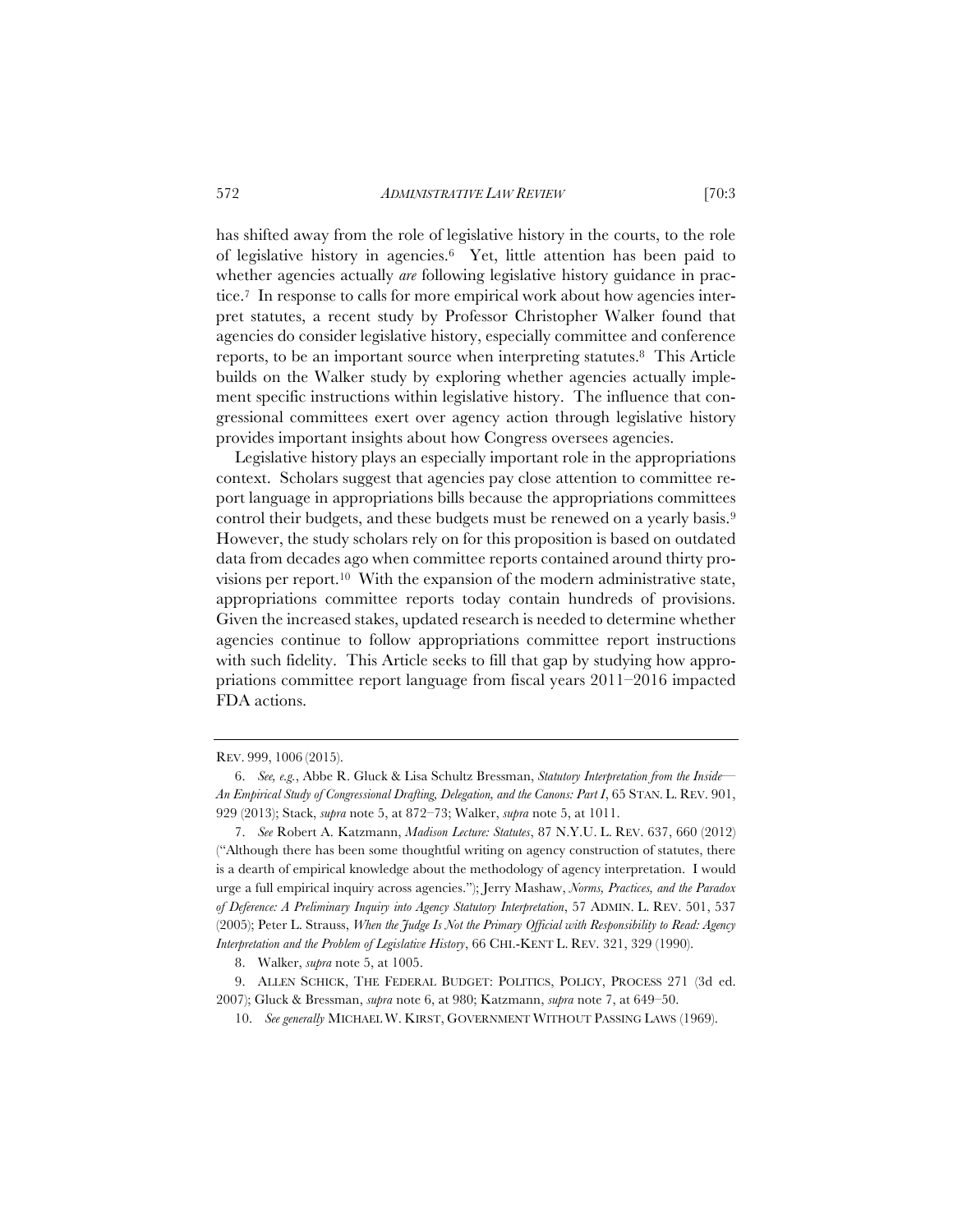has shifted away from the role of legislative history in the courts, to the role of legislative history in agencies.[6] Yet, little attention has been paid to whether agencies actually *are* following legislative history guidance in practice.[7] In response to calls for more empirical work about how agencies interpret statutes, a recent study by Professor Christopher Walker found that agencies do consider legislative history, especially committee and conference reports, to be an important source when interpreting statutes.[8] This Article builds on the Walker study by exploring whether agencies actually implement specific instructions within legislative history. The influence that congressional committees exert over agency action through legislative history provides important insights about how Congress oversees agencies.

Legislative history plays an especially important role in the appropriations context. Scholars suggest that agencies pay close attention to committee report language in appropriations bills because the appropriations committees control their budgets, and these budgets must be renewed on a yearly basis.[9] However, the study scholars rely on for this proposition is based on outdated data from decades ago when committee reports contained around thirty provisions per report.[10] With the expansion of the modern administrative state, appropriations committee reports today contain hundreds of provisions. Given the increased stakes, updated research is needed to determine whether agencies continue to follow appropriations committee report instructions with such fidelity. This Article seeks to fill that gap by studying how appropriations committee report language from fiscal years 2011–2016 impacted FDA actions.

---

REV. 999, 1006 (2015).

6. *See, e.g.*, Abbe R. Gluck & Lisa Schultz Bressman, *Statutory Interpretation from the Inside—An Empirical Study of Congressional Drafting, Delegation, and the Canons: Part I*, 65 STAN. L. REV. 901, 929 (2013); Stack, *supra* note 5, at 872–73; Walker, *supra* note 5, at 1011.

7. *See* Robert A. Katzmann, *Madison Lecture: Statutes*, 87 N.Y.U. L. REV. 637, 660 (2012) ("Although there has been some thoughtful writing on agency construction of statutes, there is a dearth of empirical knowledge about the methodology of agency interpretation. I would urge a full empirical inquiry across agencies."); Jerry Mashaw, *Norms, Practices, and the Paradox of Deference: A Preliminary Inquiry into Agency Statutory Interpretation*, 57 ADMIN. L. REV. 501, 537 (2005); Peter L. Strauss, *When the Judge Is Not the Primary Official with Responsibility to Read: Agency Interpretation and the Problem of Legislative History*, 66 CHI.-KENT L. REV. 321, 329 (1990).

8. Walker, *supra* note 5, at 1005.

9. ALLEN SCHICK, THE FEDERAL BUDGET: POLITICS, POLICY, PROCESS 271 (3d ed. 2007); Gluck & Bressman, *supra* note 6, at 980; Katzmann, *supra* note 7, at 649–50.

10. *See generally* MICHAEL W. KIRST, GOVERNMENT WITHOUT PASSING LAWS (1969).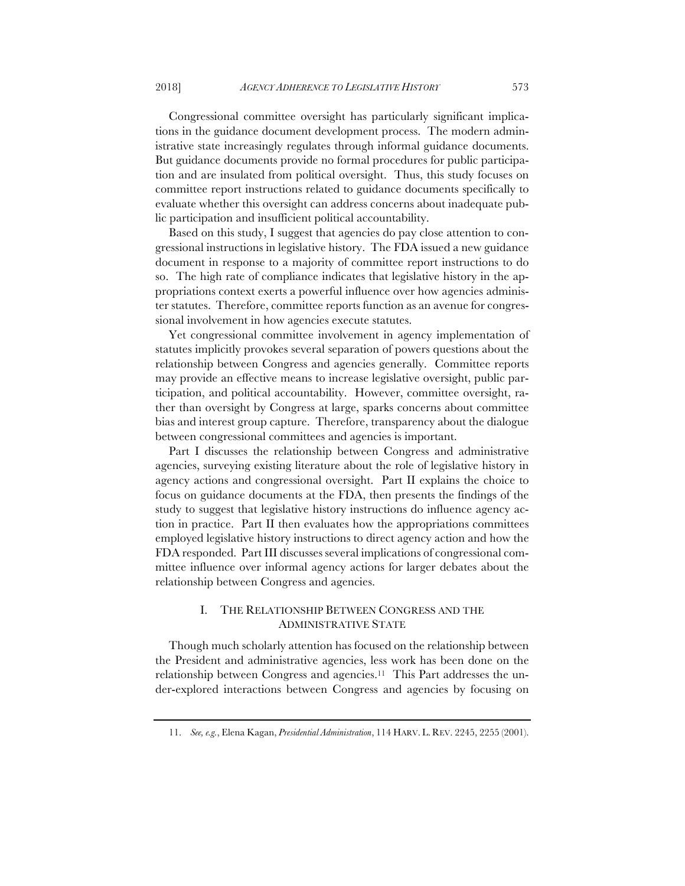Congressional committee oversight has particularly significant implications in the guidance document development process. The modern administrative state increasingly regulates through informal guidance documents. But guidance documents provide no formal procedures for public participation and are insulated from political oversight. Thus, this study focuses on committee report instructions related to guidance documents specifically to evaluate whether this oversight can address concerns about inadequate public participation and insufficient political accountability.

Based on this study, I suggest that agencies do pay close attention to congressional instructions in legislative history. The FDA issued a new guidance document in response to a majority of committee report instructions to do so. The high rate of compliance indicates that legislative history in the appropriations context exerts a powerful influence over how agencies administer statutes. Therefore, committee reports function as an avenue for congressional involvement in how agencies execute statutes.

Yet congressional committee involvement in agency implementation of statutes implicitly provokes several separation of powers questions about the relationship between Congress and agencies generally. Committee reports may provide an effective means to increase legislative oversight, public participation, and political accountability. However, committee oversight, rather than oversight by Congress at large, sparks concerns about committee bias and interest group capture. Therefore, transparency about the dialogue between congressional committees and agencies is important.

Part I discusses the relationship between Congress and administrative agencies, surveying existing literature about the role of legislative history in agency actions and congressional oversight. Part II explains the choice to focus on guidance documents at the FDA, then presents the findings of the study to suggest that legislative history instructions do influence agency action in practice. Part II then evaluates how the appropriations committees employed legislative history instructions to direct agency action and how the FDA responded. Part III discusses several implications of congressional committee influence over informal agency actions for larger debates about the relationship between Congress and agencies.

## I. THE RELATIONSHIP BETWEEN CONGRESS AND THE ADMINISTRATIVE STATE

Though much scholarly attention has focused on the relationship between the President and administrative agencies, less work has been done on the relationship between Congress and agencies.[11] This Part addresses the under-explored interactions between Congress and agencies by focusing on

---

11. *See, e.g.*, Elena Kagan, *Presidential Administration*, 114 HARV. L. REV. 2245, 2255 (2001).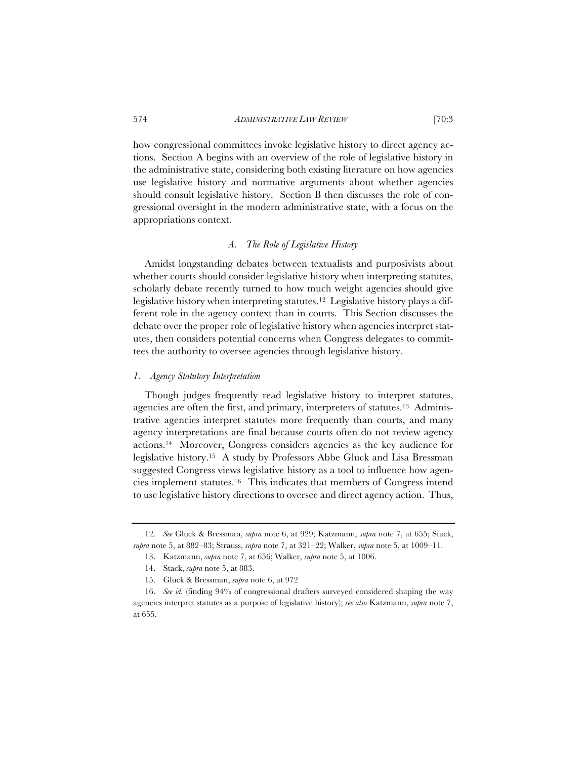how congressional committees invoke legislative history to direct agency actions. Section A begins with an overview of the role of legislative history in the administrative state, considering both existing literature on how agencies use legislative history and normative arguments about whether agencies should consult legislative history. Section B then discusses the role of congressional oversight in the modern administrative state, with a focus on the appropriations context.

### *A. The Role of Legislative History*

Amidst longstanding debates between textualists and purposivists about whether courts should consider legislative history when interpreting statutes, scholarly debate recently turned to how much weight agencies should give legislative history when interpreting statutes.[12] Legislative history plays a different role in the agency context than in courts. This Section discusses the debate over the proper role of legislative history when agencies interpret statutes, then considers potential concerns when Congress delegates to committees the authority to oversee agencies through legislative history.

#### *1. Agency Statutory Interpretation*

Though judges frequently read legislative history to interpret statutes, agencies are often the first, and primary, interpreters of statutes.[13] Administrative agencies interpret statutes more frequently than courts, and many agency interpretations are final because courts often do not review agency actions.[14] Moreover, Congress considers agencies as the key audience for legislative history.[15] A study by Professors Abbe Gluck and Lisa Bressman suggested Congress views legislative history as a tool to influence how agencies implement statutes.[16] This indicates that members of Congress intend to use legislative history directions to oversee and direct agency action. Thus,

---

12. *See* Gluck & Bressman, *supra* note 6, at 929; Katzmann, *supra* note 7, at 655; Stack, *supra* note 5, at 882–83; Strauss, *supra* note 7, at 321–22; Walker, *supra* note 5, at 1009–11.

13. Katzmann, *supra* note 7, at 656; Walker, *supra* note 5, at 1006.

14. Stack, *supra* note 5, at 883.

15. Gluck & Bressman, *supra* note 6, at 972

16. *See id.* (finding 94% of congressional drafters surveyed considered shaping the way agencies interpret statutes as a purpose of legislative history); *see also* Katzmann, *supra* note 7, at 655.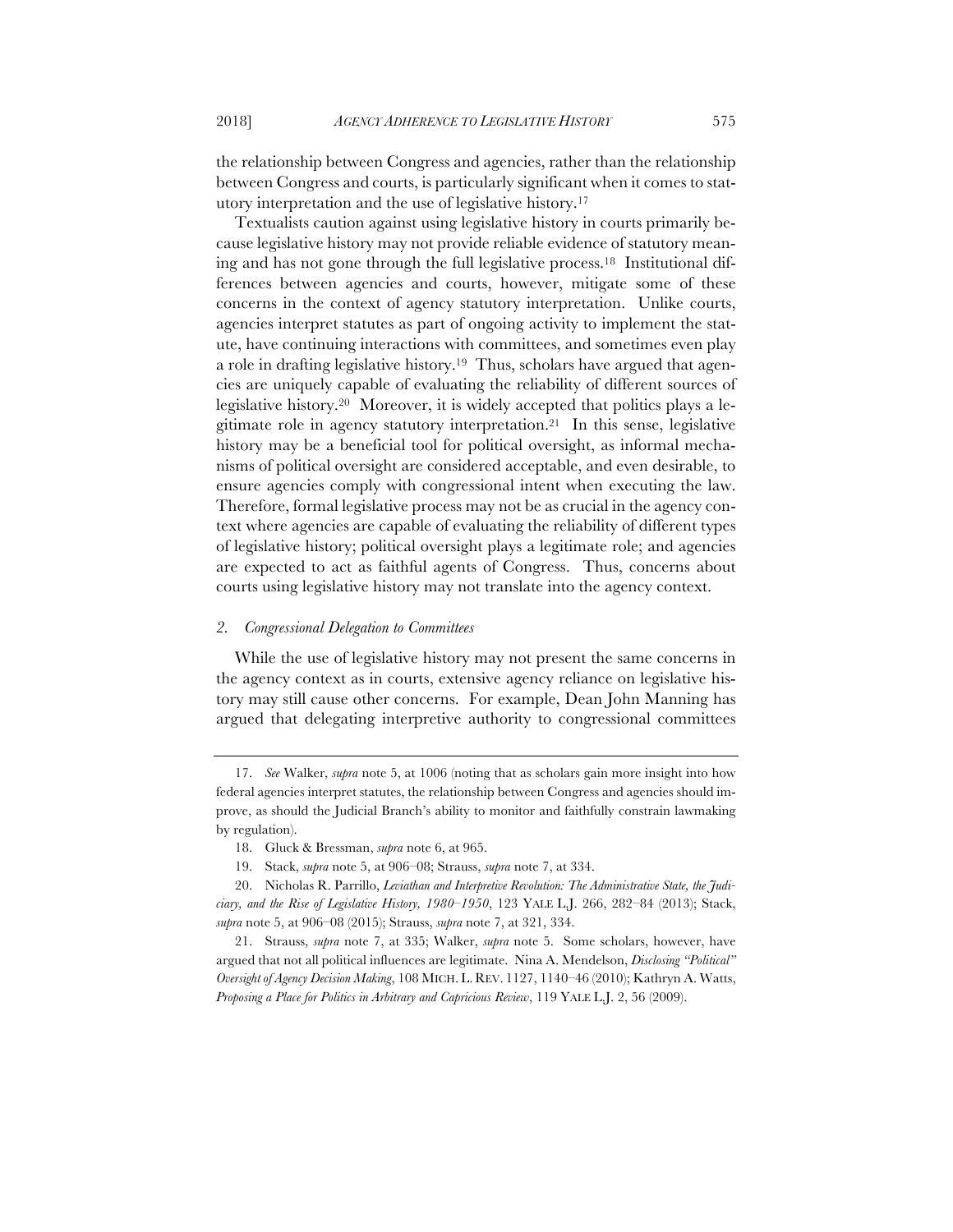the relationship between Congress and agencies, rather than the relationship between Congress and courts, is particularly significant when it comes to statutory interpretation and the use of legislative history.[17]

Textualists caution against using legislative history in courts primarily because legislative history may not provide reliable evidence of statutory meaning and has not gone through the full legislative process.[18] Institutional differences between agencies and courts, however, mitigate some of these concerns in the context of agency statutory interpretation. Unlike courts, agencies interpret statutes as part of ongoing activity to implement the statute, have continuing interactions with committees, and sometimes even play a role in drafting legislative history.[19] Thus, scholars have argued that agencies are uniquely capable of evaluating the reliability of different sources of legislative history.[20] Moreover, it is widely accepted that politics plays a legitimate role in agency statutory interpretation.[21] In this sense, legislative history may be a beneficial tool for political oversight, as informal mechanisms of political oversight are considered acceptable, and even desirable, to ensure agencies comply with congressional intent when executing the law. Therefore, formal legislative process may not be as crucial in the agency context where agencies are capable of evaluating the reliability of different types of legislative history; political oversight plays a legitimate role; and agencies are expected to act as faithful agents of Congress. Thus, concerns about courts using legislative history may not translate into the agency context.

### *2. Congressional Delegation to Committees*

While the use of legislative history may not present the same concerns in the agency context as in courts, extensive agency reliance on legislative history may still cause other concerns. For example, Dean John Manning has argued that delegating interpretive authority to congressional committees

---

17. *See* Walker, *supra* note 5, at 1006 (noting that as scholars gain more insight into how federal agencies interpret statutes, the relationship between Congress and agencies should improve, as should the Judicial Branch's ability to monitor and faithfully constrain lawmaking by regulation).

18. Gluck & Bressman, *supra* note 6, at 965.

19. Stack, *supra* note 5, at 906–08; Strauss, *supra* note 7, at 334.

20. Nicholas R. Parrillo, *Leviathan and Interpretive Revolution: The Administrative State, the Judiciary, and the Rise of Legislative History, 1980–1950*, 123 YALE L.J. 266, 282–84 (2013); Stack, *supra* note 5, at 906–08 (2015); Strauss, *supra* note 7, at 321, 334.

21. Strauss, *supra* note 7, at 335; Walker, *supra* note 5. Some scholars, however, have argued that not all political influences are legitimate. Nina A. Mendelson, *Disclosing "Political" Oversight of Agency Decision Making*, 108 MICH. L. REV. 1127, 1140–46 (2010); Kathryn A. Watts, *Proposing a Place for Politics in Arbitrary and Capricious Review*, 119 YALE L.J. 2, 56 (2009).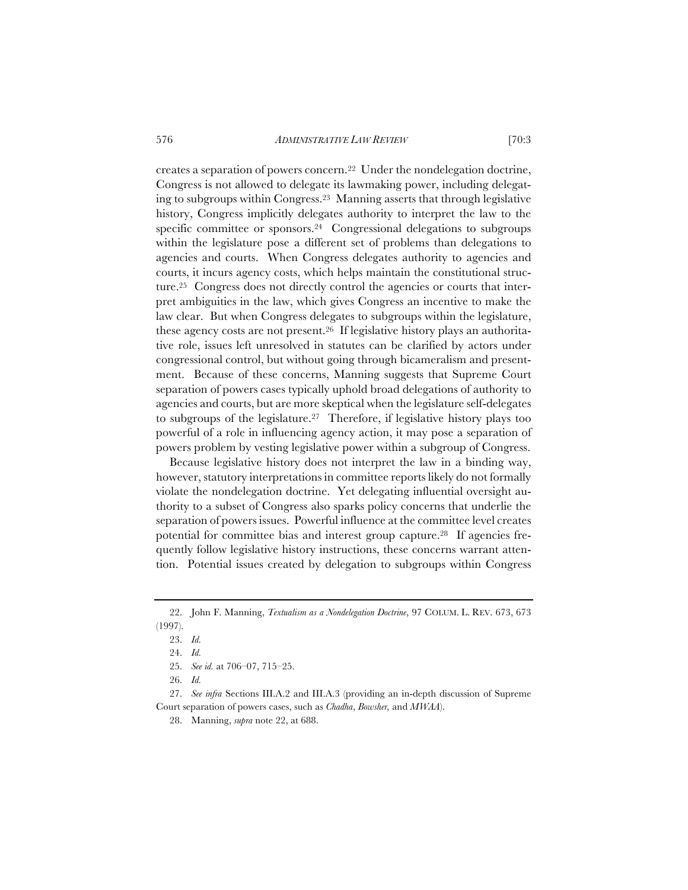creates a separation of powers concern.[22] Under the nondelegation doctrine, Congress is not allowed to delegate its lawmaking power, including delegating to subgroups within Congress.[23] Manning asserts that through legislative history, Congress implicitly delegates authority to interpret the law to the specific committee or sponsors.[24] Congressional delegations to subgroups within the legislature pose a different set of problems than delegations to agencies and courts. When Congress delegates authority to agencies and courts, it incurs agency costs, which helps maintain the constitutional structure.[25] Congress does not directly control the agencies or courts that interpret ambiguities in the law, which gives Congress an incentive to make the law clear. But when Congress delegates to subgroups within the legislature, these agency costs are not present.[26] If legislative history plays an authoritative role, issues left unresolved in statutes can be clarified by actors under congressional control, but without going through bicameralism and presentment. Because of these concerns, Manning suggests that Supreme Court separation of powers cases typically uphold broad delegations of authority to agencies and courts, but are more skeptical when the legislature self-delegates to subgroups of the legislature.[27] Therefore, if legislative history plays too powerful of a role in influencing agency action, it may pose a separation of powers problem by vesting legislative power within a subgroup of Congress.

Because legislative history does not interpret the law in a binding way, however, statutory interpretations in committee reports likely do not formally violate the nondelegation doctrine. Yet delegating influential oversight authority to a subset of Congress also sparks policy concerns that underlie the separation of powers issues. Powerful influence at the committee level creates potential for committee bias and interest group capture.[28] If agencies frequently follow legislative history instructions, these concerns warrant attention. Potential issues created by delegation to subgroups within Congress

---

22. John F. Manning, *Textualism as a Nondelegation Doctrine*, 97 COLUM. L. REV. 673, 673 (1997).

23. *Id.*

24. *Id.*

25. *See id.* at 706–07, 715–25.

26. *Id.*

27. *See infra* Sections III.A.2 and III.A.3 (providing an in-depth discussion of Supreme Court separation of powers cases, such as *Chadha*, *Bowsher,* and *MWAA*).

28. Manning, *supra* note 22, at 688.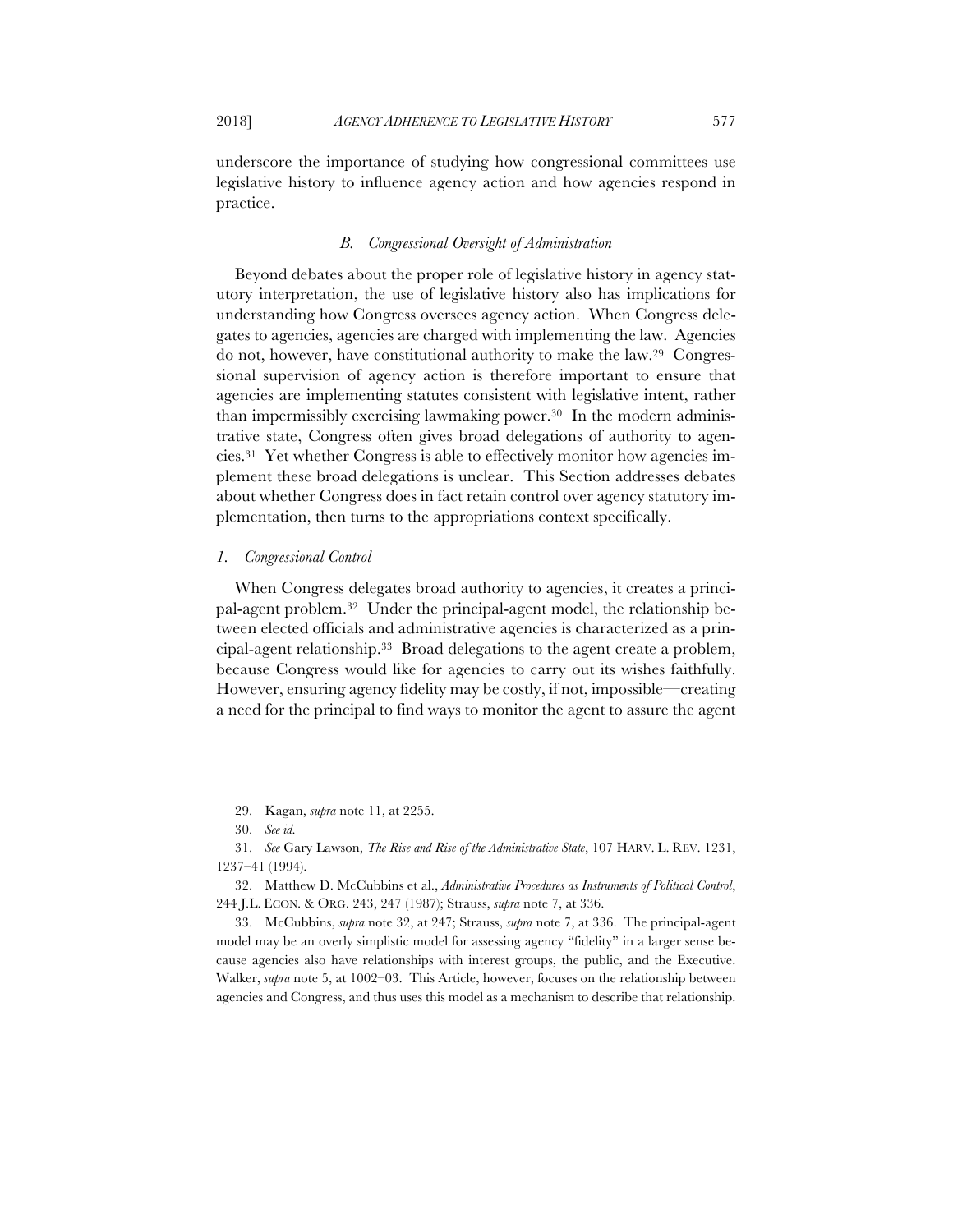underscore the importance of studying how congressional committees use legislative history to influence agency action and how agencies respond in practice.

### *B. Congressional Oversight of Administration*

Beyond debates about the proper role of legislative history in agency statutory interpretation, the use of legislative history also has implications for understanding how Congress oversees agency action. When Congress delegates to agencies, agencies are charged with implementing the law. Agencies do not, however, have constitutional authority to make the law.[29] Congressional supervision of agency action is therefore important to ensure that agencies are implementing statutes consistent with legislative intent, rather than impermissibly exercising lawmaking power.[30] In the modern administrative state, Congress often gives broad delegations of authority to agencies.[31] Yet whether Congress is able to effectively monitor how agencies implement these broad delegations is unclear. This Section addresses debates about whether Congress does in fact retain control over agency statutory implementation, then turns to the appropriations context specifically.

#### *1. Congressional Control*

When Congress delegates broad authority to agencies, it creates a principal-agent problem.[32] Under the principal-agent model, the relationship between elected officials and administrative agencies is characterized as a principal-agent relationship.[33] Broad delegations to the agent create a problem, because Congress would like for agencies to carry out its wishes faithfully. However, ensuring agency fidelity may be costly, if not, impossible—creating a need for the principal to find ways to monitor the agent to assure the agent

---

29. Kagan, *supra* note 11, at 2255.

30. *See id.*

31. *See* Gary Lawson, *The Rise and Rise of the Administrative State*, 107 HARV. L. REV. 1231, 1237–41 (1994).

32. Matthew D. McCubbins et al., *Administrative Procedures as Instruments of Political Control*, 244 J.L. ECON. & ORG. 243, 247 (1987); Strauss, *supra* note 7, at 336.

33. McCubbins, *supra* note 32, at 247; Strauss, *supra* note 7, at 336. The principal-agent model may be an overly simplistic model for assessing agency "fidelity" in a larger sense because agencies also have relationships with interest groups, the public, and the Executive. Walker, *supra* note 5, at 1002–03. This Article, however, focuses on the relationship between agencies and Congress, and thus uses this model as a mechanism to describe that relationship.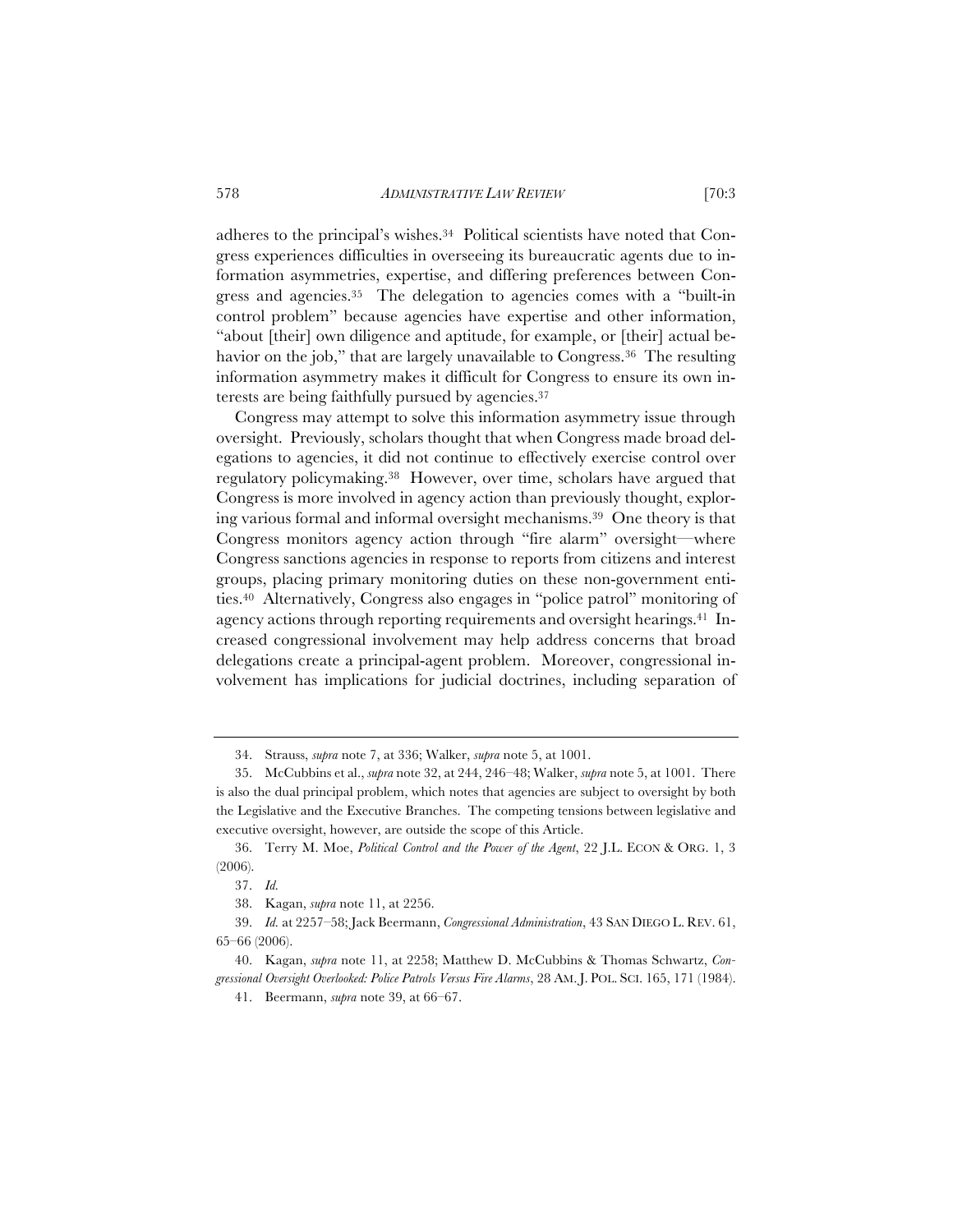adheres to the principal's wishes.[34] Political scientists have noted that Congress experiences difficulties in overseeing its bureaucratic agents due to information asymmetries, expertise, and differing preferences between Congress and agencies.[35] The delegation to agencies comes with a "built-in control problem" because agencies have expertise and other information, "about [their] own diligence and aptitude, for example, or [their] actual behavior on the job," that are largely unavailable to Congress.[36] The resulting information asymmetry makes it difficult for Congress to ensure its own interests are being faithfully pursued by agencies.[37]

Congress may attempt to solve this information asymmetry issue through oversight. Previously, scholars thought that when Congress made broad delegations to agencies, it did not continue to effectively exercise control over regulatory policymaking.[38] However, over time, scholars have argued that Congress is more involved in agency action than previously thought, exploring various formal and informal oversight mechanisms.[39] One theory is that Congress monitors agency action through "fire alarm" oversight—where Congress sanctions agencies in response to reports from citizens and interest groups, placing primary monitoring duties on these non-government entities.[40] Alternatively, Congress also engages in "police patrol" monitoring of agency actions through reporting requirements and oversight hearings.[41] Increased congressional involvement may help address concerns that broad delegations create a principal-agent problem. Moreover, congressional involvement has implications for judicial doctrines, including separation of

---

34. Strauss, *supra* note 7, at 336; Walker, *supra* note 5, at 1001.

35. McCubbins et al., *supra* note 32, at 244, 246–48; Walker, *supra* note 5, at 1001. There is also the dual principal problem, which notes that agencies are subject to oversight by both the Legislative and the Executive Branches. The competing tensions between legislative and executive oversight, however, are outside the scope of this Article.

36. Terry M. Moe, *Political Control and the Power of the Agent*, 22 J.L. ECON & ORG. 1, 3 (2006).

37. *Id.*

38. Kagan, *supra* note 11, at 2256.

39. *Id.* at 2257–58; Jack Beermann, *Congressional Administration*, 43 SAN DIEGO L. REV. 61, 65–66 (2006).

40. Kagan, *supra* note 11, at 2258; Matthew D. McCubbins & Thomas Schwartz, *Congressional Oversight Overlooked: Police Patrols Versus Fire Alarms*, 28 AM. J. POL. SCI. 165, 171 (1984).

41. Beermann, *supra* note 39, at 66–67.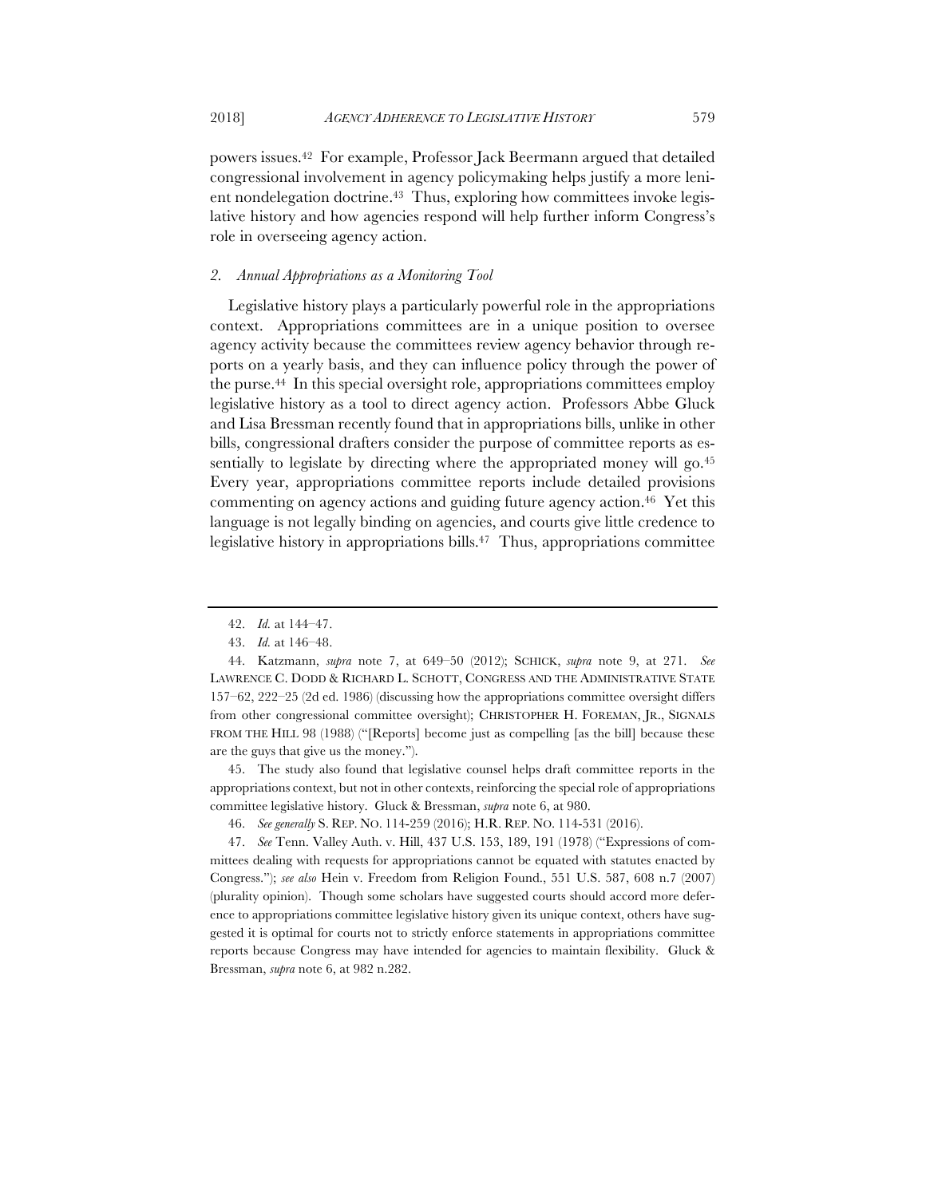powers issues.[42] For example, Professor Jack Beermann argued that detailed congressional involvement in agency policymaking helps justify a more lenient nondelegation doctrine.[43] Thus, exploring how committees invoke legislative history and how agencies respond will help further inform Congress's role in overseeing agency action.

### *2. Annual Appropriations as a Monitoring Tool*

Legislative history plays a particularly powerful role in the appropriations context. Appropriations committees are in a unique position to oversee agency activity because the committees review agency behavior through reports on a yearly basis, and they can influence policy through the power of the purse.[44] In this special oversight role, appropriations committees employ legislative history as a tool to direct agency action. Professors Abbe Gluck and Lisa Bressman recently found that in appropriations bills, unlike in other bills, congressional drafters consider the purpose of committee reports as essentially to legislate by directing where the appropriated money will go.[45] Every year, appropriations committee reports include detailed provisions commenting on agency actions and guiding future agency action.[46] Yet this language is not legally binding on agencies, and courts give little credence to legislative history in appropriations bills.[47] Thus, appropriations committee

---

42. *Id.* at 144–47.

43. *Id.* at 146–48.

44. Katzmann, *supra* note 7, at 649–50 (2012); SCHICK, *supra* note 9, at 271. *See* LAWRENCE C. DODD & RICHARD L. SCHOTT, CONGRESS AND THE ADMINISTRATIVE STATE 157–62, 222–25 (2d ed. 1986) (discussing how the appropriations committee oversight differs from other congressional committee oversight); CHRISTOPHER H. FOREMAN, JR., SIGNALS FROM THE HILL 98 (1988) ("[Reports] become just as compelling [as the bill] because these are the guys that give us the money.").

45. The study also found that legislative counsel helps draft committee reports in the appropriations context, but not in other contexts, reinforcing the special role of appropriations committee legislative history. Gluck & Bressman, *supra* note 6, at 980.

46. *See generally* S. REP. NO. 114-259 (2016); H.R. REP. NO. 114-531 (2016).

47. *See* Tenn. Valley Auth. v. Hill, 437 U.S. 153, 189, 191 (1978) ("Expressions of committees dealing with requests for appropriations cannot be equated with statutes enacted by Congress."); *see also* Hein v. Freedom from Religion Found., 551 U.S. 587, 608 n.7 (2007) (plurality opinion). Though some scholars have suggested courts should accord more deference to appropriations committee legislative history given its unique context, others have suggested it is optimal for courts not to strictly enforce statements in appropriations committee reports because Congress may have intended for agencies to maintain flexibility. Gluck & Bressman, *supra* note 6, at 982 n.282.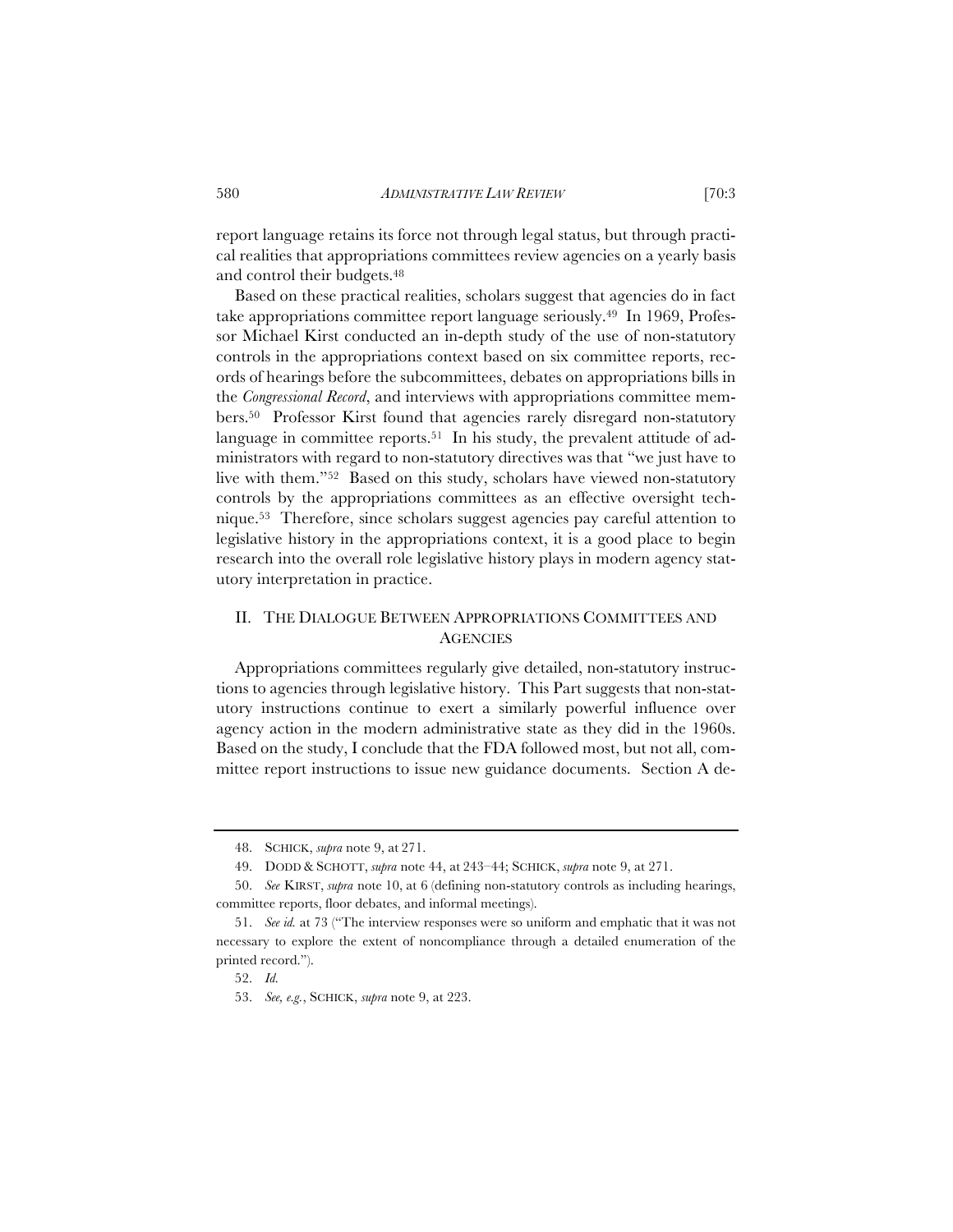report language retains its force not through legal status, but through practical realities that appropriations committees review agencies on a yearly basis and control their budgets.[48]

Based on these practical realities, scholars suggest that agencies do in fact take appropriations committee report language seriously.[49] In 1969, Professor Michael Kirst conducted an in-depth study of the use of non-statutory controls in the appropriations context based on six committee reports, records of hearings before the subcommittees, debates on appropriations bills in the *Congressional Record*, and interviews with appropriations committee members.[50] Professor Kirst found that agencies rarely disregard non-statutory language in committee reports.[51] In his study, the prevalent attitude of administrators with regard to non-statutory directives was that "we just have to live with them."[52] Based on this study, scholars have viewed non-statutory controls by the appropriations committees as an effective oversight technique.[53] Therefore, since scholars suggest agencies pay careful attention to legislative history in the appropriations context, it is a good place to begin research into the overall role legislative history plays in modern agency statutory interpretation in practice.

## II. THE DIALOGUE BETWEEN APPROPRIATIONS COMMITTEES AND AGENCIES

Appropriations committees regularly give detailed, non-statutory instructions to agencies through legislative history. This Part suggests that non-statutory instructions continue to exert a similarly powerful influence over agency action in the modern administrative state as they did in the 1960s. Based on the study, I conclude that the FDA followed most, but not all, committee report instructions to issue new guidance documents. Section A de-

---

48. SCHICK, *supra* note 9, at 271.

49. DODD & SCHOTT, *supra* note 44, at 243–44; SCHICK, *supra* note 9, at 271.

50. *See* KIRST, *supra* note 10, at 6 (defining non-statutory controls as including hearings, committee reports, floor debates, and informal meetings).

51. *See id.* at 73 ("The interview responses were so uniform and emphatic that it was not necessary to explore the extent of noncompliance through a detailed enumeration of the printed record.").

52. *Id.*

53. *See, e.g.*, SCHICK, *supra* note 9, at 223.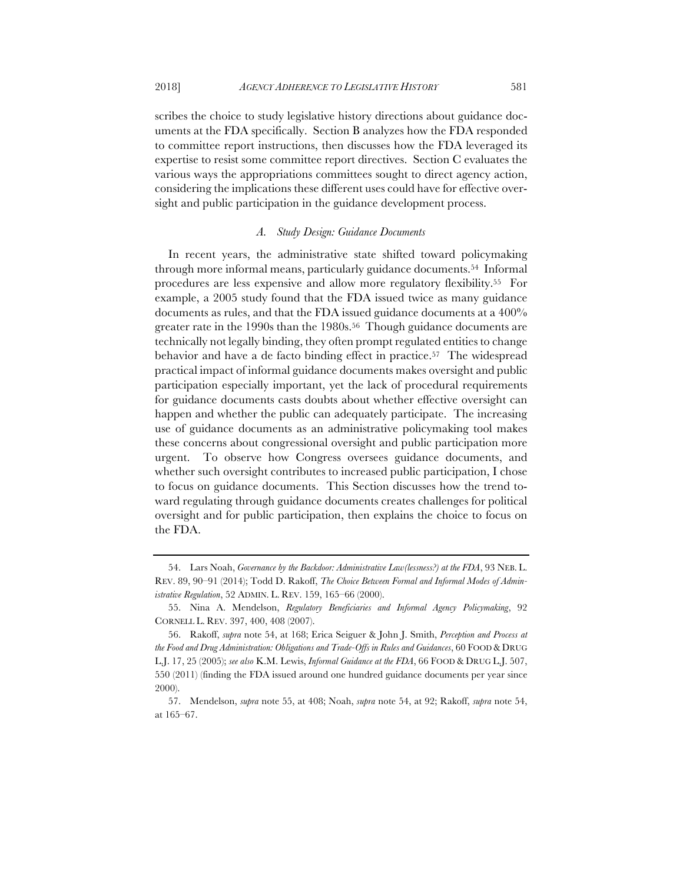scribes the choice to study legislative history directions about guidance documents at the FDA specifically. Section B analyzes how the FDA responded to committee report instructions, then discusses how the FDA leveraged its expertise to resist some committee report directives. Section C evaluates the various ways the appropriations committees sought to direct agency action, considering the implications these different uses could have for effective oversight and public participation in the guidance development process.

### *A. Study Design: Guidance Documents*

In recent years, the administrative state shifted toward policymaking through more informal means, particularly guidance documents.[54] Informal procedures are less expensive and allow more regulatory flexibility.[55] For example, a 2005 study found that the FDA issued twice as many guidance documents as rules, and that the FDA issued guidance documents at a 400% greater rate in the 1990s than the 1980s.[56] Though guidance documents are technically not legally binding, they often prompt regulated entities to change behavior and have a de facto binding effect in practice.[57] The widespread practical impact of informal guidance documents makes oversight and public participation especially important, yet the lack of procedural requirements for guidance documents casts doubts about whether effective oversight can happen and whether the public can adequately participate. The increasing use of guidance documents as an administrative policymaking tool makes these concerns about congressional oversight and public participation more urgent. To observe how Congress oversees guidance documents, and whether such oversight contributes to increased public participation, I chose to focus on guidance documents. This Section discusses how the trend toward regulating through guidance documents creates challenges for political oversight and for public participation, then explains the choice to focus on the FDA.

---

54. Lars Noah, *Governance by the Backdoor: Administrative Law(lessness?) at the FDA*, 93 NEB. L. REV. 89, 90–91 (2014); Todd D. Rakoff, *The Choice Between Formal and Informal Modes of Administrative Regulation*, 52 ADMIN. L. REV. 159, 165–66 (2000).

55. Nina A. Mendelson, *Regulatory Beneficiaries and Informal Agency Policymaking*, 92 CORNELL L. REV. 397, 400, 408 (2007).

56. Rakoff, *supra* note 54, at 168; Erica Seiguer & John J. Smith, *Perception and Process at the Food and Drug Administration: Obligations and Trade-Offs in Rules and Guidances*, 60 FOOD & DRUG L.J. 17, 25 (2005); *see also* K.M. Lewis, *Informal Guidance at the FDA*, 66 FOOD & DRUG L.J. 507, 550 (2011) (finding the FDA issued around one hundred guidance documents per year since 2000).

57. Mendelson, *supra* note 55, at 408; Noah, *supra* note 54, at 92; Rakoff, *supra* note 54, at 165–67.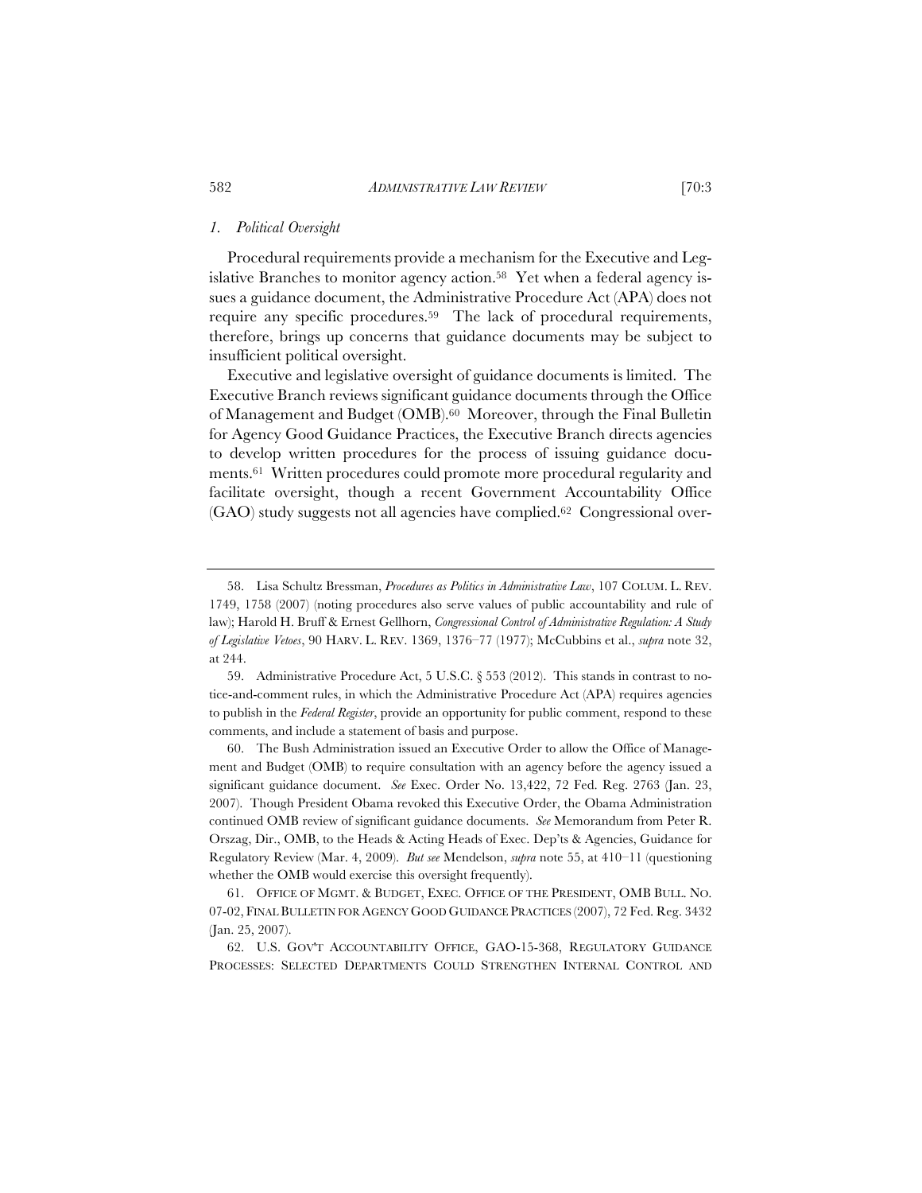### *1. Political Oversight*

Procedural requirements provide a mechanism for the Executive and Legislative Branches to monitor agency action.[58] Yet when a federal agency issues a guidance document, the Administrative Procedure Act (APA) does not require any specific procedures.[59] The lack of procedural requirements, therefore, brings up concerns that guidance documents may be subject to insufficient political oversight.

Executive and legislative oversight of guidance documents is limited. The Executive Branch reviews significant guidance documents through the Office of Management and Budget (OMB).[60] Moreover, through the Final Bulletin for Agency Good Guidance Practices, the Executive Branch directs agencies to develop written procedures for the process of issuing guidance documents.[61] Written procedures could promote more procedural regularity and facilitate oversight, though a recent Government Accountability Office (GAO) study suggests not all agencies have complied.[62] Congressional over-

---

58. Lisa Schultz Bressman, *Procedures as Politics in Administrative Law*, 107 COLUM. L. REV. 1749, 1758 (2007) (noting procedures also serve values of public accountability and rule of law); Harold H. Bruff & Ernest Gellhorn, *Congressional Control of Administrative Regulation: A Study of Legislative Vetoes*, 90 HARV. L. REV. 1369, 1376–77 (1977); McCubbins et al., *supra* note 32, at 244.

59. Administrative Procedure Act, 5 U.S.C. § 553 (2012). This stands in contrast to notice-and-comment rules, in which the Administrative Procedure Act (APA) requires agencies to publish in the *Federal Register*, provide an opportunity for public comment, respond to these comments, and include a statement of basis and purpose.

60. The Bush Administration issued an Executive Order to allow the Office of Management and Budget (OMB) to require consultation with an agency before the agency issued a significant guidance document. *See* Exec. Order No. 13,422, 72 Fed. Reg. 2763 (Jan. 23, 2007). Though President Obama revoked this Executive Order, the Obama Administration continued OMB review of significant guidance documents. *See* Memorandum from Peter R. Orszag, Dir., OMB, to the Heads & Acting Heads of Exec. Dep'ts & Agencies, Guidance for Regulatory Review (Mar. 4, 2009). *But see* Mendelson, *supra* note 55, at 410–11 (questioning whether the OMB would exercise this oversight frequently).

61. OFFICE OF MGMT. & BUDGET, EXEC. OFFICE OF THE PRESIDENT, OMB BULL. NO. 07-02, FINAL BULLETIN FOR AGENCY GOOD GUIDANCE PRACTICES (2007), 72 Fed. Reg. 3432 (Jan. 25, 2007).

62. U.S. GOV'T ACCOUNTABILITY OFFICE, GAO-15-368, REGULATORY GUIDANCE PROCESSES: SELECTED DEPARTMENTS COULD STRENGTHEN INTERNAL CONTROL AND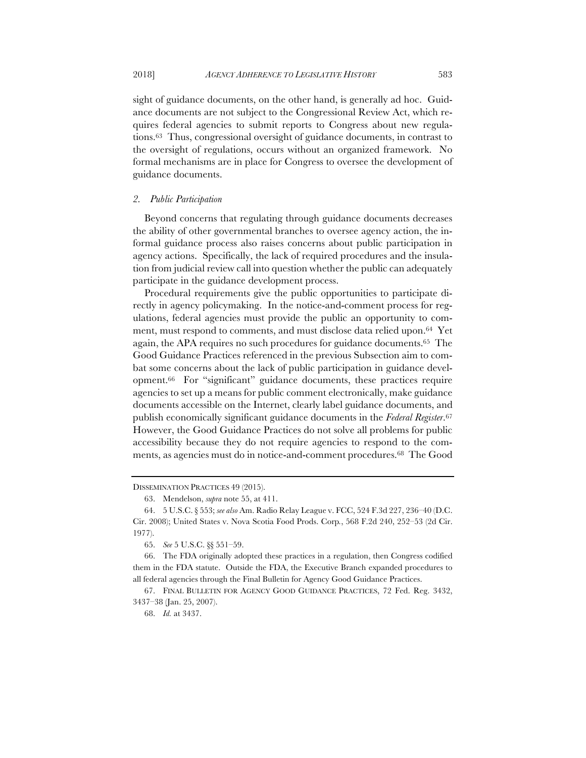sight of guidance documents, on the other hand, is generally ad hoc. Guidance documents are not subject to the Congressional Review Act, which requires federal agencies to submit reports to Congress about new regulations.[63] Thus, congressional oversight of guidance documents, in contrast to the oversight of regulations, occurs without an organized framework. No formal mechanisms are in place for Congress to oversee the development of guidance documents.

### 2. *Public Participation*

Beyond concerns that regulating through guidance documents decreases the ability of other governmental branches to oversee agency action, the informal guidance process also raises concerns about public participation in agency actions. Specifically, the lack of required procedures and the insulation from judicial review call into question whether the public can adequately participate in the guidance development process.

Procedural requirements give the public opportunities to participate directly in agency policymaking. In the notice-and-comment process for regulations, federal agencies must provide the public an opportunity to comment, must respond to comments, and must disclose data relied upon.[64] Yet again, the APA requires no such procedures for guidance documents.[65] The Good Guidance Practices referenced in the previous Subsection aim to combat some concerns about the lack of public participation in guidance development.[66] For "significant" guidance documents, these practices require agencies to set up a means for public comment electronically, make guidance documents accessible on the Internet, clearly label guidance documents, and publish economically significant guidance documents in the *Federal Register*.[67] However, the Good Guidance Practices do not solve all problems for public accessibility because they do not require agencies to respond to the comments, as agencies must do in notice-and-comment procedures.[68] The Good

---

DISSEMINATION PRACTICES 49 (2015).

63. Mendelson, *supra* note 55, at 411.

64. 5 U.S.C. § 553; *see also* Am. Radio Relay League v. FCC, 524 F.3d 227, 236–40 (D.C. Cir. 2008); United States v. Nova Scotia Food Prods. Corp., 568 F.2d 240, 252–53 (2d Cir. 1977).

65. *See* 5 U.S.C. §§ 551–59.

66. The FDA originally adopted these practices in a regulation, then Congress codified them in the FDA statute. Outside the FDA, the Executive Branch expanded procedures to all federal agencies through the Final Bulletin for Agency Good Guidance Practices.

67. FINAL BULLETIN FOR AGENCY GOOD GUIDANCE PRACTICES, 72 Fed. Reg. 3432, 3437–38 (Jan. 25, 2007).

68. *Id.* at 3437.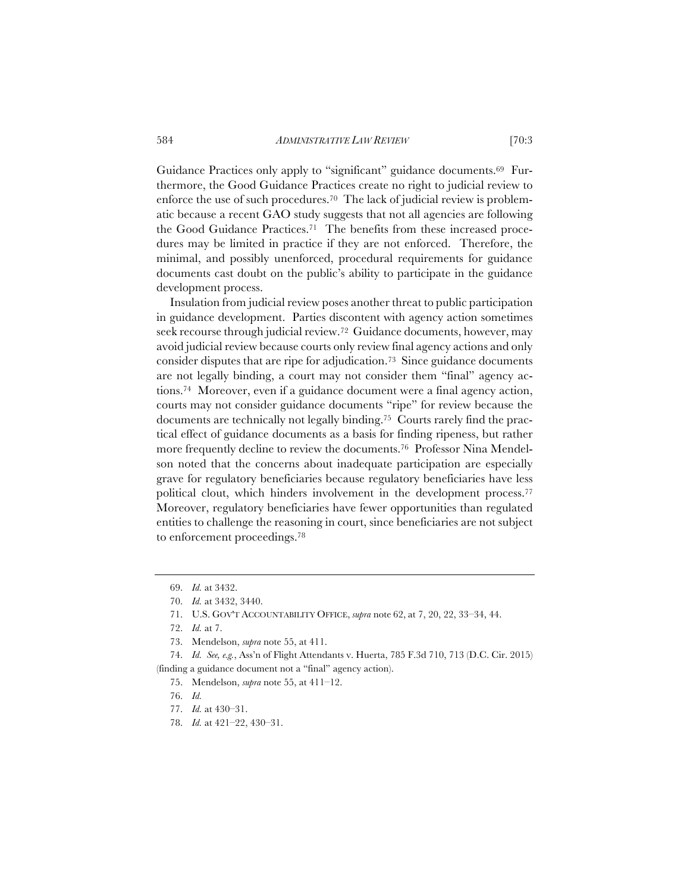Guidance Practices only apply to "significant" guidance documents.[69] Furthermore, the Good Guidance Practices create no right to judicial review to enforce the use of such procedures.[70] The lack of judicial review is problematic because a recent GAO study suggests that not all agencies are following the Good Guidance Practices.[71] The benefits from these increased procedures may be limited in practice if they are not enforced. Therefore, the minimal, and possibly unenforced, procedural requirements for guidance documents cast doubt on the public's ability to participate in the guidance development process.

Insulation from judicial review poses another threat to public participation in guidance development. Parties discontent with agency action sometimes seek recourse through judicial review.[72] Guidance documents, however, may avoid judicial review because courts only review final agency actions and only consider disputes that are ripe for adjudication.[73] Since guidance documents are not legally binding, a court may not consider them "final" agency actions.[74] Moreover, even if a guidance document were a final agency action, courts may not consider guidance documents "ripe" for review because the documents are technically not legally binding.[75] Courts rarely find the practical effect of guidance documents as a basis for finding ripeness, but rather more frequently decline to review the documents.[76] Professor Nina Mendelson noted that the concerns about inadequate participation are especially grave for regulatory beneficiaries because regulatory beneficiaries have less political clout, which hinders involvement in the development process.[77] Moreover, regulatory beneficiaries have fewer opportunities than regulated entities to challenge the reasoning in court, since beneficiaries are not subject to enforcement proceedings.[78]

---

69. *Id.* at 3432.

70. *Id.* at 3432, 3440.

71. U.S. GOV'T ACCOUNTABILITY OFFICE, *supra* note 62, at 7, 20, 22, 33–34, 44.

72. *Id.* at 7.

73. Mendelson, *supra* note 55, at 411.

74. *Id. See, e.g.*, Ass'n of Flight Attendants v. Huerta, 785 F.3d 710, 713 (D.C. Cir. 2015) (finding a guidance document not a "final" agency action).

75. Mendelson, *supra* note 55, at 411–12.

76. *Id.*

77. *Id.* at 430–31.

78. *Id.* at 421–22, 430–31.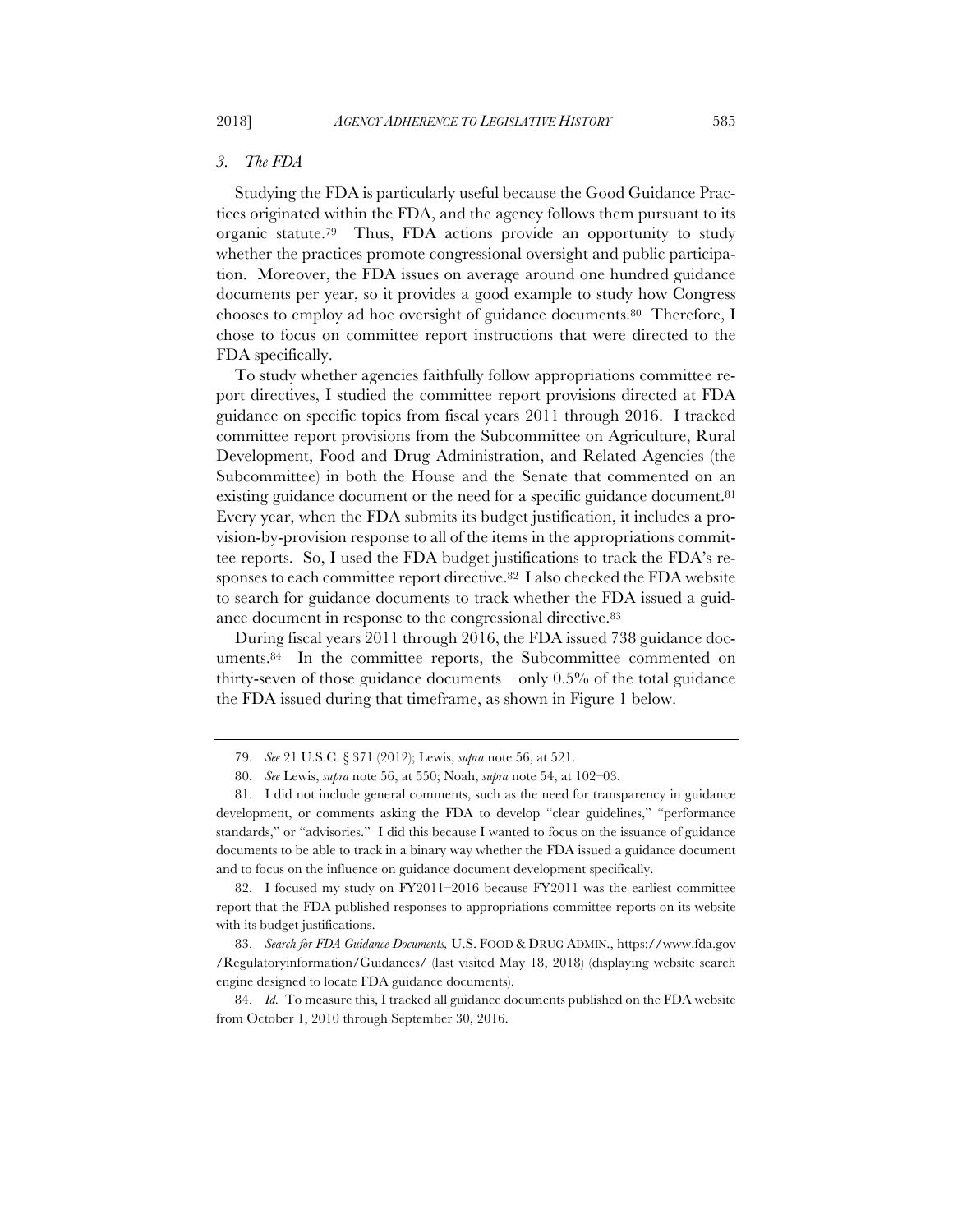### *3. The FDA*

Studying the FDA is particularly useful because the Good Guidance Practices originated within the FDA, and the agency follows them pursuant to its organic statute.[79] Thus, FDA actions provide an opportunity to study whether the practices promote congressional oversight and public participation. Moreover, the FDA issues on average around one hundred guidance documents per year, so it provides a good example to study how Congress chooses to employ ad hoc oversight of guidance documents.[80] Therefore, I chose to focus on committee report instructions that were directed to the FDA specifically.

To study whether agencies faithfully follow appropriations committee report directives, I studied the committee report provisions directed at FDA guidance on specific topics from fiscal years 2011 through 2016. I tracked committee report provisions from the Subcommittee on Agriculture, Rural Development, Food and Drug Administration, and Related Agencies (the Subcommittee) in both the House and the Senate that commented on an existing guidance document or the need for a specific guidance document.[81] Every year, when the FDA submits its budget justification, it includes a provision-by-provision response to all of the items in the appropriations committee reports. So, I used the FDA budget justifications to track the FDA's responses to each committee report directive.[82] I also checked the FDA website to search for guidance documents to track whether the FDA issued a guidance document in response to the congressional directive.[83]

During fiscal years 2011 through 2016, the FDA issued 738 guidance documents.[84] In the committee reports, the Subcommittee commented on thirty-seven of those guidance documents—only 0.5% of the total guidance the FDA issued during that timeframe, as shown in Figure 1 below.

---

79. *See* 21 U.S.C. § 371 (2012); Lewis, *supra* note 56, at 521.

80. *See* Lewis, *supra* note 56, at 550; Noah, *supra* note 54, at 102–03.

81. I did not include general comments, such as the need for transparency in guidance development, or comments asking the FDA to develop "clear guidelines," "performance standards," or "advisories." I did this because I wanted to focus on the issuance of guidance documents to be able to track in a binary way whether the FDA issued a guidance document and to focus on the influence on guidance document development specifically.

82. I focused my study on FY2011–2016 because FY2011 was the earliest committee report that the FDA published responses to appropriations committee reports on its website with its budget justifications.

83. *Search for FDA Guidance Documents,* U.S. FOOD & DRUG ADMIN., https://www.fda.gov/Regulatoryinformation/Guidances/ (last visited May 18, 2018) (displaying website search engine designed to locate FDA guidance documents).

84. *Id.* To measure this, I tracked all guidance documents published on the FDA website from October 1, 2010 through September 30, 2016.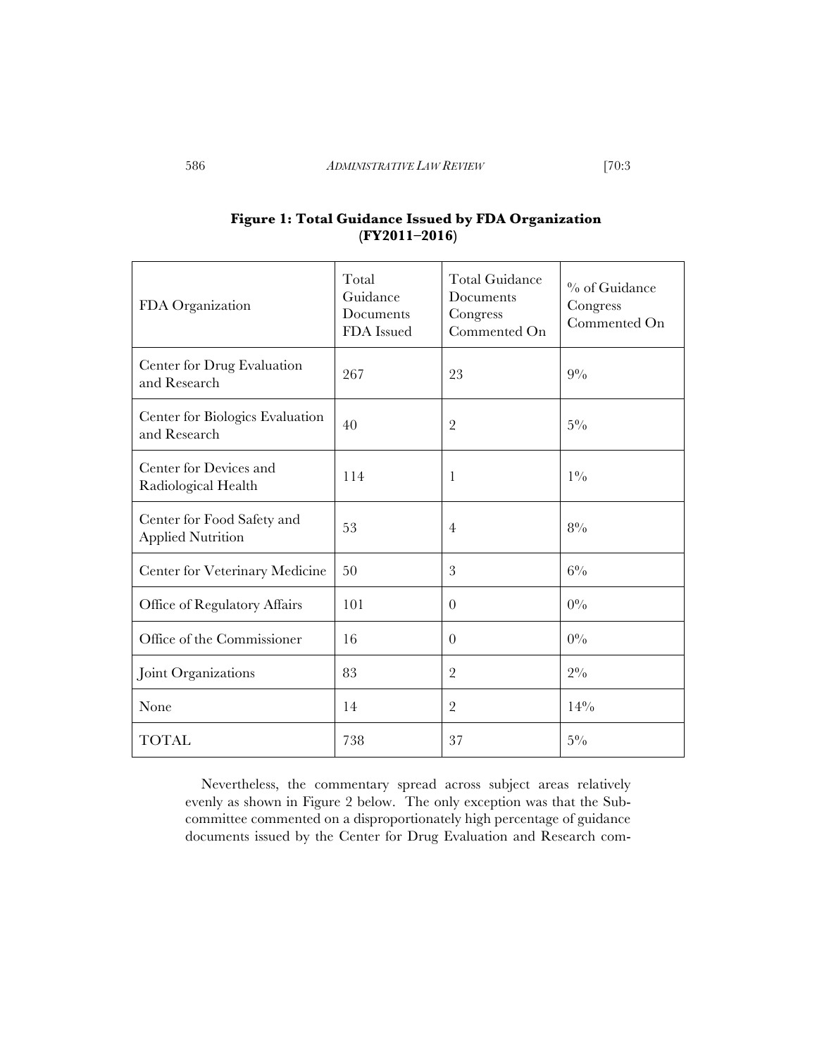**Figure 1: Total Guidance Issued by FDA Organization (FY2011–2016)**

| FDA Organization | Total Guidance Documents FDA Issued | Total Guidance Documents Congress Commented On | % of Guidance Congress Commented On |
|---|---|---|---|
| Center for Drug Evaluation and Research | 267 | 23 | 9% |
| Center for Biologics Evaluation and Research | 40 | 2 | 5% |
| Center for Devices and Radiological Health | 114 | 1 | 1% |
| Center for Food Safety and Applied Nutrition | 53 | 4 | 8% |
| Center for Veterinary Medicine | 50 | 3 | 6% |
| Office of Regulatory Affairs | 101 | 0 | 0% |
| Office of the Commissioner | 16 | 0 | 0% |
| Joint Organizations | 83 | 2 | 2% |
| None | 14 | 2 | 14% |
| TOTAL | 738 | 37 | 5% |

Nevertheless, the commentary spread across subject areas relatively evenly as shown in Figure 2 below. The only exception was that the Subcommittee commented on a disproportionately high percentage of guidance documents issued by the Center for Drug Evaluation and Research com-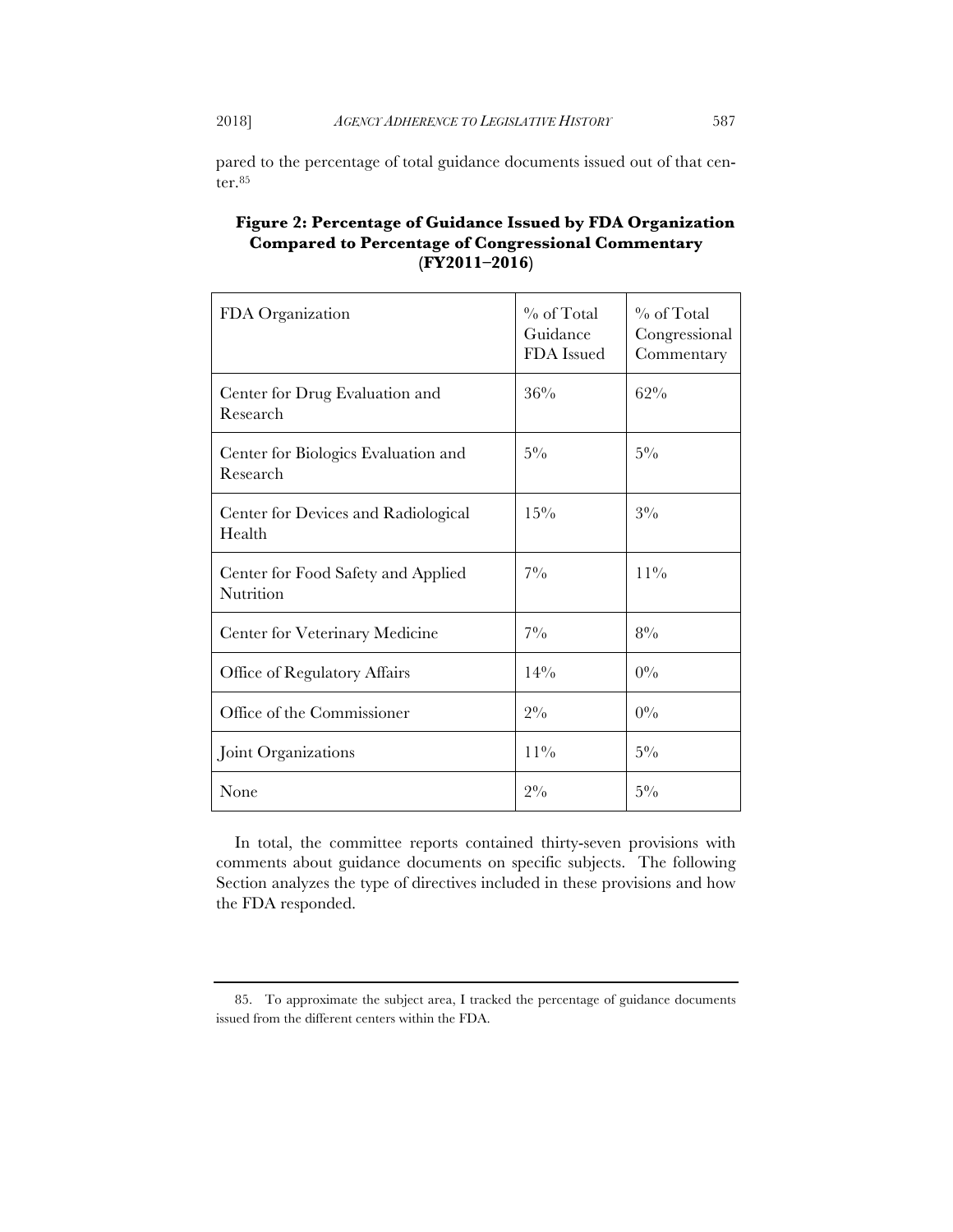pared to the percentage of total guidance documents issued out of that center.[85]

**Figure 2: Percentage of Guidance Issued by FDA Organization Compared to Percentage of Congressional Commentary (FY2011–2016)**

| FDA Organization | % of Total Guidance FDA Issued | % of Total Congressional Commentary |
|---|---|---|
| Center for Drug Evaluation and Research | 36% | 62% |
| Center for Biologics Evaluation and Research | 5% | 5% |
| Center for Devices and Radiological Health | 15% | 3% |
| Center for Food Safety and Applied Nutrition | 7% | 11% |
| Center for Veterinary Medicine | 7% | 8% |
| Office of Regulatory Affairs | 14% | 0% |
| Office of the Commissioner | 2% | 0% |
| Joint Organizations | 11% | 5% |
| None | 2% | 5% |

In total, the committee reports contained thirty-seven provisions with comments about guidance documents on specific subjects. The following Section analyzes the type of directives included in these provisions and how the FDA responded.

---

85. To approximate the subject area, I tracked the percentage of guidance documents issued from the different centers within the FDA.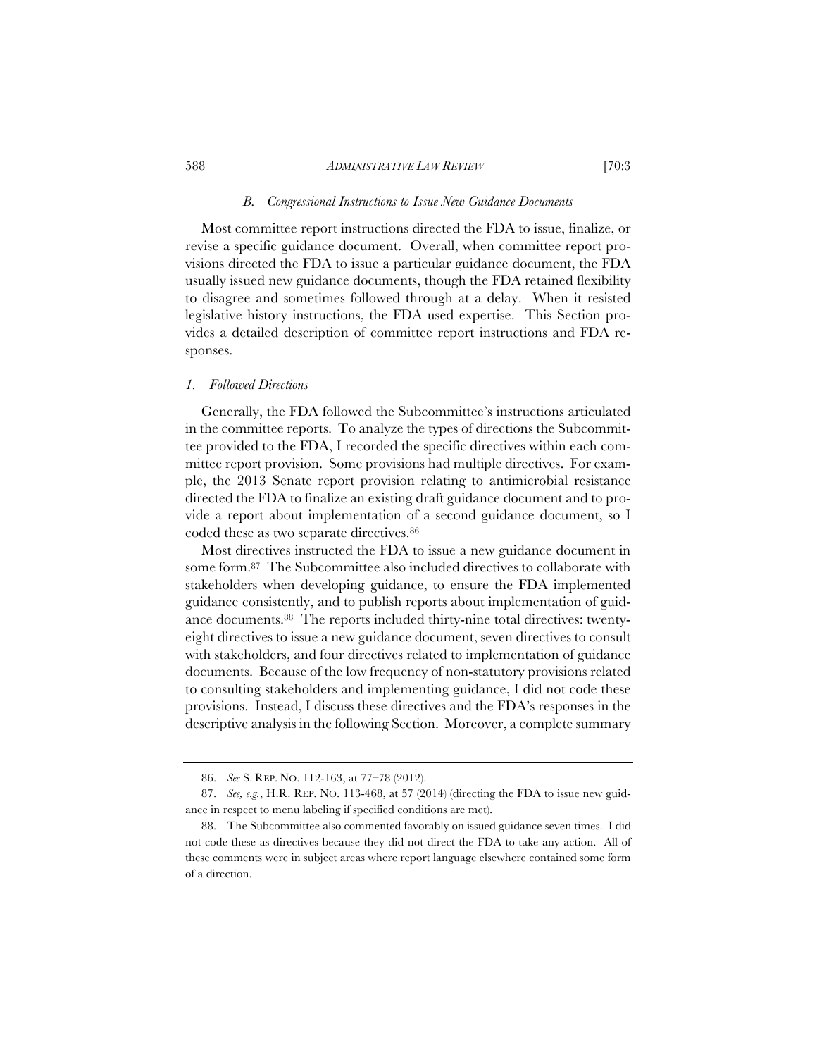### *B. Congressional Instructions to Issue New Guidance Documents*

Most committee report instructions directed the FDA to issue, finalize, or revise a specific guidance document. Overall, when committee report provisions directed the FDA to issue a particular guidance document, the FDA usually issued new guidance documents, though the FDA retained flexibility to disagree and sometimes followed through at a delay. When it resisted legislative history instructions, the FDA used expertise. This Section provides a detailed description of committee report instructions and FDA responses.

#### *1. Followed Directions*

Generally, the FDA followed the Subcommittee's instructions articulated in the committee reports. To analyze the types of directions the Subcommittee provided to the FDA, I recorded the specific directives within each committee report provision. Some provisions had multiple directives. For example, the 2013 Senate report provision relating to antimicrobial resistance directed the FDA to finalize an existing draft guidance document and to provide a report about implementation of a second guidance document, so I coded these as two separate directives.[86]

Most directives instructed the FDA to issue a new guidance document in some form.[87] The Subcommittee also included directives to collaborate with stakeholders when developing guidance, to ensure the FDA implemented guidance consistently, and to publish reports about implementation of guidance documents.[88] The reports included thirty-nine total directives: twenty-eight directives to issue a new guidance document, seven directives to consult with stakeholders, and four directives related to implementation of guidance documents. Because of the low frequency of non-statutory provisions related to consulting stakeholders and implementing guidance, I did not code these provisions. Instead, I discuss these directives and the FDA's responses in the descriptive analysis in the following Section. Moreover, a complete summary

---

86. *See* S. REP. NO. 112-163, at 77–78 (2012).

87. *See, e.g.*, H.R. REP. NO. 113-468, at 57 (2014) (directing the FDA to issue new guidance in respect to menu labeling if specified conditions are met).

88. The Subcommittee also commented favorably on issued guidance seven times. I did not code these as directives because they did not direct the FDA to take any action. All of these comments were in subject areas where report language elsewhere contained some form of a direction.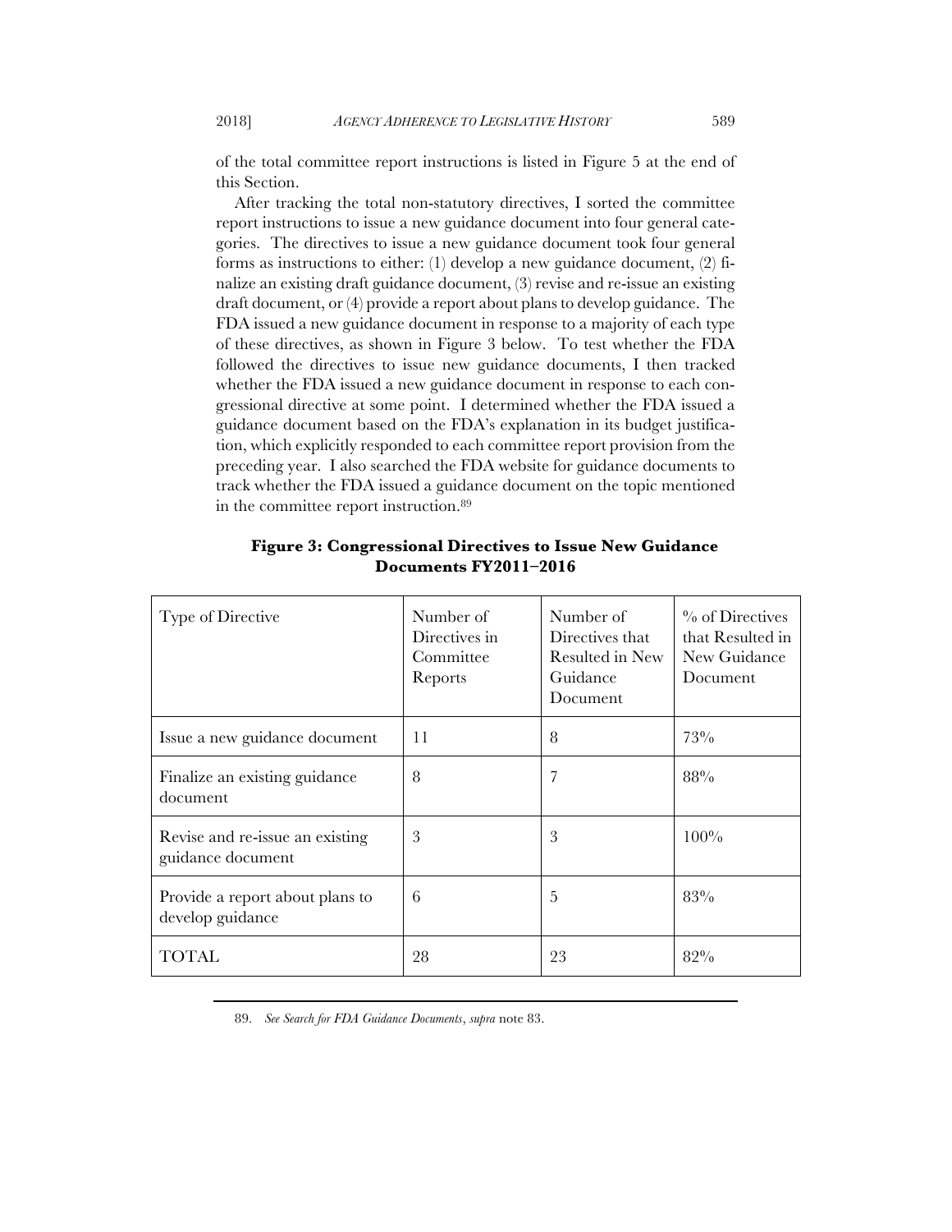of the total committee report instructions is listed in Figure 5 at the end of this Section.

After tracking the total non-statutory directives, I sorted the committee report instructions to issue a new guidance document into four general categories. The directives to issue a new guidance document took four general forms as instructions to either: (1) develop a new guidance document, (2) finalize an existing draft guidance document, (3) revise and re-issue an existing draft document, or (4) provide a report about plans to develop guidance. The FDA issued a new guidance document in response to a majority of each type of these directives, as shown in Figure 3 below. To test whether the FDA followed the directives to issue new guidance documents, I then tracked whether the FDA issued a new guidance document in response to each congressional directive at some point. I determined whether the FDA issued a guidance document based on the FDA's explanation in its budget justification, which explicitly responded to each committee report provision from the preceding year. I also searched the FDA website for guidance documents to track whether the FDA issued a guidance document on the topic mentioned in the committee report instruction.[89]

**Figure 3: Congressional Directives to Issue New Guidance Documents FY2011–2016**

| Type of Directive | Number of Directives in Committee Reports | Number of Directives that Resulted in New Guidance Document | % of Directives that Resulted in New Guidance Document |
|---|---|---|---|
| Issue a new guidance document | 11 | 8 | 73% |
| Finalize an existing guidance document | 8 | 7 | 88% |
| Revise and re-issue an existing guidance document | 3 | 3 | 100% |
| Provide a report about plans to develop guidance | 6 | 5 | 83% |
| TOTAL | 28 | 23 | 82% |

89. *See Search for FDA Guidance Documents*, *supra* note 83.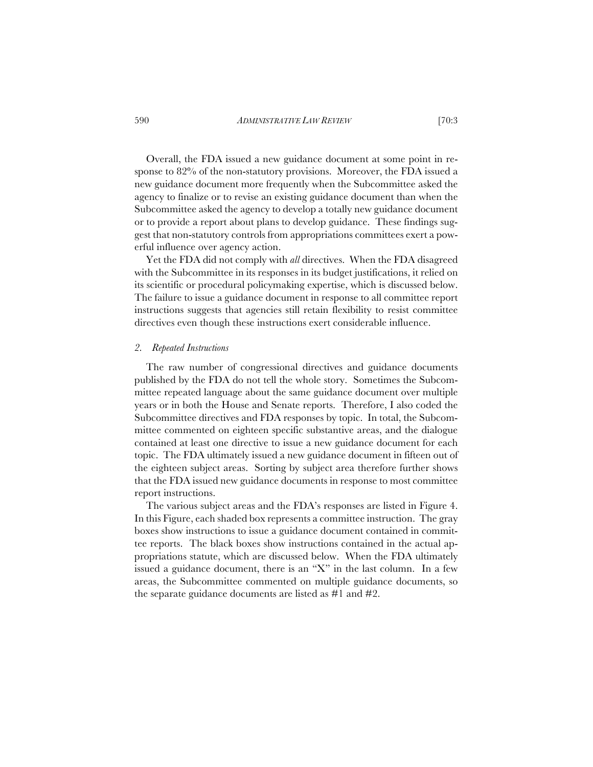Overall, the FDA issued a new guidance document at some point in response to 82% of the non-statutory provisions. Moreover, the FDA issued a new guidance document more frequently when the Subcommittee asked the agency to finalize or to revise an existing guidance document than when the Subcommittee asked the agency to develop a totally new guidance document or to provide a report about plans to develop guidance. These findings suggest that non-statutory controls from appropriations committees exert a powerful influence over agency action.

Yet the FDA did not comply with *all* directives. When the FDA disagreed with the Subcommittee in its responses in its budget justifications, it relied on its scientific or procedural policymaking expertise, which is discussed below. The failure to issue a guidance document in response to all committee report instructions suggests that agencies still retain flexibility to resist committee directives even though these instructions exert considerable influence.

### 2. *Repeated Instructions*

The raw number of congressional directives and guidance documents published by the FDA do not tell the whole story. Sometimes the Subcommittee repeated language about the same guidance document over multiple years or in both the House and Senate reports. Therefore, I also coded the Subcommittee directives and FDA responses by topic. In total, the Subcommittee commented on eighteen specific substantive areas, and the dialogue contained at least one directive to issue a new guidance document for each topic. The FDA ultimately issued a new guidance document in fifteen out of the eighteen subject areas. Sorting by subject area therefore further shows that the FDA issued new guidance documents in response to most committee report instructions.

The various subject areas and the FDA's responses are listed in Figure 4. In this Figure, each shaded box represents a committee instruction. The gray boxes show instructions to issue a guidance document contained in committee reports. The black boxes show instructions contained in the actual appropriations statute, which are discussed below. When the FDA ultimately issued a guidance document, there is an "X" in the last column. In a few areas, the Subcommittee commented on multiple guidance documents, so the separate guidance documents are listed as #1 and #2.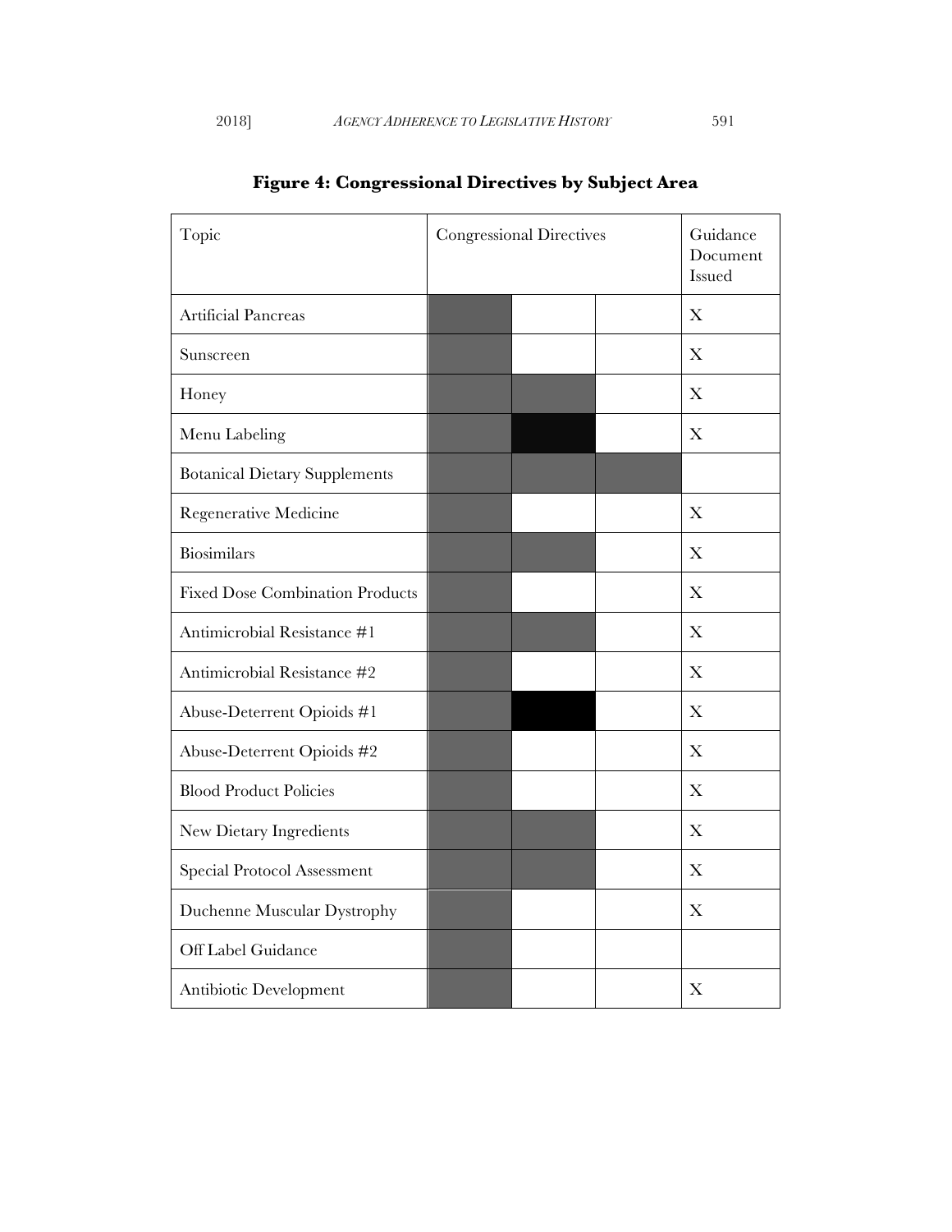**Figure 4: Congressional Directives by Subject Area**

| Topic | Congressional Directives | | | Guidance Document Issued |
|---|---|---|---|---|
| Artificial Pancreas | ■ | | | X |
| Sunscreen | ■ | | | X |
| Honey | ■ | ■ | | X |
| Menu Labeling | ■ | ■ | | X |
| Botanical Dietary Supplements | ■ | ■ | ■ | |
| Regenerative Medicine | ■ | | | X |
| Biosimilars | ■ | ■ | | X |
| Fixed Dose Combination Products | ■ | | | X |
| Antimicrobial Resistance #1 | ■ | ■ | | X |
| Antimicrobial Resistance #2 | ■ | | | X |
| Abuse-Deterrent Opioids #1 | ■ | ■ | | X |
| Abuse-Deterrent Opioids #2 | ■ | | | X |
| Blood Product Policies | ■ | | | X |
| New Dietary Ingredients | ■ | ■ | | X |
| Special Protocol Assessment | ■ | ■ | | X |
| Duchenne Muscular Dystrophy | ■ | | | X |
| Off Label Guidance | ■ | | | |
| Antibiotic Development | ■ | | | X |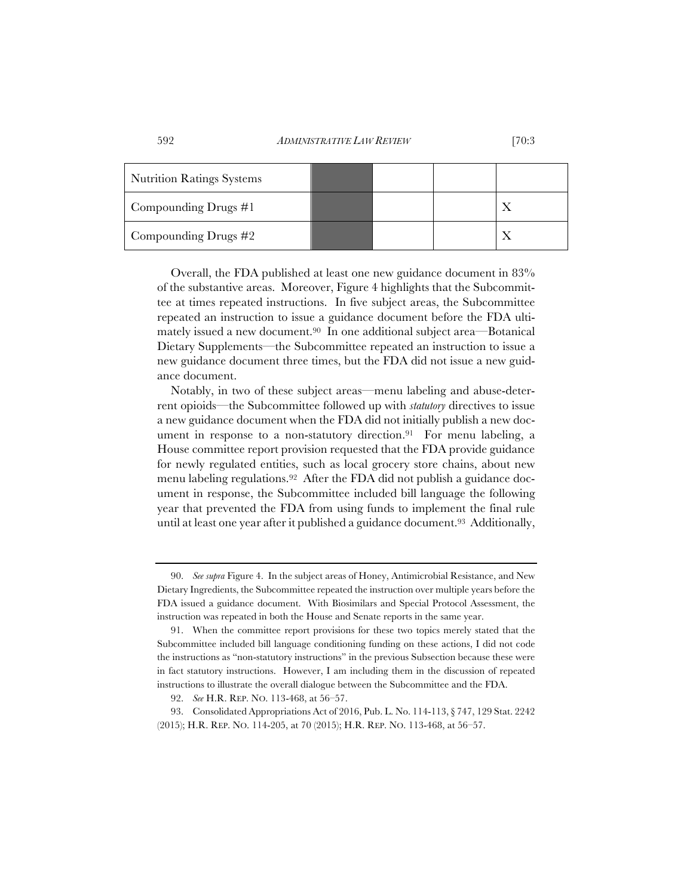| Nutrition Ratings Systems | | | | |
|---|---|---|---|---|
| Compounding Drugs #1 | | | | X |
| Compounding Drugs #2 | | | | X |

Overall, the FDA published at least one new guidance document in 83% of the substantive areas. Moreover, Figure 4 highlights that the Subcommittee at times repeated instructions. In five subject areas, the Subcommittee repeated an instruction to issue a guidance document before the FDA ultimately issued a new document.[90] In one additional subject area—Botanical Dietary Supplements—the Subcommittee repeated an instruction to issue a new guidance document three times, but the FDA did not issue a new guidance document.

Notably, in two of these subject areas—menu labeling and abuse-deterrent opioids—the Subcommittee followed up with *statutory* directives to issue a new guidance document when the FDA did not initially publish a new document in response to a non-statutory direction.[91] For menu labeling, a House committee report provision requested that the FDA provide guidance for newly regulated entities, such as local grocery store chains, about new menu labeling regulations.[92] After the FDA did not publish a guidance document in response, the Subcommittee included bill language the following year that prevented the FDA from using funds to implement the final rule until at least one year after it published a guidance document.[93] Additionally,

---

90. *See supra* Figure 4. In the subject areas of Honey, Antimicrobial Resistance, and New Dietary Ingredients, the Subcommittee repeated the instruction over multiple years before the FDA issued a guidance document. With Biosimilars and Special Protocol Assessment, the instruction was repeated in both the House and Senate reports in the same year.

91. When the committee report provisions for these two topics merely stated that the Subcommittee included bill language conditioning funding on these actions, I did not code the instructions as "non-statutory instructions" in the previous Subsection because these were in fact statutory instructions. However, I am including them in the discussion of repeated instructions to illustrate the overall dialogue between the Subcommittee and the FDA.

92. *See* H.R. REP. NO. 113-468, at 56–57.

93. Consolidated Appropriations Act of 2016, Pub. L. No. 114-113, § 747, 129 Stat. 2242 (2015); H.R. REP. NO. 114-205, at 70 (2015); H.R. REP. NO. 113-468, at 56–57.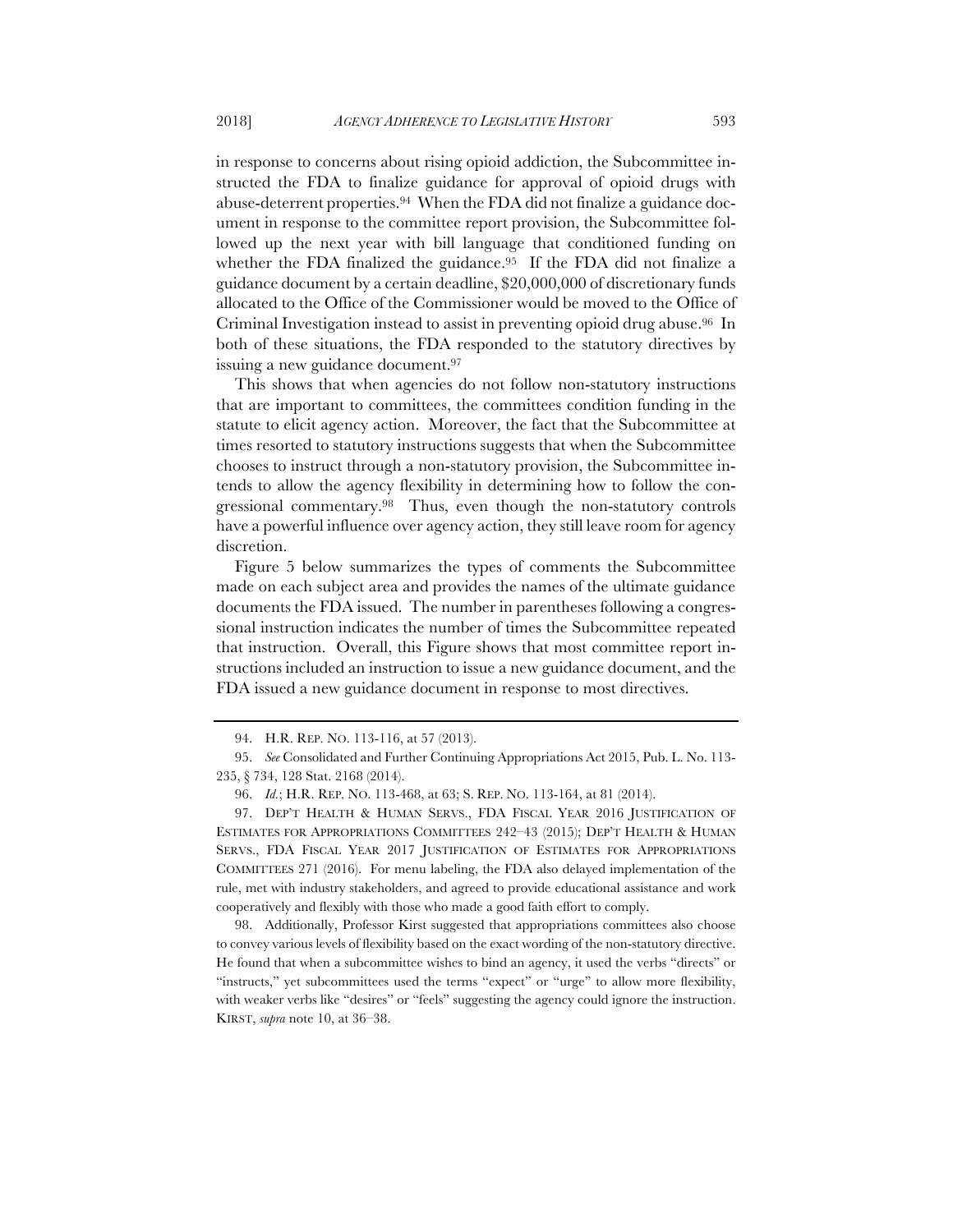in response to concerns about rising opioid addiction, the Subcommittee instructed the FDA to finalize guidance for approval of opioid drugs with abuse-deterrent properties.[94] When the FDA did not finalize a guidance document in response to the committee report provision, the Subcommittee followed up the next year with bill language that conditioned funding on whether the FDA finalized the guidance.[95] If the FDA did not finalize a guidance document by a certain deadline, $20,000,000 of discretionary funds allocated to the Office of the Commissioner would be moved to the Office of Criminal Investigation instead to assist in preventing opioid drug abuse.[96] In both of these situations, the FDA responded to the statutory directives by issuing a new guidance document.[97]

This shows that when agencies do not follow non-statutory instructions that are important to committees, the committees condition funding in the statute to elicit agency action. Moreover, the fact that the Subcommittee at times resorted to statutory instructions suggests that when the Subcommittee chooses to instruct through a non-statutory provision, the Subcommittee intends to allow the agency flexibility in determining how to follow the congressional commentary.[98] Thus, even though the non-statutory controls have a powerful influence over agency action, they still leave room for agency discretion.

Figure 5 below summarizes the types of comments the Subcommittee made on each subject area and provides the names of the ultimate guidance documents the FDA issued. The number in parentheses following a congressional instruction indicates the number of times the Subcommittee repeated that instruction. Overall, this Figure shows that most committee report instructions included an instruction to issue a new guidance document, and the FDA issued a new guidance document in response to most directives.

---

94. H.R. REP. NO. 113-116, at 57 (2013).

95. *See* Consolidated and Further Continuing Appropriations Act 2015, Pub. L. No. 113-235, § 734, 128 Stat. 2168 (2014).

96. *Id.*; H.R. REP. NO. 113-468, at 63; S. REP. NO. 113-164, at 81 (2014).

97. DEP'T HEALTH & HUMAN SERVS., FDA FISCAL YEAR 2016 JUSTIFICATION OF ESTIMATES FOR APPROPRIATIONS COMMITTEES 242–43 (2015); DEP'T HEALTH & HUMAN SERVS., FDA FISCAL YEAR 2017 JUSTIFICATION OF ESTIMATES FOR APPROPRIATIONS COMMITTEES 271 (2016). For menu labeling, the FDA also delayed implementation of the rule, met with industry stakeholders, and agreed to provide educational assistance and work cooperatively and flexibly with those who made a good faith effort to comply.

98. Additionally, Professor Kirst suggested that appropriations committees also choose to convey various levels of flexibility based on the exact wording of the non-statutory directive. He found that when a subcommittee wishes to bind an agency, it used the verbs "directs" or "instructs," yet subcommittees used the terms "expect" or "urge" to allow more flexibility, with weaker verbs like "desires" or "feels" suggesting the agency could ignore the instruction. KIRST, *supra* note 10, at 36–38.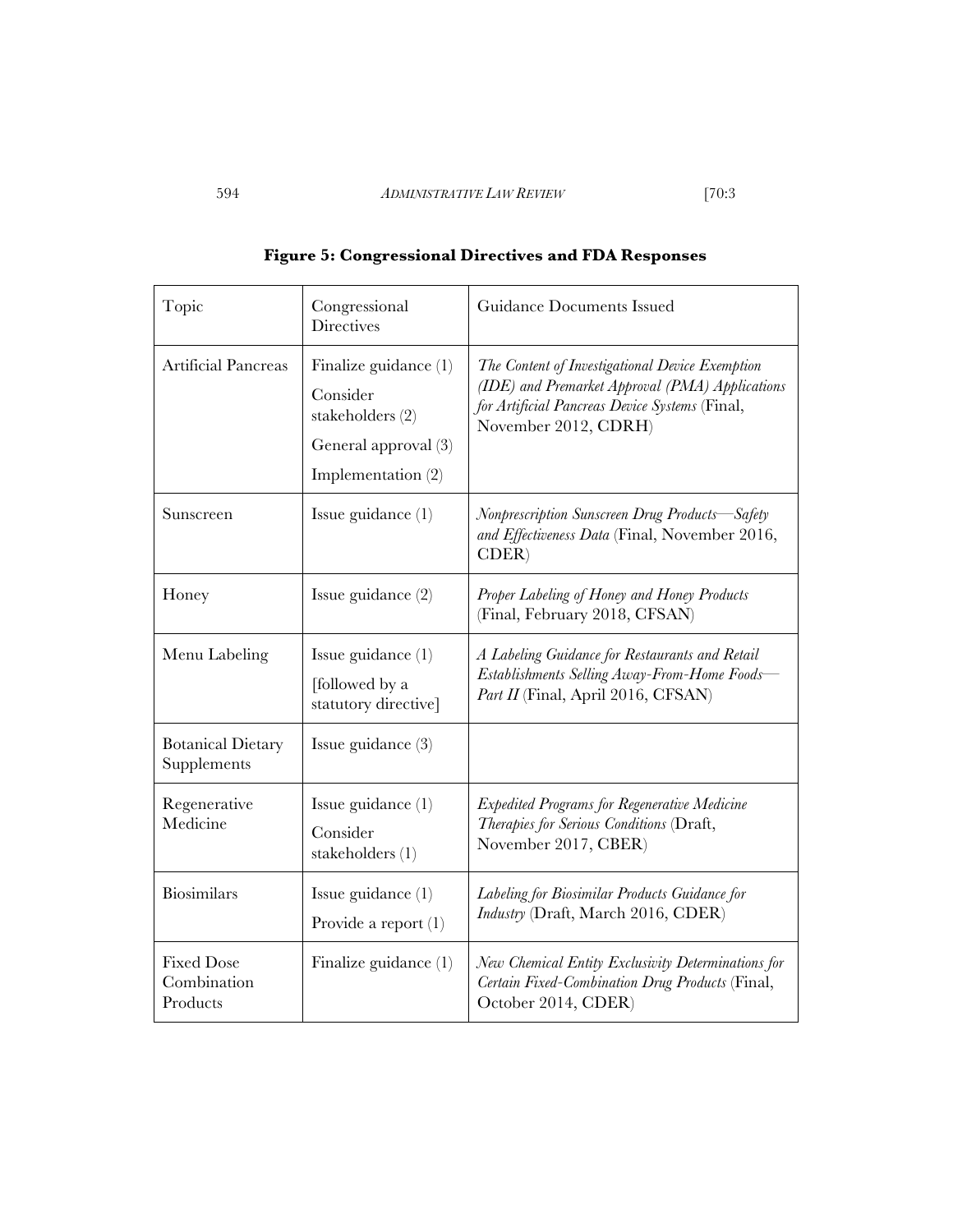**Figure 5: Congressional Directives and FDA Responses**

| Topic | Congressional Directives | Guidance Documents Issued |
| --- | --- | --- |
| Artificial Pancreas | Finalize guidance (1)<br>Consider stakeholders (2)<br>General approval (3)<br>Implementation (2) | *The Content of Investigational Device Exemption (IDE) and Premarket Approval (PMA) Applications for Artificial Pancreas Device Systems* (Final, November 2012, CDRH) |
| Sunscreen | Issue guidance (1) | *Nonprescription Sunscreen Drug Products—Safety and Effectiveness Data* (Final, November 2016, CDER) |
| Honey | Issue guidance (2) | *Proper Labeling of Honey and Honey Products* (Final, February 2018, CFSAN) |
| Menu Labeling | Issue guidance (1)<br>[followed by a statutory directive] | *A Labeling Guidance for Restaurants and Retail Establishments Selling Away-From-Home Foods—Part II* (Final, April 2016, CFSAN) |
| Botanical Dietary Supplements | Issue guidance (3) | |
| Regenerative Medicine | Issue guidance (1)<br>Consider stakeholders (1) | *Expedited Programs for Regenerative Medicine Therapies for Serious Conditions* (Draft, November 2017, CBER) |
| Biosimilars | Issue guidance (1)<br>Provide a report (1) | *Labeling for Biosimilar Products Guidance for Industry* (Draft, March 2016, CDER) |
| Fixed Dose Combination Products | Finalize guidance (1) | *New Chemical Entity Exclusivity Determinations for Certain Fixed-Combination Drug Products* (Final, October 2014, CDER) |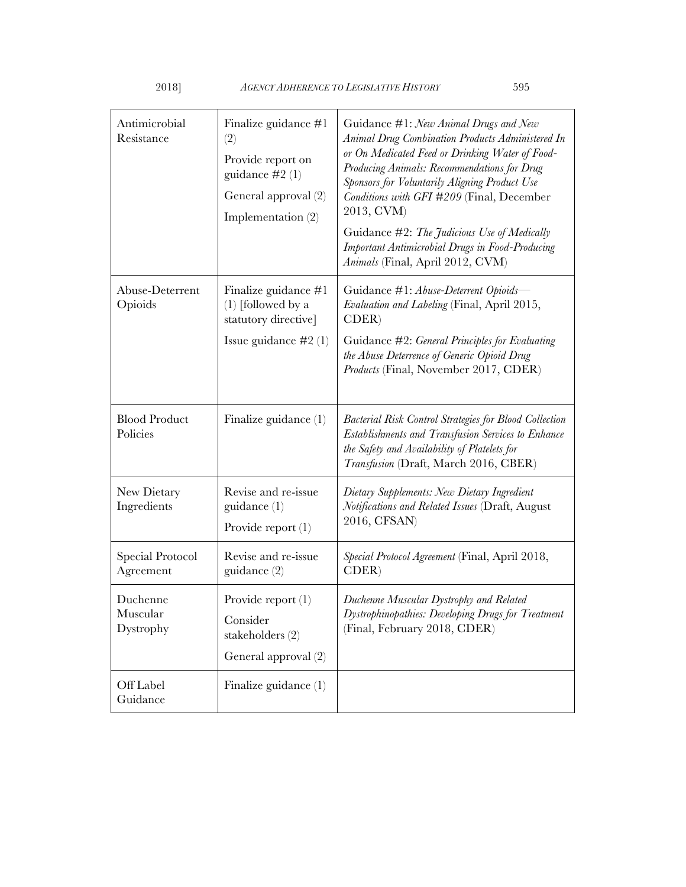| Antimicrobial Resistance | Finalize guidance #1 (2)<br>Provide report on guidance #2 (1)<br>General approval (2)<br>Implementation (2) | Guidance #1: *New Animal Drugs and New Animal Drug Combination Products Administered In or On Medicated Feed or Drinking Water of Food-Producing Animals: Recommendations for Drug Sponsors for Voluntarily Aligning Product Use Conditions with GFI #209* (Final, December 2013, CVM)<br>Guidance #2: *The Judicious Use of Medically Important Antimicrobial Drugs in Food-Producing Animals* (Final, April 2012, CVM) |
|---|---|---|
| Abuse-Deterrent Opioids | Finalize guidance #1 (1) [followed by a statutory directive]<br>Issue guidance #2 (1) | Guidance #1: *Abuse-Deterrent Opioids—Evaluation and Labeling* (Final, April 2015, CDER)<br>Guidance #2: *General Principles for Evaluating the Abuse Deterrence of Generic Opioid Drug Products* (Final, November 2017, CDER) |
| Blood Product Policies | Finalize guidance (1) | *Bacterial Risk Control Strategies for Blood Collection Establishments and Transfusion Services to Enhance the Safety and Availability of Platelets for Transfusion* (Draft, March 2016, CBER) |
| New Dietary Ingredients | Revise and re-issue guidance (1)<br>Provide report (1) | *Dietary Supplements: New Dietary Ingredient Notifications and Related Issues* (Draft, August 2016, CFSAN) |
| Special Protocol Agreement | Revise and re-issue guidance (2) | *Special Protocol Agreement* (Final, April 2018, CDER) |
| Duchenne Muscular Dystrophy | Provide report (1)<br>Consider stakeholders (2)<br>General approval (2) | *Duchenne Muscular Dystrophy and Related Dystrophinopathies: Developing Drugs for Treatment* (Final, February 2018, CDER) |
| Off Label Guidance | Finalize guidance (1) | |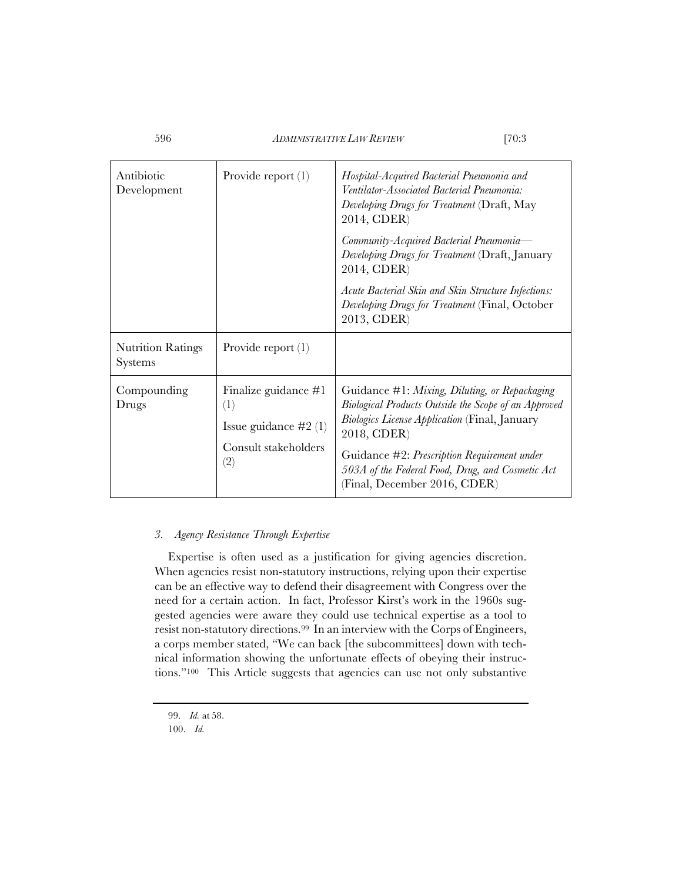| | | |
|---|---|---|
| Antibiotic Development | Provide report (1) | *Hospital-Acquired Bacterial Pneumonia and Ventilator-Associated Bacterial Pneumonia: Developing Drugs for Treatment* (Draft, May 2014, CDER)<br><br>*Community-Acquired Bacterial Pneumonia—Developing Drugs for Treatment* (Draft, January 2014, CDER)<br><br>*Acute Bacterial Skin and Skin Structure Infections: Developing Drugs for Treatment* (Final, October 2013, CDER) |
| Nutrition Ratings Systems | Provide report (1) | |
| Compounding Drugs | Finalize guidance #1 (1)<br><br>Issue guidance #2 (1)<br><br>Consult stakeholders (2) | Guidance #1: *Mixing, Diluting, or Repackaging Biological Products Outside the Scope of an Approved Biologics License Application* (Final, January 2018, CDER)<br><br>Guidance #2: *Prescription Requirement under 503A of the Federal Food, Drug, and Cosmetic Act* (Final, December 2016, CDER) |

### *3. Agency Resistance Through Expertise*

Expertise is often used as a justification for giving agencies discretion. When agencies resist non-statutory instructions, relying upon their expertise can be an effective way to defend their disagreement with Congress over the need for a certain action. In fact, Professor Kirst's work in the 1960s suggested agencies were aware they could use technical expertise as a tool to resist non-statutory directions.[99] In an interview with the Corps of Engineers, a corps member stated, "We can back [the subcommittees] down with technical information showing the unfortunate effects of obeying their instructions."[100] This Article suggests that agencies can use not only substantive

99. *Id.* at 58.

100. *Id.*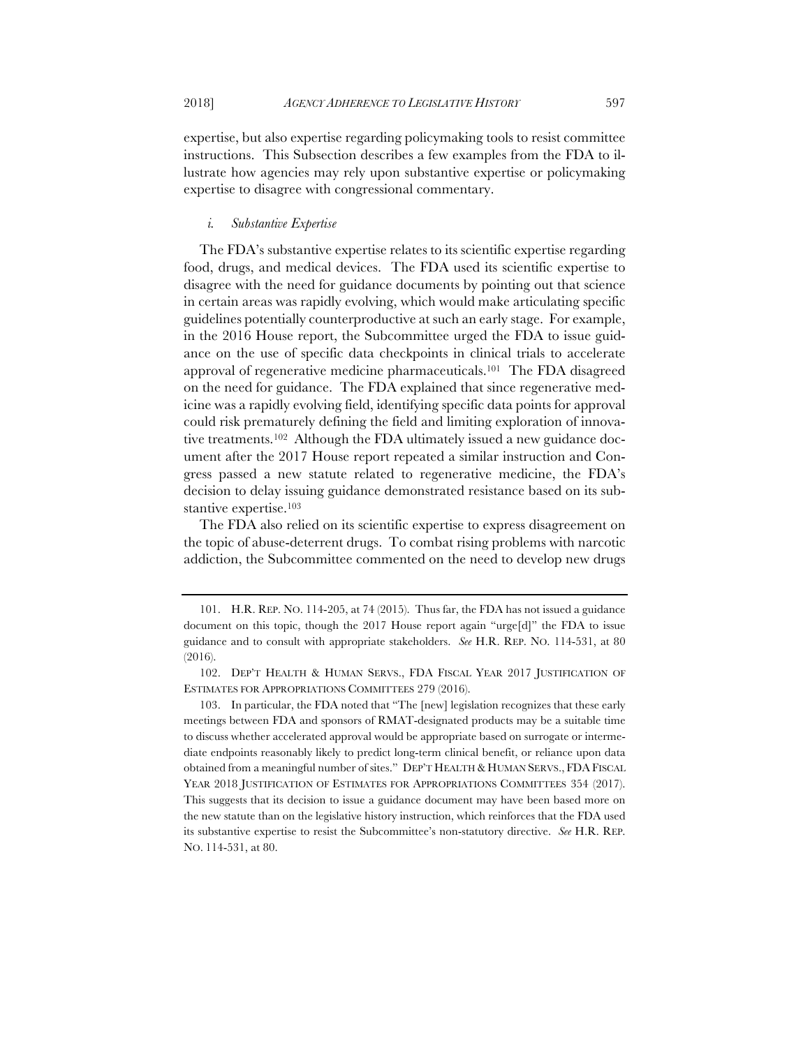expertise, but also expertise regarding policymaking tools to resist committee instructions. This Subsection describes a few examples from the FDA to illustrate how agencies may rely upon substantive expertise or policymaking expertise to disagree with congressional commentary.

#### *i. Substantive Expertise*

The FDA's substantive expertise relates to its scientific expertise regarding food, drugs, and medical devices. The FDA used its scientific expertise to disagree with the need for guidance documents by pointing out that science in certain areas was rapidly evolving, which would make articulating specific guidelines potentially counterproductive at such an early stage. For example, in the 2016 House report, the Subcommittee urged the FDA to issue guidance on the use of specific data checkpoints in clinical trials to accelerate approval of regenerative medicine pharmaceuticals.[101] The FDA disagreed on the need for guidance. The FDA explained that since regenerative medicine was a rapidly evolving field, identifying specific data points for approval could risk prematurely defining the field and limiting exploration of innovative treatments.[102] Although the FDA ultimately issued a new guidance document after the 2017 House report repeated a similar instruction and Congress passed a new statute related to regenerative medicine, the FDA's decision to delay issuing guidance demonstrated resistance based on its substantive expertise.[103]

The FDA also relied on its scientific expertise to express disagreement on the topic of abuse-deterrent drugs. To combat rising problems with narcotic addiction, the Subcommittee commented on the need to develop new drugs

---

101. H.R. REP. NO. 114-205, at 74 (2015). Thus far, the FDA has not issued a guidance document on this topic, though the 2017 House report again "urge[d]" the FDA to issue guidance and to consult with appropriate stakeholders. *See* H.R. REP. NO. 114-531, at 80 (2016).

102. DEP'T HEALTH & HUMAN SERVS., FDA FISCAL YEAR 2017 JUSTIFICATION OF ESTIMATES FOR APPROPRIATIONS COMMITTEES 279 (2016).

103. In particular, the FDA noted that "The [new] legislation recognizes that these early meetings between FDA and sponsors of RMAT-designated products may be a suitable time to discuss whether accelerated approval would be appropriate based on surrogate or intermediate endpoints reasonably likely to predict long-term clinical benefit, or reliance upon data obtained from a meaningful number of sites." DEP'T HEALTH & HUMAN SERVS., FDA FISCAL YEAR 2018 JUSTIFICATION OF ESTIMATES FOR APPROPRIATIONS COMMITTEES 354 (2017). This suggests that its decision to issue a guidance document may have been based more on the new statute than on the legislative history instruction, which reinforces that the FDA used its substantive expertise to resist the Subcommittee's non-statutory directive. *See* H.R. REP. NO. 114-531, at 80.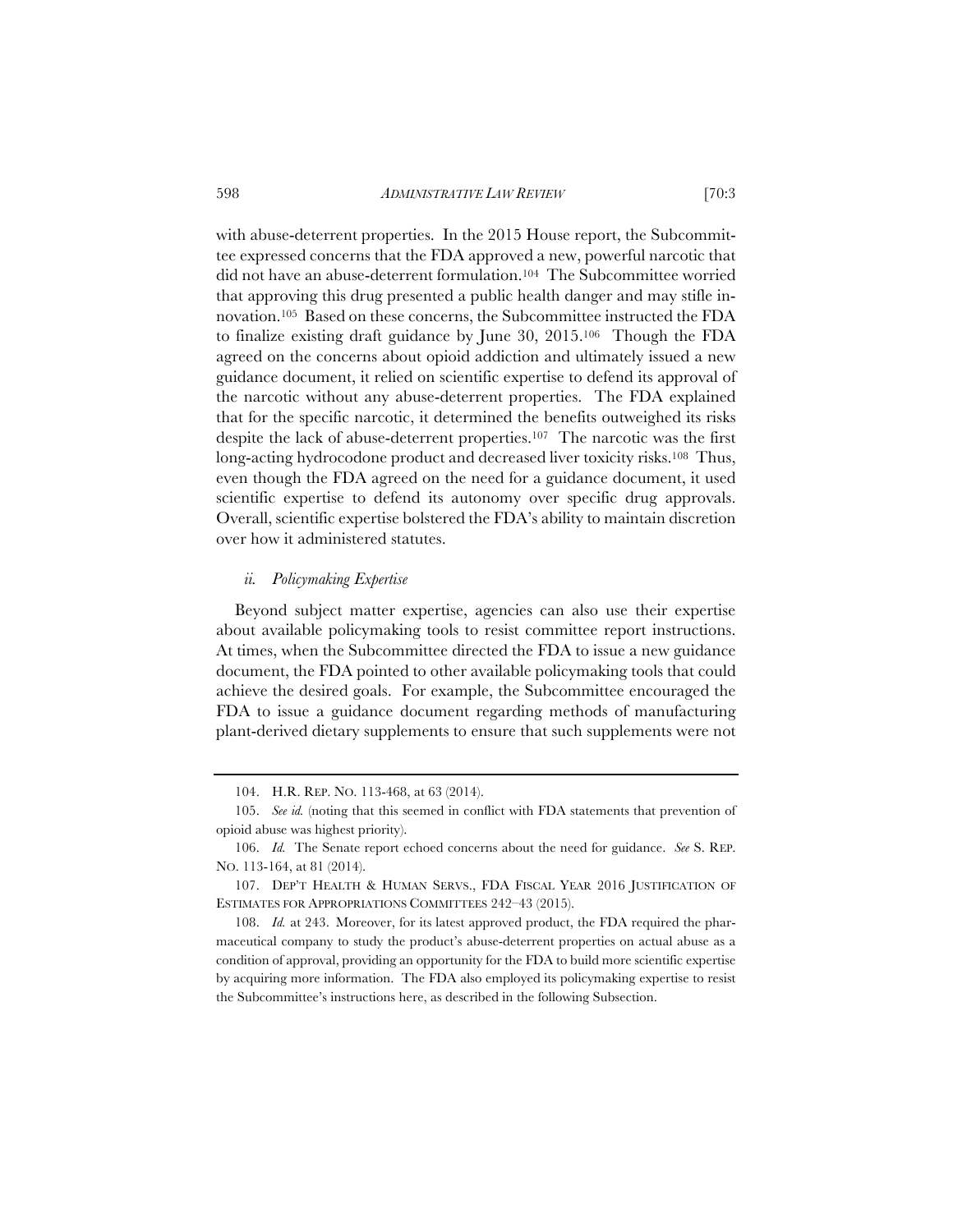with abuse-deterrent properties. In the 2015 House report, the Subcommittee expressed concerns that the FDA approved a new, powerful narcotic that did not have an abuse-deterrent formulation.[104] The Subcommittee worried that approving this drug presented a public health danger and may stifle innovation.[105] Based on these concerns, the Subcommittee instructed the FDA to finalize existing draft guidance by June 30, 2015.[106] Though the FDA agreed on the concerns about opioid addiction and ultimately issued a new guidance document, it relied on scientific expertise to defend its approval of the narcotic without any abuse-deterrent properties. The FDA explained that for the specific narcotic, it determined the benefits outweighed its risks despite the lack of abuse-deterrent properties.[107] The narcotic was the first long-acting hydrocodone product and decreased liver toxicity risks.[108] Thus, even though the FDA agreed on the need for a guidance document, it used scientific expertise to defend its autonomy over specific drug approvals. Overall, scientific expertise bolstered the FDA's ability to maintain discretion over how it administered statutes.

#### *ii. Policymaking Expertise*

Beyond subject matter expertise, agencies can also use their expertise about available policymaking tools to resist committee report instructions. At times, when the Subcommittee directed the FDA to issue a new guidance document, the FDA pointed to other available policymaking tools that could achieve the desired goals. For example, the Subcommittee encouraged the FDA to issue a guidance document regarding methods of manufacturing plant-derived dietary supplements to ensure that such supplements were not

---

104. H.R. REP. NO. 113-468, at 63 (2014).

105. *See id.* (noting that this seemed in conflict with FDA statements that prevention of opioid abuse was highest priority).

106. *Id.* The Senate report echoed concerns about the need for guidance. *See* S. REP. NO. 113-164, at 81 (2014).

107. DEP'T HEALTH & HUMAN SERVS., FDA FISCAL YEAR 2016 JUSTIFICATION OF ESTIMATES FOR APPROPRIATIONS COMMITTEES 242–43 (2015).

108. *Id.* at 243. Moreover, for its latest approved product, the FDA required the pharmaceutical company to study the product's abuse-deterrent properties on actual abuse as a condition of approval, providing an opportunity for the FDA to build more scientific expertise by acquiring more information. The FDA also employed its policymaking expertise to resist the Subcommittee's instructions here, as described in the following Subsection.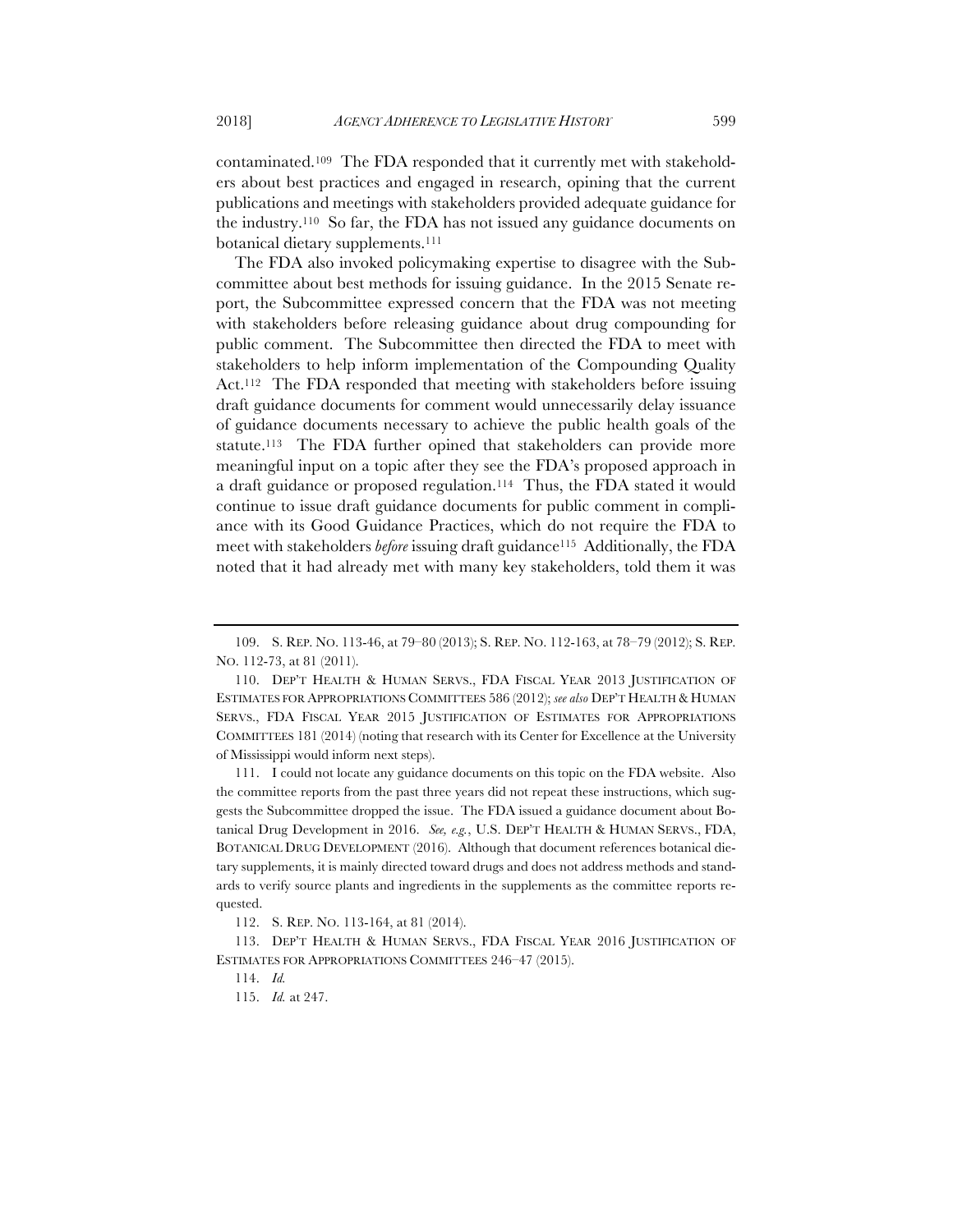contaminated.[109] The FDA responded that it currently met with stakeholders about best practices and engaged in research, opining that the current publications and meetings with stakeholders provided adequate guidance for the industry.[110] So far, the FDA has not issued any guidance documents on botanical dietary supplements.[111]

The FDA also invoked policymaking expertise to disagree with the Subcommittee about best methods for issuing guidance. In the 2015 Senate report, the Subcommittee expressed concern that the FDA was not meeting with stakeholders before releasing guidance about drug compounding for public comment. The Subcommittee then directed the FDA to meet with stakeholders to help inform implementation of the Compounding Quality Act.[112] The FDA responded that meeting with stakeholders before issuing draft guidance documents for comment would unnecessarily delay issuance of guidance documents necessary to achieve the public health goals of the statute.[113] The FDA further opined that stakeholders can provide more meaningful input on a topic after they see the FDA's proposed approach in a draft guidance or proposed regulation.[114] Thus, the FDA stated it would continue to issue draft guidance documents for public comment in compliance with its Good Guidance Practices, which do not require the FDA to meet with stakeholders *before* issuing draft guidance[115] Additionally, the FDA noted that it had already met with many key stakeholders, told them it was

---

109. S. REP. NO. 113-46, at 79–80 (2013); S. REP. NO. 112-163, at 78–79 (2012); S. REP. NO. 112-73, at 81 (2011).

110. DEP'T HEALTH & HUMAN SERVS., FDA FISCAL YEAR 2013 JUSTIFICATION OF ESTIMATES FOR APPROPRIATIONS COMMITTEES 586 (2012); *see also* DEP'T HEALTH & HUMAN SERVS., FDA FISCAL YEAR 2015 JUSTIFICATION OF ESTIMATES FOR APPROPRIATIONS COMMITTEES 181 (2014) (noting that research with its Center for Excellence at the University of Mississippi would inform next steps).

111. I could not locate any guidance documents on this topic on the FDA website. Also the committee reports from the past three years did not repeat these instructions, which suggests the Subcommittee dropped the issue. The FDA issued a guidance document about Botanical Drug Development in 2016. *See, e.g.*, U.S. DEP'T HEALTH & HUMAN SERVS., FDA, BOTANICAL DRUG DEVELOPMENT (2016). Although that document references botanical dietary supplements, it is mainly directed toward drugs and does not address methods and standards to verify source plants and ingredients in the supplements as the committee reports requested.

112. S. REP. NO. 113-164, at 81 (2014).

113. DEP'T HEALTH & HUMAN SERVS., FDA FISCAL YEAR 2016 JUSTIFICATION OF ESTIMATES FOR APPROPRIATIONS COMMITTEES 246–47 (2015).

114. *Id.*

115. *Id.* at 247.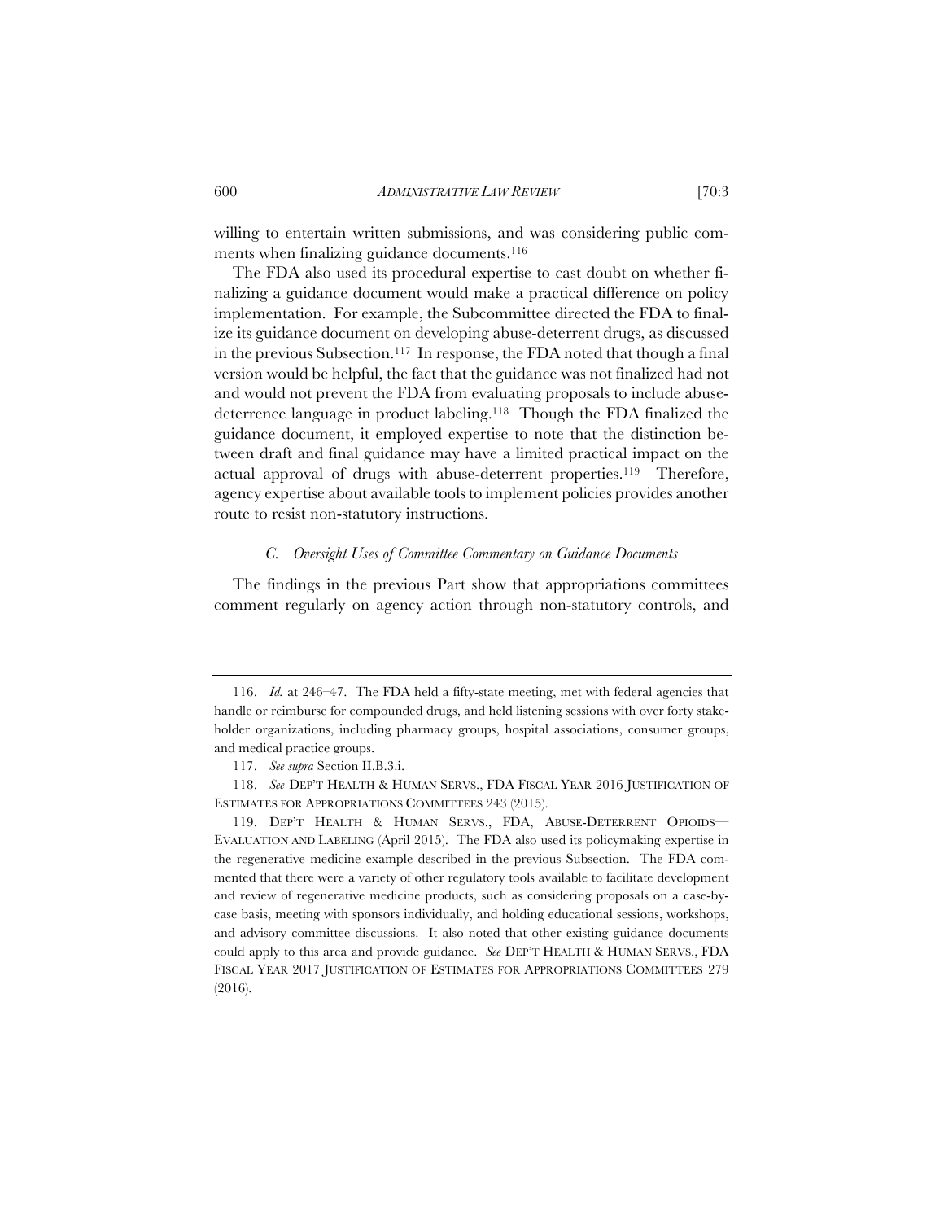willing to entertain written submissions, and was considering public comments when finalizing guidance documents.[116]

The FDA also used its procedural expertise to cast doubt on whether finalizing a guidance document would make a practical difference on policy implementation. For example, the Subcommittee directed the FDA to finalize its guidance document on developing abuse-deterrent drugs, as discussed in the previous Subsection.[117] In response, the FDA noted that though a final version would be helpful, the fact that the guidance was not finalized had not and would not prevent the FDA from evaluating proposals to include abuse-deterrence language in product labeling.[118] Though the FDA finalized the guidance document, it employed expertise to note that the distinction between draft and final guidance may have a limited practical impact on the actual approval of drugs with abuse-deterrent properties.[119] Therefore, agency expertise about available tools to implement policies provides another route to resist non-statutory instructions.

### *C. Oversight Uses of Committee Commentary on Guidance Documents*

The findings in the previous Part show that appropriations committees comment regularly on agency action through non-statutory controls, and

---

116. *Id.* at 246–47. The FDA held a fifty-state meeting, met with federal agencies that handle or reimburse for compounded drugs, and held listening sessions with over forty stakeholder organizations, including pharmacy groups, hospital associations, consumer groups, and medical practice groups.

117. *See supra* Section II.B.3.i.

118. *See* DEP'T HEALTH & HUMAN SERVS., FDA FISCAL YEAR 2016 JUSTIFICATION OF ESTIMATES FOR APPROPRIATIONS COMMITTEES 243 (2015).

119. DEP'T HEALTH & HUMAN SERVS., FDA, ABUSE-DETERRENT OPIOIDS—EVALUATION AND LABELING (April 2015). The FDA also used its policymaking expertise in the regenerative medicine example described in the previous Subsection. The FDA commented that there were a variety of other regulatory tools available to facilitate development and review of regenerative medicine products, such as considering proposals on a case-by-case basis, meeting with sponsors individually, and holding educational sessions, workshops, and advisory committee discussions. It also noted that other existing guidance documents could apply to this area and provide guidance. *See* DEP'T HEALTH & HUMAN SERVS., FDA FISCAL YEAR 2017 JUSTIFICATION OF ESTIMATES FOR APPROPRIATIONS COMMITTEES 279 (2016).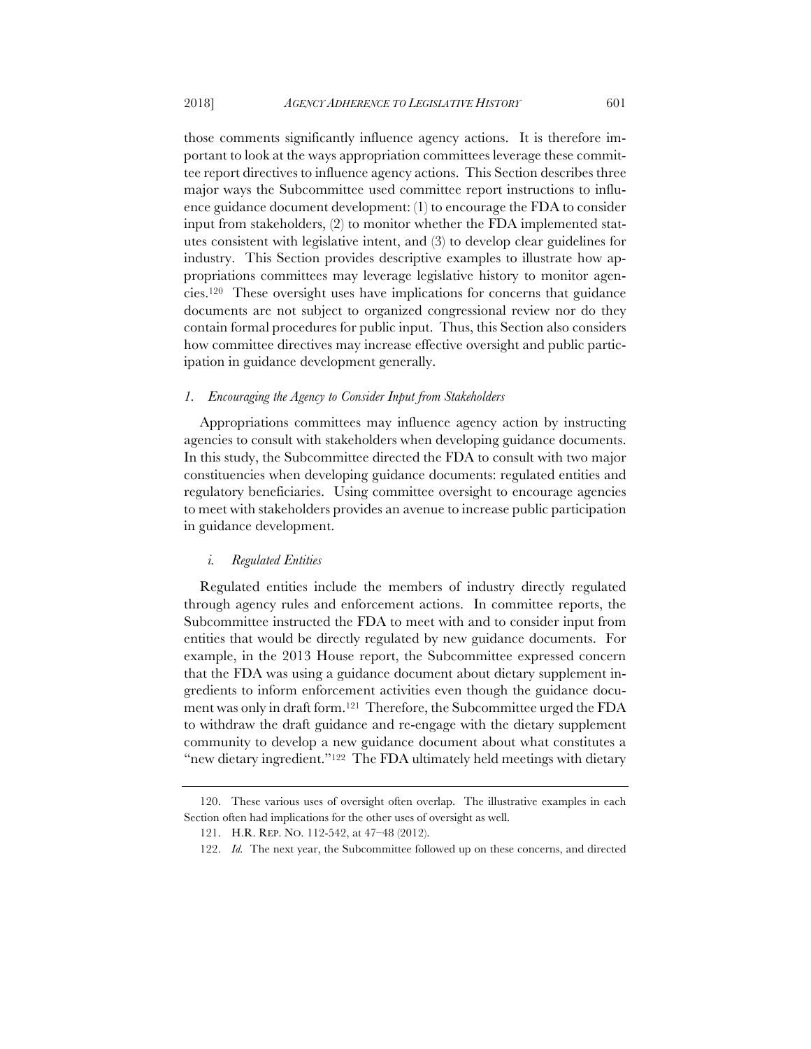those comments significantly influence agency actions. It is therefore important to look at the ways appropriation committees leverage these committee report directives to influence agency actions. This Section describes three major ways the Subcommittee used committee report instructions to influence guidance document development: (1) to encourage the FDA to consider input from stakeholders, (2) to monitor whether the FDA implemented statutes consistent with legislative intent, and (3) to develop clear guidelines for industry. This Section provides descriptive examples to illustrate how appropriations committees may leverage legislative history to monitor agencies.[120] These oversight uses have implications for concerns that guidance documents are not subject to organized congressional review nor do they contain formal procedures for public input. Thus, this Section also considers how committee directives may increase effective oversight and public participation in guidance development generally.

### *1. Encouraging the Agency to Consider Input from Stakeholders*

Appropriations committees may influence agency action by instructing agencies to consult with stakeholders when developing guidance documents. In this study, the Subcommittee directed the FDA to consult with two major constituencies when developing guidance documents: regulated entities and regulatory beneficiaries. Using committee oversight to encourage agencies to meet with stakeholders provides an avenue to increase public participation in guidance development.

#### *i. Regulated Entities*

Regulated entities include the members of industry directly regulated through agency rules and enforcement actions. In committee reports, the Subcommittee instructed the FDA to meet with and to consider input from entities that would be directly regulated by new guidance documents. For example, in the 2013 House report, the Subcommittee expressed concern that the FDA was using a guidance document about dietary supplement ingredients to inform enforcement activities even though the guidance document was only in draft form.[121] Therefore, the Subcommittee urged the FDA to withdraw the draft guidance and re-engage with the dietary supplement community to develop a new guidance document about what constitutes a "new dietary ingredient."[122] The FDA ultimately held meetings with dietary

---

120. These various uses of oversight often overlap. The illustrative examples in each Section often had implications for the other uses of oversight as well.

121. H.R. REP. NO. 112-542, at 47–48 (2012).

122. *Id.* The next year, the Subcommittee followed up on these concerns, and directed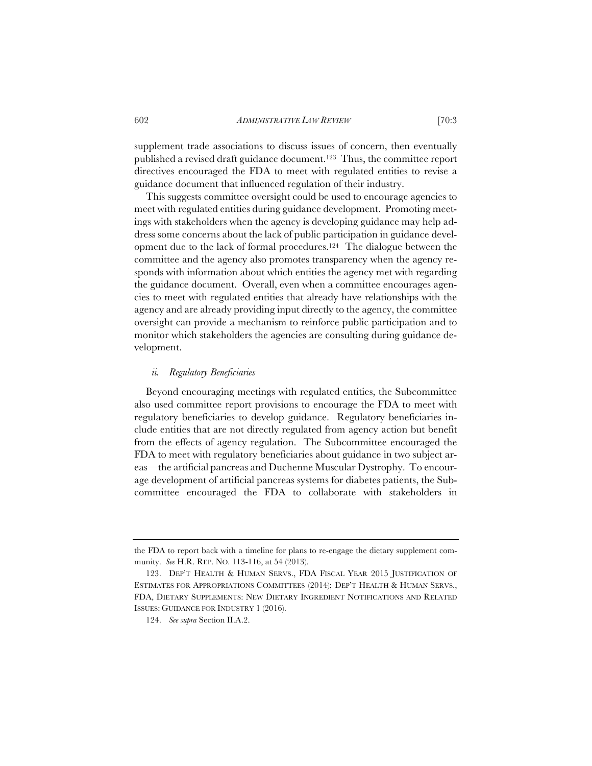supplement trade associations to discuss issues of concern, then eventually published a revised draft guidance document.[123] Thus, the committee report directives encouraged the FDA to meet with regulated entities to revise a guidance document that influenced regulation of their industry.

This suggests committee oversight could be used to encourage agencies to meet with regulated entities during guidance development. Promoting meetings with stakeholders when the agency is developing guidance may help address some concerns about the lack of public participation in guidance development due to the lack of formal procedures.[124] The dialogue between the committee and the agency also promotes transparency when the agency responds with information about which entities the agency met with regarding the guidance document. Overall, even when a committee encourages agencies to meet with regulated entities that already have relationships with the agency and are already providing input directly to the agency, the committee oversight can provide a mechanism to reinforce public participation and to monitor which stakeholders the agencies are consulting during guidance development.

#### *ii. Regulatory Beneficiaries*

Beyond encouraging meetings with regulated entities, the Subcommittee also used committee report provisions to encourage the FDA to meet with regulatory beneficiaries to develop guidance. Regulatory beneficiaries include entities that are not directly regulated from agency action but benefit from the effects of agency regulation. The Subcommittee encouraged the FDA to meet with regulatory beneficiaries about guidance in two subject areas—the artificial pancreas and Duchenne Muscular Dystrophy. To encourage development of artificial pancreas systems for diabetes patients, the Subcommittee encouraged the FDA to collaborate with stakeholders in

---

the FDA to report back with a timeline for plans to re-engage the dietary supplement community. *See* H.R. REP. NO. 113-116, at 54 (2013).

123. DEP'T HEALTH & HUMAN SERVS., FDA FISCAL YEAR 2015 JUSTIFICATION OF ESTIMATES FOR APPROPRIATIONS COMMITTEES (2014); DEP'T HEALTH & HUMAN SERVS., FDA, DIETARY SUPPLEMENTS: NEW DIETARY INGREDIENT NOTIFICATIONS AND RELATED ISSUES: GUIDANCE FOR INDUSTRY 1 (2016).

124. *See supra* Section II.A.2.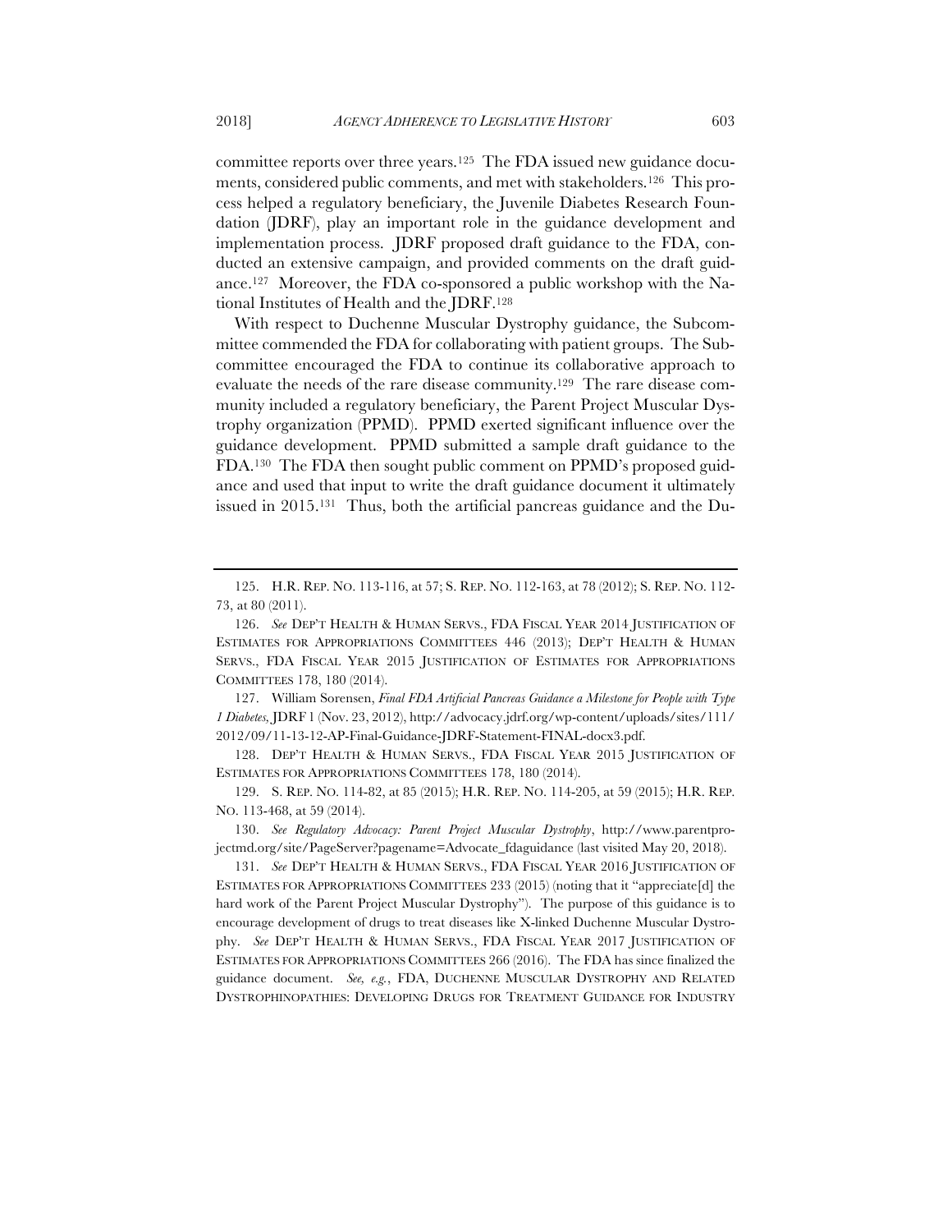committee reports over three years.[125] The FDA issued new guidance documents, considered public comments, and met with stakeholders.[126] This process helped a regulatory beneficiary, the Juvenile Diabetes Research Foundation (JDRF), play an important role in the guidance development and implementation process. JDRF proposed draft guidance to the FDA, conducted an extensive campaign, and provided comments on the draft guidance.[127] Moreover, the FDA co-sponsored a public workshop with the National Institutes of Health and the JDRF.[128]

With respect to Duchenne Muscular Dystrophy guidance, the Subcommittee commended the FDA for collaborating with patient groups. The Subcommittee encouraged the FDA to continue its collaborative approach to evaluate the needs of the rare disease community.[129] The rare disease community included a regulatory beneficiary, the Parent Project Muscular Dystrophy organization (PPMD). PPMD exerted significant influence over the guidance development. PPMD submitted a sample draft guidance to the FDA.[130] The FDA then sought public comment on PPMD's proposed guidance and used that input to write the draft guidance document it ultimately issued in 2015.[131] Thus, both the artificial pancreas guidance and the Du-

---

125. H.R. REP. NO. 113-116, at 57; S. REP. NO. 112-163, at 78 (2012); S. REP. NO. 112-73, at 80 (2011).

126. *See* DEP'T HEALTH & HUMAN SERVS., FDA FISCAL YEAR 2014 JUSTIFICATION OF ESTIMATES FOR APPROPRIATIONS COMMITTEES 446 (2013); DEP'T HEALTH & HUMAN SERVS., FDA FISCAL YEAR 2015 JUSTIFICATION OF ESTIMATES FOR APPROPRIATIONS COMMITTEES 178, 180 (2014).

127. William Sorensen, *Final FDA Artificial Pancreas Guidance a Milestone for People with Type 1 Diabetes*, JDRF 1 (Nov. 23, 2012), http://advocacy.jdrf.org/wp-content/uploads/sites/111/2012/09/11-13-12-AP-Final-Guidance-JDRF-Statement-FINAL-docx3.pdf.

128. DEP'T HEALTH & HUMAN SERVS., FDA FISCAL YEAR 2015 JUSTIFICATION OF ESTIMATES FOR APPROPRIATIONS COMMITTEES 178, 180 (2014).

129. S. REP. NO. 114-82, at 85 (2015); H.R. REP. NO. 114-205, at 59 (2015); H.R. REP. NO. 113-468, at 59 (2014).

130. *See Regulatory Advocacy: Parent Project Muscular Dystrophy*, http://www.parentprojectmd.org/site/PageServer?pagename=Advocate_fdaguidance (last visited May 20, 2018).

131. *See* DEP'T HEALTH & HUMAN SERVS., FDA FISCAL YEAR 2016 JUSTIFICATION OF ESTIMATES FOR APPROPRIATIONS COMMITTEES 233 (2015) (noting that it "appreciate[d] the hard work of the Parent Project Muscular Dystrophy"). The purpose of this guidance is to encourage development of drugs to treat diseases like X-linked Duchenne Muscular Dystrophy. *See* DEP'T HEALTH & HUMAN SERVS., FDA FISCAL YEAR 2017 JUSTIFICATION OF ESTIMATES FOR APPROPRIATIONS COMMITTEES 266 (2016). The FDA has since finalized the guidance document. *See, e.g.*, FDA, DUCHENNE MUSCULAR DYSTROPHY AND RELATED DYSTROPHINOPATHIES: DEVELOPING DRUGS FOR TREATMENT GUIDANCE FOR INDUSTRY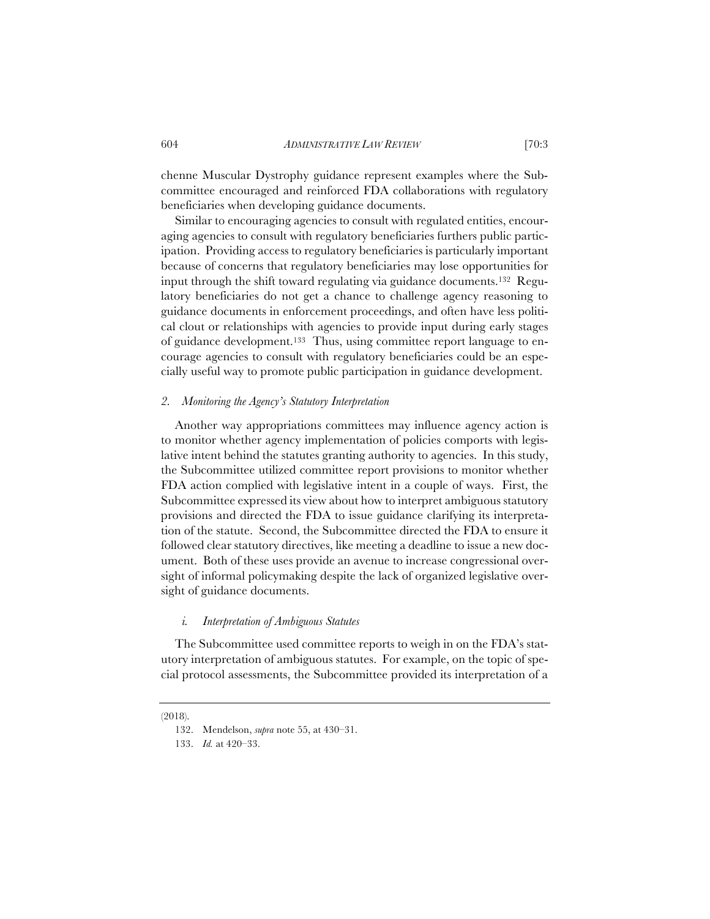chenne Muscular Dystrophy guidance represent examples where the Subcommittee encouraged and reinforced FDA collaborations with regulatory beneficiaries when developing guidance documents.

Similar to encouraging agencies to consult with regulated entities, encouraging agencies to consult with regulatory beneficiaries furthers public participation. Providing access to regulatory beneficiaries is particularly important because of concerns that regulatory beneficiaries may lose opportunities for input through the shift toward regulating via guidance documents.[132] Regulatory beneficiaries do not get a chance to challenge agency reasoning to guidance documents in enforcement proceedings, and often have less political clout or relationships with agencies to provide input during early stages of guidance development.[133] Thus, using committee report language to encourage agencies to consult with regulatory beneficiaries could be an especially useful way to promote public participation in guidance development.

### *2. Monitoring the Agency's Statutory Interpretation*

Another way appropriations committees may influence agency action is to monitor whether agency implementation of policies comports with legislative intent behind the statutes granting authority to agencies. In this study, the Subcommittee utilized committee report provisions to monitor whether FDA action complied with legislative intent in a couple of ways. First, the Subcommittee expressed its view about how to interpret ambiguous statutory provisions and directed the FDA to issue guidance clarifying its interpretation of the statute. Second, the Subcommittee directed the FDA to ensure it followed clear statutory directives, like meeting a deadline to issue a new document. Both of these uses provide an avenue to increase congressional oversight of informal policymaking despite the lack of organized legislative oversight of guidance documents.

#### *i. Interpretation of Ambiguous Statutes*

The Subcommittee used committee reports to weigh in on the FDA's statutory interpretation of ambiguous statutes. For example, on the topic of special protocol assessments, the Subcommittee provided its interpretation of a

---

(2018).

132. Mendelson, *supra* note 55, at 430–31.

133. *Id.* at 420–33.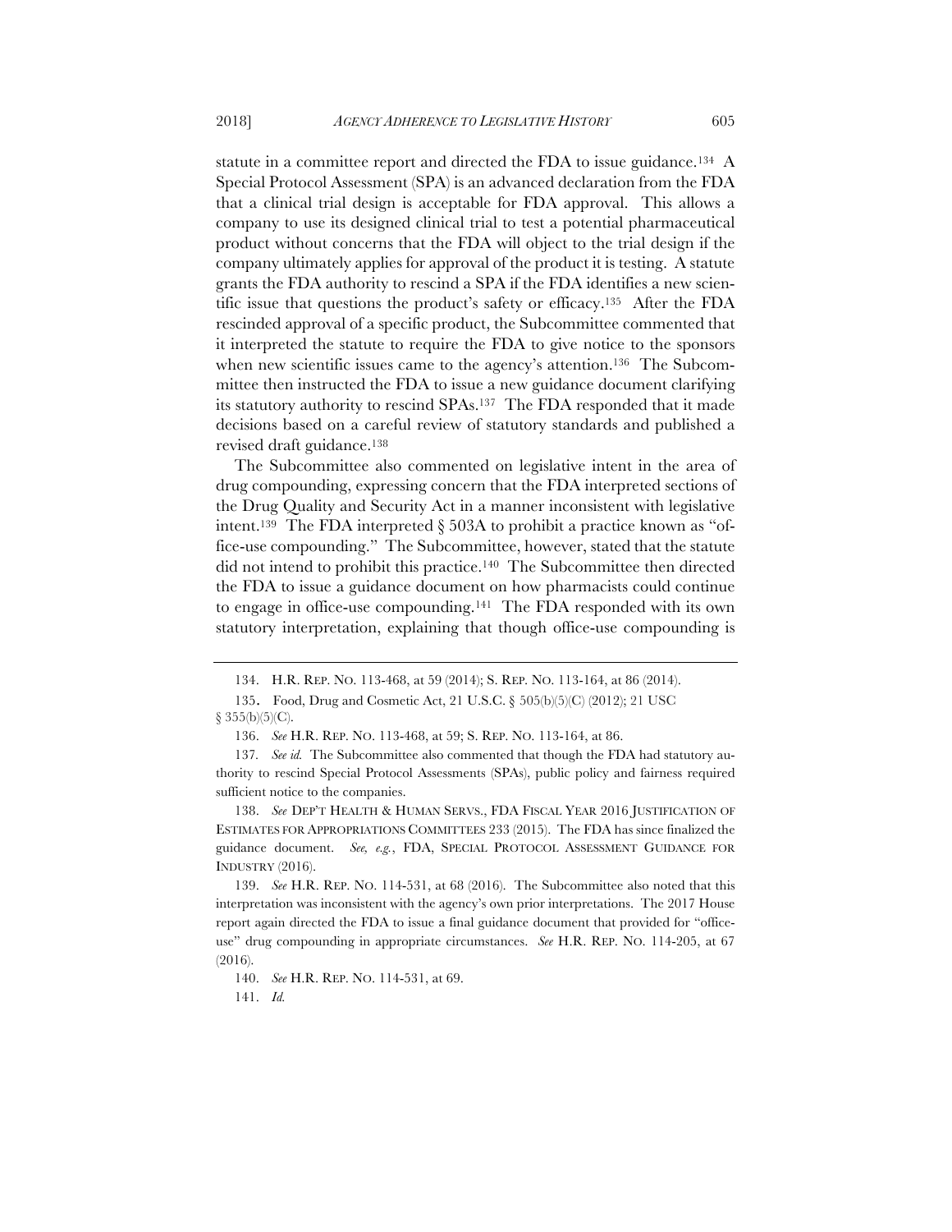statute in a committee report and directed the FDA to issue guidance.[134] A Special Protocol Assessment (SPA) is an advanced declaration from the FDA that a clinical trial design is acceptable for FDA approval. This allows a company to use its designed clinical trial to test a potential pharmaceutical product without concerns that the FDA will object to the trial design if the company ultimately applies for approval of the product it is testing. A statute grants the FDA authority to rescind a SPA if the FDA identifies a new scientific issue that questions the product's safety or efficacy.[135] After the FDA rescinded approval of a specific product, the Subcommittee commented that it interpreted the statute to require the FDA to give notice to the sponsors when new scientific issues came to the agency's attention.[136] The Subcommittee then instructed the FDA to issue a new guidance document clarifying its statutory authority to rescind SPAs.[137] The FDA responded that it made decisions based on a careful review of statutory standards and published a revised draft guidance.[138]

The Subcommittee also commented on legislative intent in the area of drug compounding, expressing concern that the FDA interpreted sections of the Drug Quality and Security Act in a manner inconsistent with legislative intent.[139] The FDA interpreted § 503A to prohibit a practice known as "office-use compounding." The Subcommittee, however, stated that the statute did not intend to prohibit this practice.[140] The Subcommittee then directed the FDA to issue a guidance document on how pharmacists could continue to engage in office-use compounding.[141] The FDA responded with its own statutory interpretation, explaining that though office-use compounding is

---

134. H.R. REP. NO. 113-468, at 59 (2014); S. REP. NO. 113-164, at 86 (2014).

135. Food, Drug and Cosmetic Act, 21 U.S.C. § 505(b)(5)(C) (2012); 21 USC § 355(b)(5)(C).

136. *See* H.R. REP. NO. 113-468, at 59; S. REP. NO. 113-164, at 86.

137. *See id.* The Subcommittee also commented that though the FDA had statutory authority to rescind Special Protocol Assessments (SPAs), public policy and fairness required sufficient notice to the companies.

138. *See* DEP'T HEALTH & HUMAN SERVS., FDA FISCAL YEAR 2016 JUSTIFICATION OF ESTIMATES FOR APPROPRIATIONS COMMITTEES 233 (2015). The FDA has since finalized the guidance document. *See, e.g.*, FDA, SPECIAL PROTOCOL ASSESSMENT GUIDANCE FOR INDUSTRY (2016).

139. *See* H.R. REP. NO. 114-531, at 68 (2016). The Subcommittee also noted that this interpretation was inconsistent with the agency's own prior interpretations. The 2017 House report again directed the FDA to issue a final guidance document that provided for "office-use" drug compounding in appropriate circumstances. *See* H.R. REP. NO. 114-205, at 67 (2016).

140. *See* H.R. REP. NO. 114-531, at 69.

141. *Id.*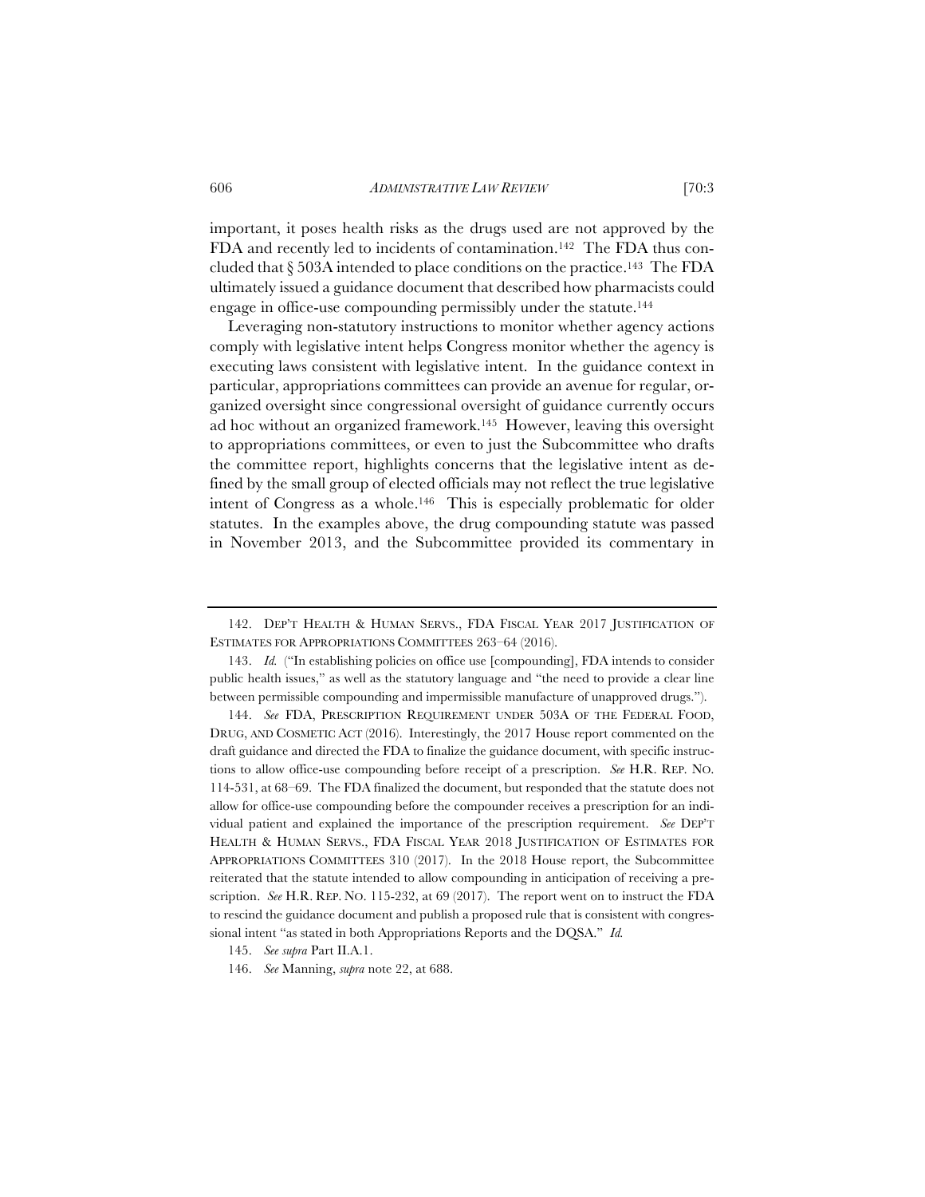important, it poses health risks as the drugs used are not approved by the FDA and recently led to incidents of contamination.[142] The FDA thus concluded that § 503A intended to place conditions on the practice.[143] The FDA ultimately issued a guidance document that described how pharmacists could engage in office-use compounding permissibly under the statute.[144]

Leveraging non-statutory instructions to monitor whether agency actions comply with legislative intent helps Congress monitor whether the agency is executing laws consistent with legislative intent. In the guidance context in particular, appropriations committees can provide an avenue for regular, organized oversight since congressional oversight of guidance currently occurs ad hoc without an organized framework.[145] However, leaving this oversight to appropriations committees, or even to just the Subcommittee who drafts the committee report, highlights concerns that the legislative intent as defined by the small group of elected officials may not reflect the true legislative intent of Congress as a whole.[146] This is especially problematic for older statutes. In the examples above, the drug compounding statute was passed in November 2013, and the Subcommittee provided its commentary in

---

142. DEP'T HEALTH & HUMAN SERVS., FDA FISCAL YEAR 2017 JUSTIFICATION OF ESTIMATES FOR APPROPRIATIONS COMMITTEES 263–64 (2016).

143. *Id.* ("In establishing policies on office use [compounding], FDA intends to consider public health issues," as well as the statutory language and "the need to provide a clear line between permissible compounding and impermissible manufacture of unapproved drugs.").

144. *See* FDA, PRESCRIPTION REQUIREMENT UNDER 503A OF THE FEDERAL FOOD, DRUG, AND COSMETIC ACT (2016). Interestingly, the 2017 House report commented on the draft guidance and directed the FDA to finalize the guidance document, with specific instructions to allow office-use compounding before receipt of a prescription. *See* H.R. REP. NO. 114-531, at 68–69. The FDA finalized the document, but responded that the statute does not allow for office-use compounding before the compounder receives a prescription for an individual patient and explained the importance of the prescription requirement. *See* DEP'T HEALTH & HUMAN SERVS., FDA FISCAL YEAR 2018 JUSTIFICATION OF ESTIMATES FOR APPROPRIATIONS COMMITTEES 310 (2017). In the 2018 House report, the Subcommittee reiterated that the statute intended to allow compounding in anticipation of receiving a prescription. *See* H.R. REP. NO. 115-232, at 69 (2017). The report went on to instruct the FDA to rescind the guidance document and publish a proposed rule that is consistent with congressional intent "as stated in both Appropriations Reports and the DQSA." *Id.*

145. *See supra* Part II.A.1.

146. *See* Manning, *supra* note 22, at 688.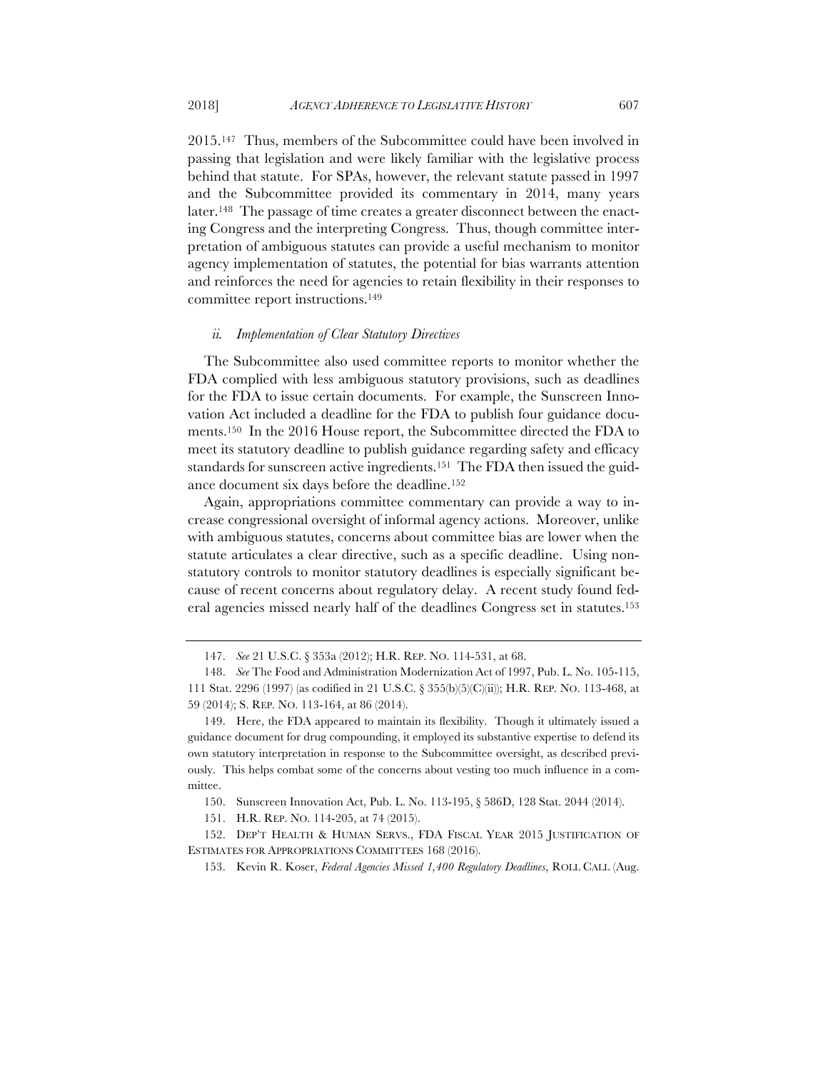2015.[147] Thus, members of the Subcommittee could have been involved in passing that legislation and were likely familiar with the legislative process behind that statute. For SPAs, however, the relevant statute passed in 1997 and the Subcommittee provided its commentary in 2014, many years later.[148] The passage of time creates a greater disconnect between the enacting Congress and the interpreting Congress. Thus, though committee interpretation of ambiguous statutes can provide a useful mechanism to monitor agency implementation of statutes, the potential for bias warrants attention and reinforces the need for agencies to retain flexibility in their responses to committee report instructions.[149]

#### *ii. Implementation of Clear Statutory Directives*

The Subcommittee also used committee reports to monitor whether the FDA complied with less ambiguous statutory provisions, such as deadlines for the FDA to issue certain documents. For example, the Sunscreen Innovation Act included a deadline for the FDA to publish four guidance documents.[150] In the 2016 House report, the Subcommittee directed the FDA to meet its statutory deadline to publish guidance regarding safety and efficacy standards for sunscreen active ingredients.[151] The FDA then issued the guidance document six days before the deadline.[152]

Again, appropriations committee commentary can provide a way to increase congressional oversight of informal agency actions. Moreover, unlike with ambiguous statutes, concerns about committee bias are lower when the statute articulates a clear directive, such as a specific deadline. Using non-statutory controls to monitor statutory deadlines is especially significant because of recent concerns about regulatory delay. A recent study found federal agencies missed nearly half of the deadlines Congress set in statutes.[153]

---

147. *See* 21 U.S.C. § 353a (2012); H.R. REP. NO. 114-531, at 68.

148. *See* The Food and Administration Modernization Act of 1997, Pub. L. No. 105-115, 111 Stat. 2296 (1997) (as codified in 21 U.S.C. § 355(b)(5)(C)(ii)); H.R. REP. NO. 113-468, at 59 (2014); S. REP. NO. 113-164, at 86 (2014).

149. Here, the FDA appeared to maintain its flexibility. Though it ultimately issued a guidance document for drug compounding, it employed its substantive expertise to defend its own statutory interpretation in response to the Subcommittee oversight, as described previously. This helps combat some of the concerns about vesting too much influence in a committee.

150. Sunscreen Innovation Act, Pub. L. No. 113-195, § 586D, 128 Stat. 2044 (2014).

151. H.R. REP. NO. 114-205, at 74 (2015).

152. DEP'T HEALTH & HUMAN SERVS., FDA FISCAL YEAR 2015 JUSTIFICATION OF ESTIMATES FOR APPROPRIATIONS COMMITTEES 168 (2016).

153. Kevin R. Koser, *Federal Agencies Missed 1,400 Regulatory Deadlines*, ROLL CALL (Aug.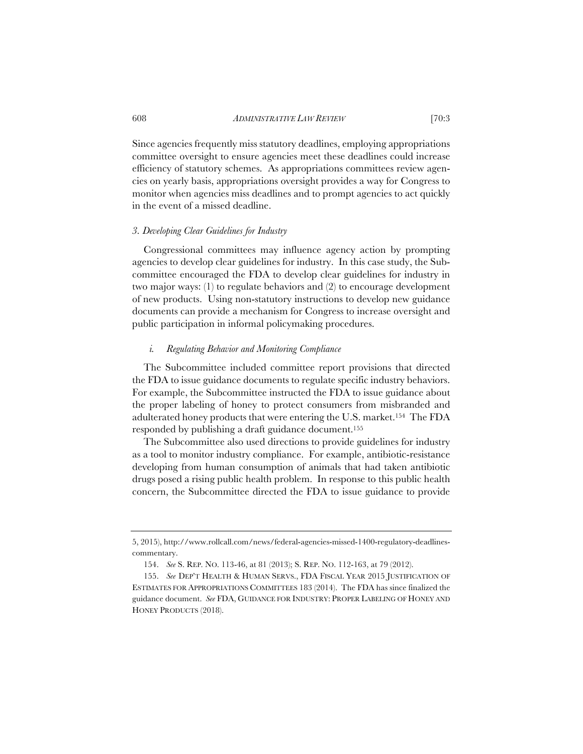Since agencies frequently miss statutory deadlines, employing appropriations committee oversight to ensure agencies meet these deadlines could increase efficiency of statutory schemes. As appropriations committees review agencies on yearly basis, appropriations oversight provides a way for Congress to monitor when agencies miss deadlines and to prompt agencies to act quickly in the event of a missed deadline.

### *3. Developing Clear Guidelines for Industry*

Congressional committees may influence agency action by prompting agencies to develop clear guidelines for industry. In this case study, the Subcommittee encouraged the FDA to develop clear guidelines for industry in two major ways: (1) to regulate behaviors and (2) to encourage development of new products. Using non-statutory instructions to develop new guidance documents can provide a mechanism for Congress to increase oversight and public participation in informal policymaking procedures.

#### *i. Regulating Behavior and Monitoring Compliance*

The Subcommittee included committee report provisions that directed the FDA to issue guidance documents to regulate specific industry behaviors. For example, the Subcommittee instructed the FDA to issue guidance about the proper labeling of honey to protect consumers from misbranded and adulterated honey products that were entering the U.S. market.[154] The FDA responded by publishing a draft guidance document.[155]

The Subcommittee also used directions to provide guidelines for industry as a tool to monitor industry compliance. For example, antibiotic-resistance developing from human consumption of animals that had taken antibiotic drugs posed a rising public health problem. In response to this public health concern, the Subcommittee directed the FDA to issue guidance to provide

---

5, 2015), http://www.rollcall.com/news/federal-agencies-missed-1400-regulatory-deadlines-commentary.

154. *See* S. REP. NO. 113-46, at 81 (2013); S. REP. NO. 112-163, at 79 (2012).

155. *See* DEP'T HEALTH & HUMAN SERVS., FDA FISCAL YEAR 2015 JUSTIFICATION OF ESTIMATES FOR APPROPRIATIONS COMMITTEES 183 (2014). The FDA has since finalized the guidance document. *See* FDA, GUIDANCE FOR INDUSTRY: PROPER LABELING OF HONEY AND HONEY PRODUCTS (2018).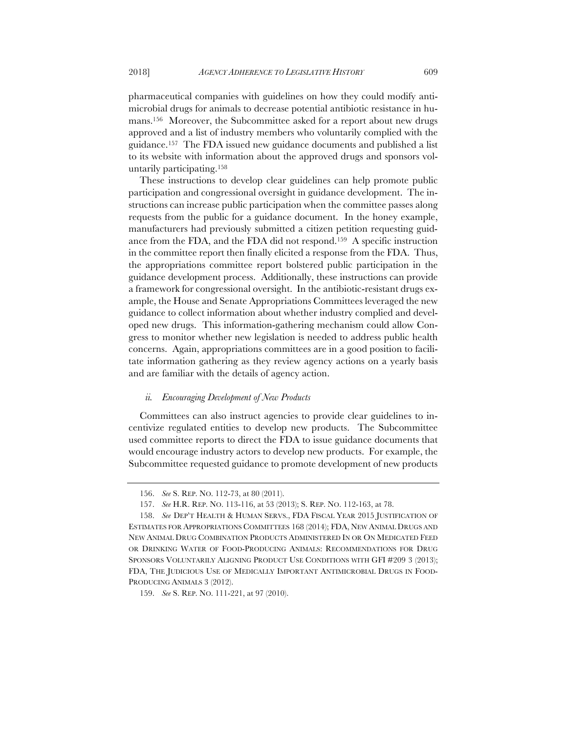pharmaceutical companies with guidelines on how they could modify antimicrobial drugs for animals to decrease potential antibiotic resistance in humans.[156] Moreover, the Subcommittee asked for a report about new drugs approved and a list of industry members who voluntarily complied with the guidance.[157] The FDA issued new guidance documents and published a list to its website with information about the approved drugs and sponsors voluntarily participating.[158]

These instructions to develop clear guidelines can help promote public participation and congressional oversight in guidance development. The instructions can increase public participation when the committee passes along requests from the public for a guidance document. In the honey example, manufacturers had previously submitted a citizen petition requesting guidance from the FDA, and the FDA did not respond.[159] A specific instruction in the committee report then finally elicited a response from the FDA. Thus, the appropriations committee report bolstered public participation in the guidance development process. Additionally, these instructions can provide a framework for congressional oversight. In the antibiotic-resistant drugs example, the House and Senate Appropriations Committees leveraged the new guidance to collect information about whether industry complied and developed new drugs. This information-gathering mechanism could allow Congress to monitor whether new legislation is needed to address public health concerns. Again, appropriations committees are in a good position to facilitate information gathering as they review agency actions on a yearly basis and are familiar with the details of agency action.

#### *ii. Encouraging Development of New Products*

Committees can also instruct agencies to provide clear guidelines to incentivize regulated entities to develop new products. The Subcommittee used committee reports to direct the FDA to issue guidance documents that would encourage industry actors to develop new products. For example, the Subcommittee requested guidance to promote development of new products

---

156. *See* S. REP. NO. 112-73, at 80 (2011).

157. *See* H.R. REP. NO. 113-116, at 53 (2013); S. REP. NO. 112-163, at 78.

158. *See* DEP'T HEALTH & HUMAN SERVS., FDA FISCAL YEAR 2015 JUSTIFICATION OF ESTIMATES FOR APPROPRIATIONS COMMITTEES 168 (2014); FDA, NEW ANIMAL DRUGS AND NEW ANIMAL DRUG COMBINATION PRODUCTS ADMINISTERED IN OR ON MEDICATED FEED OR DRINKING WATER OF FOOD-PRODUCING ANIMALS: RECOMMENDATIONS FOR DRUG SPONSORS VOLUNTARILY ALIGNING PRODUCT USE CONDITIONS WITH GFI #209 3 (2013); FDA, THE JUDICIOUS USE OF MEDICALLY IMPORTANT ANTIMICROBIAL DRUGS IN FOOD-PRODUCING ANIMALS 3 (2012).

159. *See* S. REP. NO. 111-221, at 97 (2010).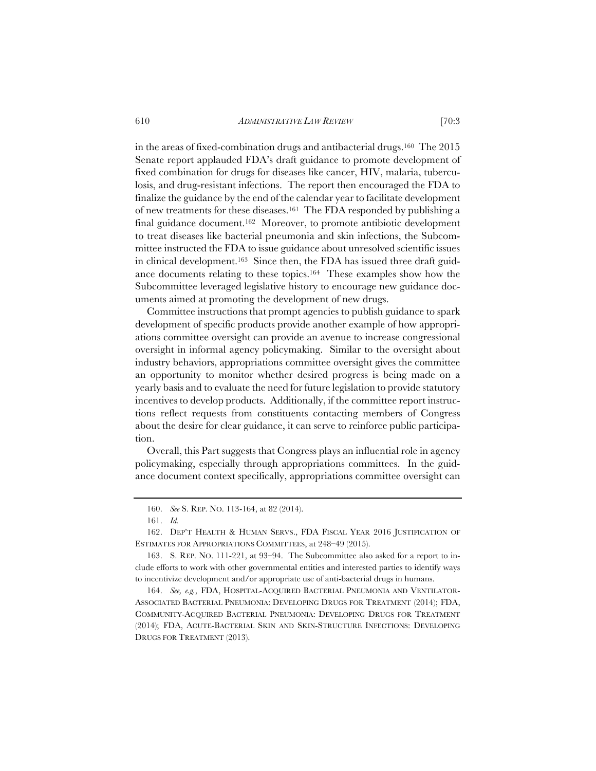in the areas of fixed-combination drugs and antibacterial drugs.[160] The 2015 Senate report applauded FDA's draft guidance to promote development of fixed combination for drugs for diseases like cancer, HIV, malaria, tuberculosis, and drug-resistant infections. The report then encouraged the FDA to finalize the guidance by the end of the calendar year to facilitate development of new treatments for these diseases.[161] The FDA responded by publishing a final guidance document.[162] Moreover, to promote antibiotic development to treat diseases like bacterial pneumonia and skin infections, the Subcommittee instructed the FDA to issue guidance about unresolved scientific issues in clinical development.[163] Since then, the FDA has issued three draft guidance documents relating to these topics.[164] These examples show how the Subcommittee leveraged legislative history to encourage new guidance documents aimed at promoting the development of new drugs.

Committee instructions that prompt agencies to publish guidance to spark development of specific products provide another example of how appropriations committee oversight can provide an avenue to increase congressional oversight in informal agency policymaking. Similar to the oversight about industry behaviors, appropriations committee oversight gives the committee an opportunity to monitor whether desired progress is being made on a yearly basis and to evaluate the need for future legislation to provide statutory incentives to develop products. Additionally, if the committee report instructions reflect requests from constituents contacting members of Congress about the desire for clear guidance, it can serve to reinforce public participation.

Overall, this Part suggests that Congress plays an influential role in agency policymaking, especially through appropriations committees. In the guidance document context specifically, appropriations committee oversight can

---

160. *See* S. REP. NO. 113-164, at 82 (2014).

161. *Id.*

162. DEP'T HEALTH & HUMAN SERVS., FDA FISCAL YEAR 2016 JUSTIFICATION OF ESTIMATES FOR APPROPRIATIONS COMMITTEES, at 248–49 (2015).

163. S. REP. NO. 111-221, at 93–94. The Subcommittee also asked for a report to include efforts to work with other governmental entities and interested parties to identify ways to incentivize development and/or appropriate use of anti-bacterial drugs in humans.

164. *See, e.g.*, FDA, HOSPITAL-ACQUIRED BACTERIAL PNEUMONIA AND VENTILATOR-ASSOCIATED BACTERIAL PNEUMONIA: DEVELOPING DRUGS FOR TREATMENT (2014); FDA, COMMUNITY-ACQUIRED BACTERIAL PNEUMONIA: DEVELOPING DRUGS FOR TREATMENT (2014); FDA, ACUTE-BACTERIAL SKIN AND SKIN-STRUCTURE INFECTIONS: DEVELOPING DRUGS FOR TREATMENT (2013).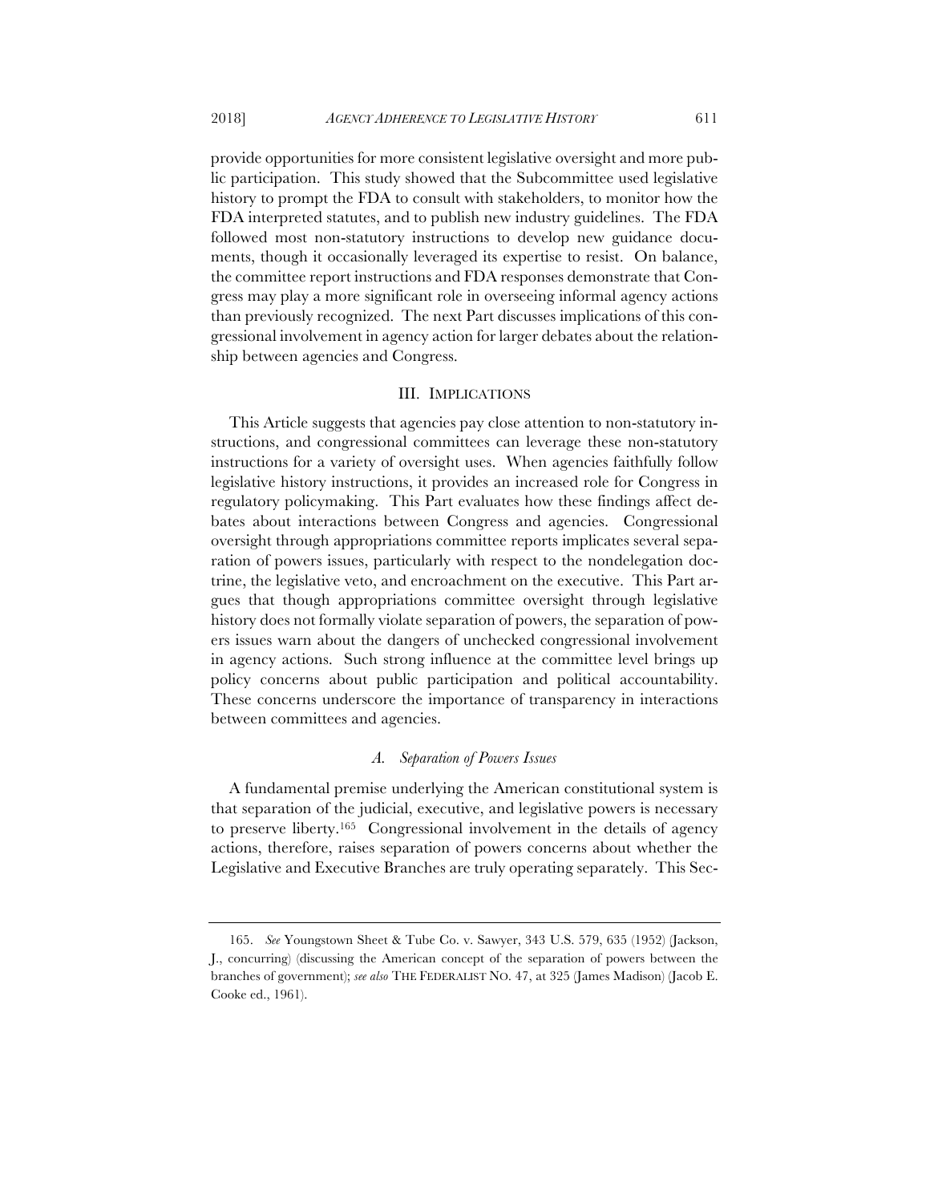provide opportunities for more consistent legislative oversight and more public participation. This study showed that the Subcommittee used legislative history to prompt the FDA to consult with stakeholders, to monitor how the FDA interpreted statutes, and to publish new industry guidelines. The FDA followed most non-statutory instructions to develop new guidance documents, though it occasionally leveraged its expertise to resist. On balance, the committee report instructions and FDA responses demonstrate that Congress may play a more significant role in overseeing informal agency actions than previously recognized. The next Part discusses implications of this congressional involvement in agency action for larger debates about the relationship between agencies and Congress.

## III. Implications

This Article suggests that agencies pay close attention to non-statutory instructions, and congressional committees can leverage these non-statutory instructions for a variety of oversight uses. When agencies faithfully follow legislative history instructions, it provides an increased role for Congress in regulatory policymaking. This Part evaluates how these findings affect debates about interactions between Congress and agencies. Congressional oversight through appropriations committee reports implicates several separation of powers issues, particularly with respect to the nondelegation doctrine, the legislative veto, and encroachment on the executive. This Part argues that though appropriations committee oversight through legislative history does not formally violate separation of powers, the separation of powers issues warn about the dangers of unchecked congressional involvement in agency actions. Such strong influence at the committee level brings up policy concerns about public participation and political accountability. These concerns underscore the importance of transparency in interactions between committees and agencies.

### *A. Separation of Powers Issues*

A fundamental premise underlying the American constitutional system is that separation of the judicial, executive, and legislative powers is necessary to preserve liberty.[165] Congressional involvement in the details of agency actions, therefore, raises separation of powers concerns about whether the Legislative and Executive Branches are truly operating separately. This Sec-

---

165. *See* Youngstown Sheet & Tube Co. v. Sawyer, 343 U.S. 579, 635 (1952) (Jackson, J., concurring) (discussing the American concept of the separation of powers between the branches of government); *see also* THE FEDERALIST NO. 47, at 325 (James Madison) (Jacob E. Cooke ed., 1961).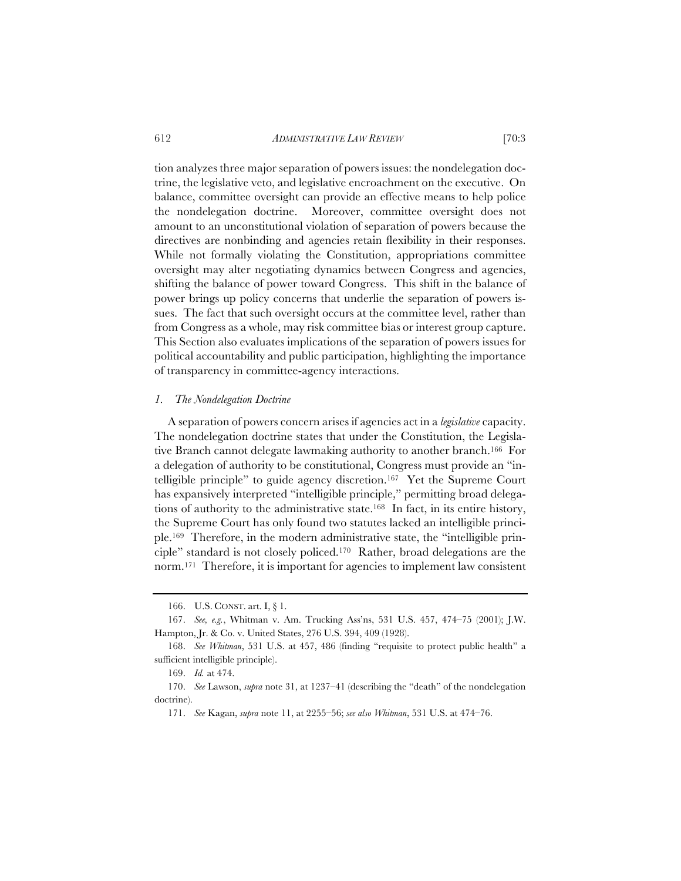tion analyzes three major separation of powers issues: the nondelegation doctrine, the legislative veto, and legislative encroachment on the executive. On balance, committee oversight can provide an effective means to help police the nondelegation doctrine. Moreover, committee oversight does not amount to an unconstitutional violation of separation of powers because the directives are nonbinding and agencies retain flexibility in their responses. While not formally violating the Constitution, appropriations committee oversight may alter negotiating dynamics between Congress and agencies, shifting the balance of power toward Congress. This shift in the balance of power brings up policy concerns that underlie the separation of powers issues. The fact that such oversight occurs at the committee level, rather than from Congress as a whole, may risk committee bias or interest group capture. This Section also evaluates implications of the separation of powers issues for political accountability and public participation, highlighting the importance of transparency in committee-agency interactions.

### *1. The Nondelegation Doctrine*

A separation of powers concern arises if agencies act in a *legislative* capacity. The nondelegation doctrine states that under the Constitution, the Legislative Branch cannot delegate lawmaking authority to another branch.[166] For a delegation of authority to be constitutional, Congress must provide an "intelligible principle" to guide agency discretion.[167] Yet the Supreme Court has expansively interpreted "intelligible principle," permitting broad delegations of authority to the administrative state.[168] In fact, in its entire history, the Supreme Court has only found two statutes lacked an intelligible principle.[169] Therefore, in the modern administrative state, the "intelligible principle" standard is not closely policed.[170] Rather, broad delegations are the norm.[171] Therefore, it is important for agencies to implement law consistent

---

166. U.S. CONST. art. I, § 1.

167. *See, e.g.*, Whitman v. Am. Trucking Ass'ns, 531 U.S. 457, 474–75 (2001); J.W. Hampton, Jr. & Co. v. United States, 276 U.S. 394, 409 (1928).

168. *See Whitman*, 531 U.S. at 457, 486 (finding "requisite to protect public health" a sufficient intelligible principle).

169. *Id.* at 474.

170. *See* Lawson, *supra* note 31, at 1237–41 (describing the "death" of the nondelegation doctrine).

171. *See* Kagan, *supra* note 11, at 2255–56; *see also Whitman*, 531 U.S. at 474–76.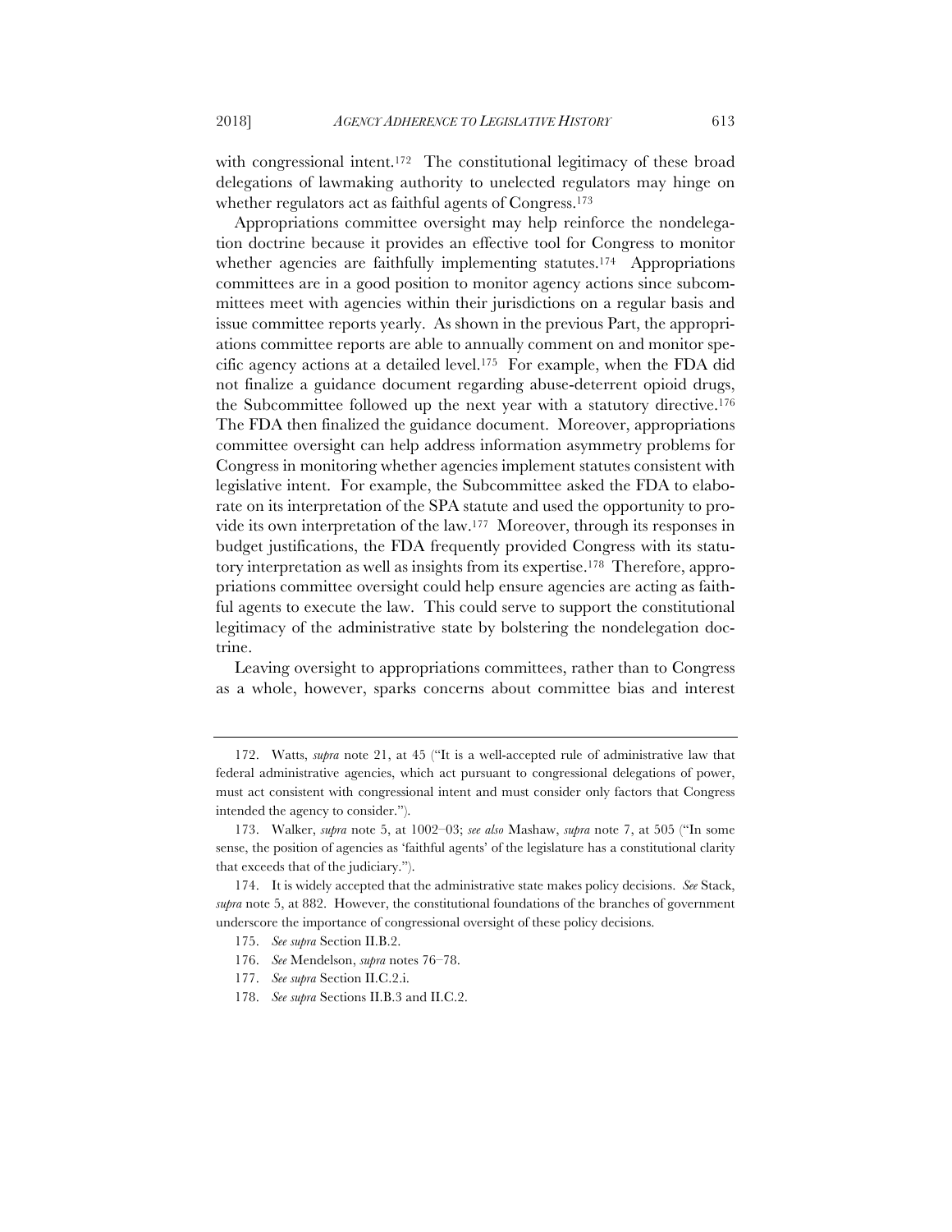with congressional intent.[172] The constitutional legitimacy of these broad delegations of lawmaking authority to unelected regulators may hinge on whether regulators act as faithful agents of Congress.[173]

Appropriations committee oversight may help reinforce the nondelegation doctrine because it provides an effective tool for Congress to monitor whether agencies are faithfully implementing statutes.[174] Appropriations committees are in a good position to monitor agency actions since subcommittees meet with agencies within their jurisdictions on a regular basis and issue committee reports yearly. As shown in the previous Part, the appropriations committee reports are able to annually comment on and monitor specific agency actions at a detailed level.[175] For example, when the FDA did not finalize a guidance document regarding abuse-deterrent opioid drugs, the Subcommittee followed up the next year with a statutory directive.[176] The FDA then finalized the guidance document. Moreover, appropriations committee oversight can help address information asymmetry problems for Congress in monitoring whether agencies implement statutes consistent with legislative intent. For example, the Subcommittee asked the FDA to elaborate on its interpretation of the SPA statute and used the opportunity to provide its own interpretation of the law.[177] Moreover, through its responses in budget justifications, the FDA frequently provided Congress with its statutory interpretation as well as insights from its expertise.[178] Therefore, appropriations committee oversight could help ensure agencies are acting as faithful agents to execute the law. This could serve to support the constitutional legitimacy of the administrative state by bolstering the nondelegation doctrine.

Leaving oversight to appropriations committees, rather than to Congress as a whole, however, sparks concerns about committee bias and interest

---

172. Watts, *supra* note 21, at 45 ("It is a well-accepted rule of administrative law that federal administrative agencies, which act pursuant to congressional delegations of power, must act consistent with congressional intent and must consider only factors that Congress intended the agency to consider.").

173. Walker, *supra* note 5, at 1002–03; *see also* Mashaw, *supra* note 7, at 505 ("In some sense, the position of agencies as 'faithful agents' of the legislature has a constitutional clarity that exceeds that of the judiciary.").

174. It is widely accepted that the administrative state makes policy decisions. *See* Stack, *supra* note 5, at 882. However, the constitutional foundations of the branches of government underscore the importance of congressional oversight of these policy decisions.

175. *See supra* Section II.B.2.

176. *See* Mendelson, *supra* notes 76–78.

177. *See supra* Section II.C.2.i.

178. *See supra* Sections II.B.3 and II.C.2.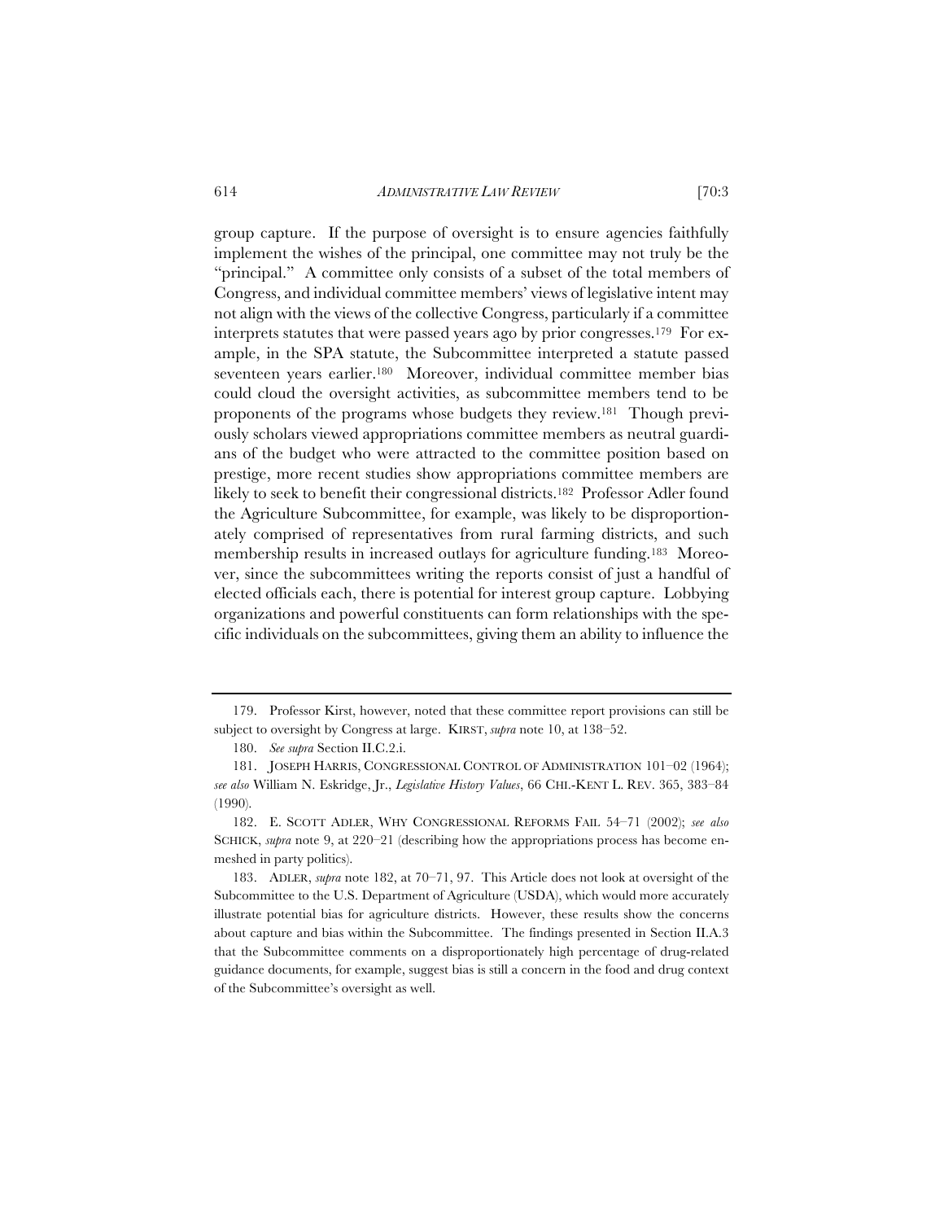group capture. If the purpose of oversight is to ensure agencies faithfully implement the wishes of the principal, one committee may not truly be the "principal." A committee only consists of a subset of the total members of Congress, and individual committee members' views of legislative intent may not align with the views of the collective Congress, particularly if a committee interprets statutes that were passed years ago by prior congresses.[179] For example, in the SPA statute, the Subcommittee interpreted a statute passed seventeen years earlier.[180] Moreover, individual committee member bias could cloud the oversight activities, as subcommittee members tend to be proponents of the programs whose budgets they review.[181] Though previously scholars viewed appropriations committee members as neutral guardians of the budget who were attracted to the committee position based on prestige, more recent studies show appropriations committee members are likely to seek to benefit their congressional districts.[182] Professor Adler found the Agriculture Subcommittee, for example, was likely to be disproportionately comprised of representatives from rural farming districts, and such membership results in increased outlays for agriculture funding.[183] Moreover, since the subcommittees writing the reports consist of just a handful of elected officials each, there is potential for interest group capture. Lobbying organizations and powerful constituents can form relationships with the specific individuals on the subcommittees, giving them an ability to influence the

---

179. Professor Kirst, however, noted that these committee report provisions can still be subject to oversight by Congress at large. KIRST, *supra* note 10, at 138–52.

180. *See supra* Section II.C.2.i.

181. JOSEPH HARRIS, CONGRESSIONAL CONTROL OF ADMINISTRATION 101–02 (1964); *see also* William N. Eskridge, Jr., *Legislative History Values*, 66 CHI.-KENT L. REV. 365, 383–84 (1990).

182. E. SCOTT ADLER, WHY CONGRESSIONAL REFORMS FAIL 54–71 (2002); *see also* SCHICK, *supra* note 9, at 220–21 (describing how the appropriations process has become enmeshed in party politics).

183. ADLER, *supra* note 182, at 70–71, 97. This Article does not look at oversight of the Subcommittee to the U.S. Department of Agriculture (USDA), which would more accurately illustrate potential bias for agriculture districts. However, these results show the concerns about capture and bias within the Subcommittee. The findings presented in Section II.A.3 that the Subcommittee comments on a disproportionately high percentage of drug-related guidance documents, for example, suggest bias is still a concern in the food and drug context of the Subcommittee's oversight as well.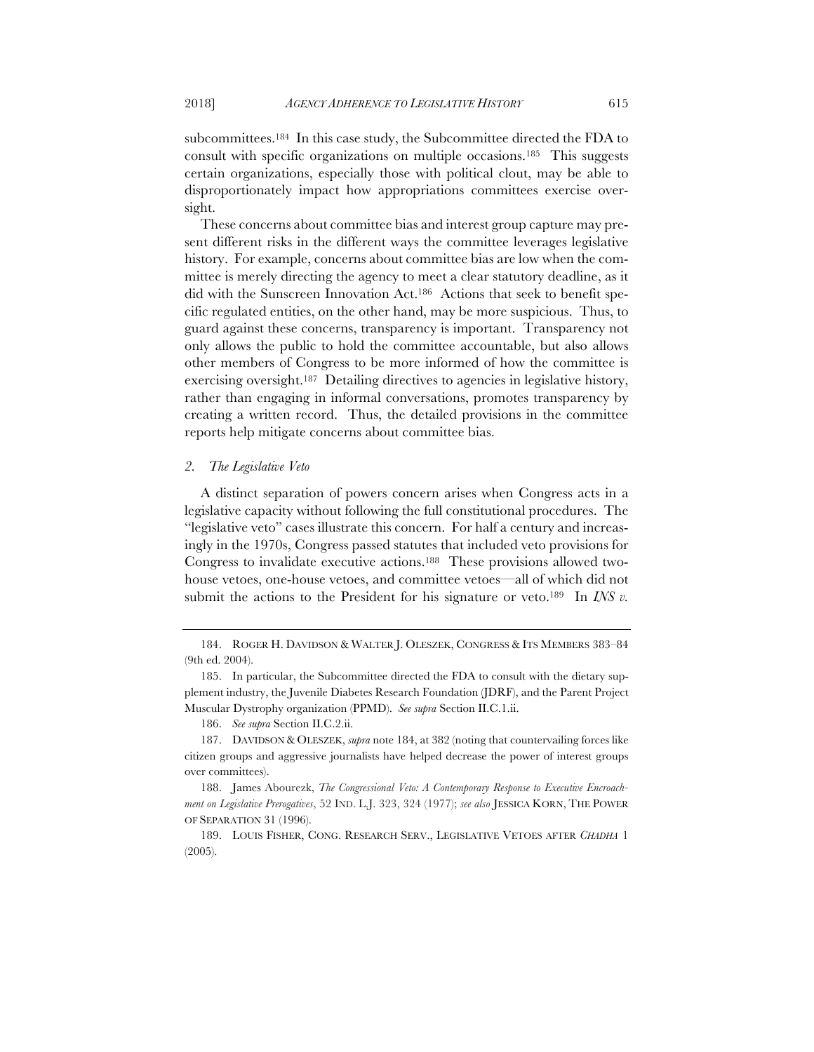subcommittees.[184] In this case study, the Subcommittee directed the FDA to consult with specific organizations on multiple occasions.[185] This suggests certain organizations, especially those with political clout, may be able to disproportionately impact how appropriations committees exercise oversight.

These concerns about committee bias and interest group capture may present different risks in the different ways the committee leverages legislative history. For example, concerns about committee bias are low when the committee is merely directing the agency to meet a clear statutory deadline, as it did with the Sunscreen Innovation Act.[186] Actions that seek to benefit specific regulated entities, on the other hand, may be more suspicious. Thus, to guard against these concerns, transparency is important. Transparency not only allows the public to hold the committee accountable, but also allows other members of Congress to be more informed of how the committee is exercising oversight.[187] Detailing directives to agencies in legislative history, rather than engaging in informal conversations, promotes transparency by creating a written record. Thus, the detailed provisions in the committee reports help mitigate concerns about committee bias.

#### *2. The Legislative Veto*

A distinct separation of powers concern arises when Congress acts in a legislative capacity without following the full constitutional procedures. The "legislative veto" cases illustrate this concern. For half a century and increasingly in the 1970s, Congress passed statutes that included veto provisions for Congress to invalidate executive actions.[188] These provisions allowed two-house vetoes, one-house vetoes, and committee vetoes—all of which did not submit the actions to the President for his signature or veto.[189] In *INS v.*

---

184. ROGER H. DAVIDSON & WALTER J. OLESZEK, CONGRESS & ITS MEMBERS 383–84 (9th ed. 2004).

185. In particular, the Subcommittee directed the FDA to consult with the dietary supplement industry, the Juvenile Diabetes Research Foundation (JDRF), and the Parent Project Muscular Dystrophy organization (PPMD). *See supra* Section II.C.1.ii.

186. *See supra* Section II.C.2.ii.

187. DAVIDSON & OLESZEK, *supra* note 184, at 382 (noting that countervailing forces like citizen groups and aggressive journalists have helped decrease the power of interest groups over committees).

188. James Abourezk, *The Congressional Veto: A Contemporary Response to Executive Encroachment on Legislative Prerogatives*, 52 IND. L.J. 323, 324 (1977); *see also* JESSICA KORN, THE POWER OF SEPARATION 31 (1996).

189. LOUIS FISHER, CONG. RESEARCH SERV., LEGISLATIVE VETOES AFTER *CHADHA* 1 (2005).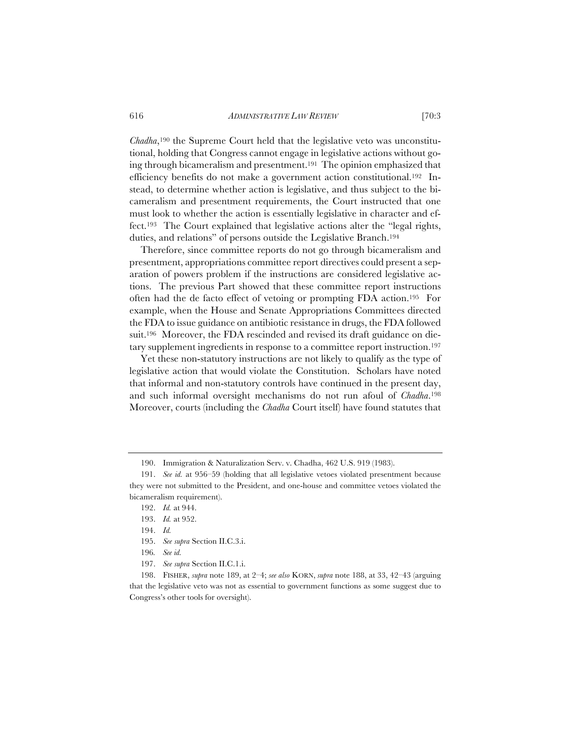*Chadha*,[190] the Supreme Court held that the legislative veto was unconstitutional, holding that Congress cannot engage in legislative actions without going through bicameralism and presentment.[191] The opinion emphasized that efficiency benefits do not make a government action constitutional.[192] Instead, to determine whether action is legislative, and thus subject to the bicameralism and presentment requirements, the Court instructed that one must look to whether the action is essentially legislative in character and effect.[193] The Court explained that legislative actions alter the "legal rights, duties, and relations" of persons outside the Legislative Branch.[194]

Therefore, since committee reports do not go through bicameralism and presentment, appropriations committee report directives could present a separation of powers problem if the instructions are considered legislative actions. The previous Part showed that these committee report instructions often had the de facto effect of vetoing or prompting FDA action.[195] For example, when the House and Senate Appropriations Committees directed the FDA to issue guidance on antibiotic resistance in drugs, the FDA followed suit.[196] Moreover, the FDA rescinded and revised its draft guidance on dietary supplement ingredients in response to a committee report instruction.[197]

Yet these non-statutory instructions are not likely to qualify as the type of legislative action that would violate the Constitution. Scholars have noted that informal and non-statutory controls have continued in the present day, and such informal oversight mechanisms do not run afoul of *Chadha*.[198] Moreover, courts (including the *Chadha* Court itself) have found statutes that

---

190. Immigration & Naturalization Serv. v. Chadha, 462 U.S. 919 (1983).

191. *See id.* at 956–59 (holding that all legislative vetoes violated presentment because they were not submitted to the President, and one-house and committee vetoes violated the bicameralism requirement).

192. *Id.* at 944.

193. *Id.* at 952.

194. *Id.*

195. *See supra* Section II.C.3.i.

196. *See id.*

197. *See supra* Section II.C.1.i.

198. FISHER, *supra* note 189, at 2–4; *see also* KORN, *supra* note 188, at 33, 42–43 (arguing that the legislative veto was not as essential to government functions as some suggest due to Congress's other tools for oversight).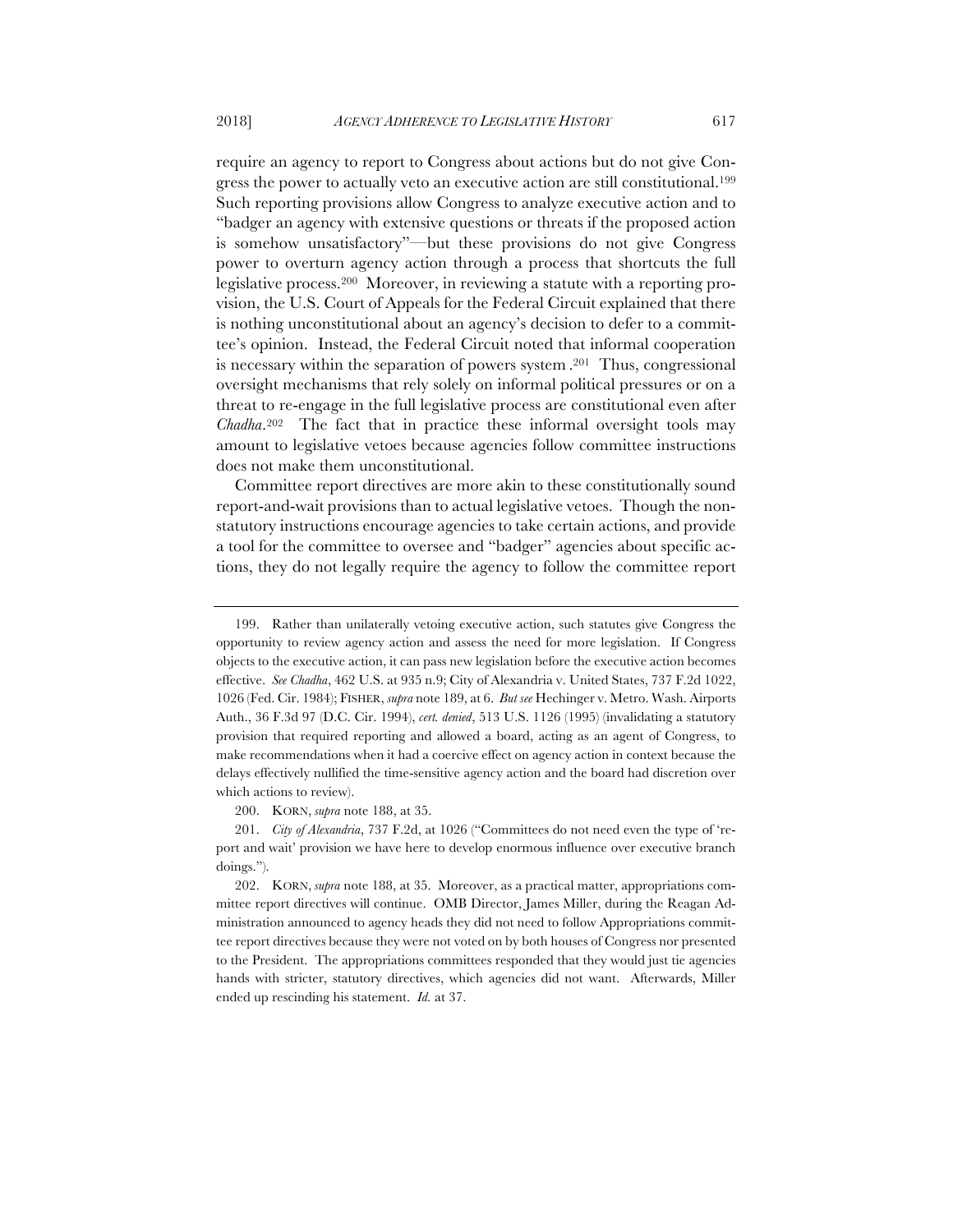require an agency to report to Congress about actions but do not give Congress the power to actually veto an executive action are still constitutional.[199] Such reporting provisions allow Congress to analyze executive action and to "badger an agency with extensive questions or threats if the proposed action is somehow unsatisfactory"—but these provisions do not give Congress power to overturn agency action through a process that shortcuts the full legislative process.[200] Moreover, in reviewing a statute with a reporting provision, the U.S. Court of Appeals for the Federal Circuit explained that there is nothing unconstitutional about an agency's decision to defer to a committee's opinion. Instead, the Federal Circuit noted that informal cooperation is necessary within the separation of powers system.[201] Thus, congressional oversight mechanisms that rely solely on informal political pressures or on a threat to re-engage in the full legislative process are constitutional even after *Chadha*.[202] The fact that in practice these informal oversight tools may amount to legislative vetoes because agencies follow committee instructions does not make them unconstitutional.

Committee report directives are more akin to these constitutionally sound report-and-wait provisions than to actual legislative vetoes. Though the non-statutory instructions encourage agencies to take certain actions, and provide a tool for the committee to oversee and "badger" agencies about specific actions, they do not legally require the agency to follow the committee report

---

199. Rather than unilaterally vetoing executive action, such statutes give Congress the opportunity to review agency action and assess the need for more legislation. If Congress objects to the executive action, it can pass new legislation before the executive action becomes effective. *See Chadha*, 462 U.S. at 935 n.9; City of Alexandria v. United States, 737 F.2d 1022, 1026 (Fed. Cir. 1984); FISHER, *supra* note 189, at 6. *But see* Hechinger v. Metro. Wash. Airports Auth., 36 F.3d 97 (D.C. Cir. 1994), *cert. denied*, 513 U.S. 1126 (1995) (invalidating a statutory provision that required reporting and allowed a board, acting as an agent of Congress, to make recommendations when it had a coercive effect on agency action in context because the delays effectively nullified the time-sensitive agency action and the board had discretion over which actions to review).

200. KORN, *supra* note 188, at 35.

201. *City of Alexandria*, 737 F.2d, at 1026 ("Committees do not need even the type of 'report and wait' provision we have here to develop enormous influence over executive branch doings.").

202. KORN, *supra* note 188, at 35. Moreover, as a practical matter, appropriations committee report directives will continue. OMB Director, James Miller, during the Reagan Administration announced to agency heads they did not need to follow Appropriations committee report directives because they were not voted on by both houses of Congress nor presented to the President. The appropriations committees responded that they would just tie agencies hands with stricter, statutory directives, which agencies did not want. Afterwards, Miller ended up rescinding his statement. *Id.* at 37.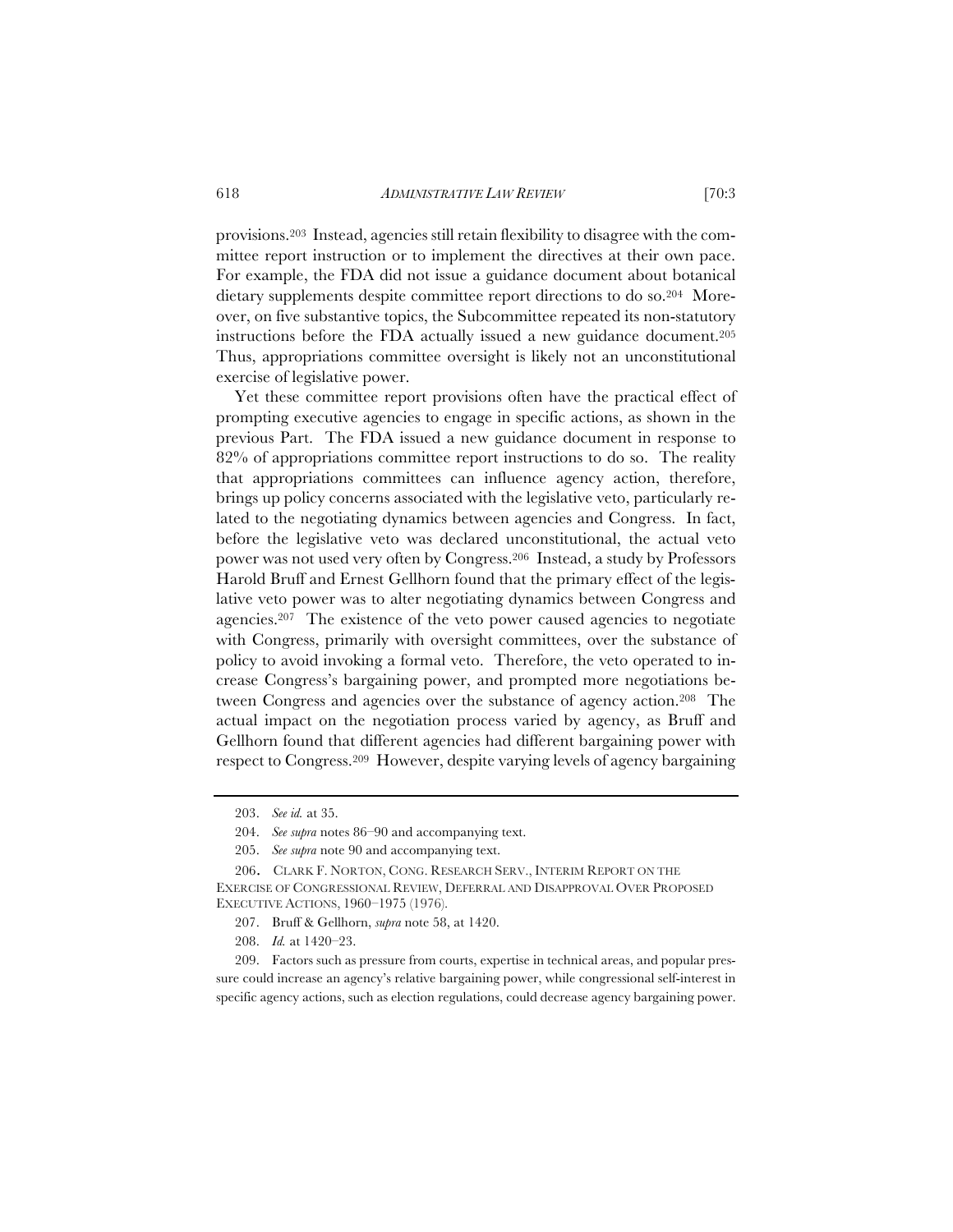provisions.[203] Instead, agencies still retain flexibility to disagree with the committee report instruction or to implement the directives at their own pace. For example, the FDA did not issue a guidance document about botanical dietary supplements despite committee report directions to do so.[204] Moreover, on five substantive topics, the Subcommittee repeated its non-statutory instructions before the FDA actually issued a new guidance document.[205] Thus, appropriations committee oversight is likely not an unconstitutional exercise of legislative power.

Yet these committee report provisions often have the practical effect of prompting executive agencies to engage in specific actions, as shown in the previous Part. The FDA issued a new guidance document in response to 82% of appropriations committee report instructions to do so. The reality that appropriations committees can influence agency action, therefore, brings up policy concerns associated with the legislative veto, particularly related to the negotiating dynamics between agencies and Congress. In fact, before the legislative veto was declared unconstitutional, the actual veto power was not used very often by Congress.[206] Instead, a study by Professors Harold Bruff and Ernest Gellhorn found that the primary effect of the legislative veto power was to alter negotiating dynamics between Congress and agencies.[207] The existence of the veto power caused agencies to negotiate with Congress, primarily with oversight committees, over the substance of policy to avoid invoking a formal veto. Therefore, the veto operated to increase Congress's bargaining power, and prompted more negotiations between Congress and agencies over the substance of agency action.[208] The actual impact on the negotiation process varied by agency, as Bruff and Gellhorn found that different agencies had different bargaining power with respect to Congress.[209] However, despite varying levels of agency bargaining

---

203. *See id.* at 35.

204. *See supra* notes 86–90 and accompanying text.

205. *See supra* note 90 and accompanying text.

206. CLARK F. NORTON, CONG. RESEARCH SERV., INTERIM REPORT ON THE EXERCISE OF CONGRESSIONAL REVIEW, DEFERRAL AND DISAPPROVAL OVER PROPOSED EXECUTIVE ACTIONS, 1960–1975 (1976).

207. Bruff & Gellhorn, *supra* note 58, at 1420.

208. *Id.* at 1420–23.

209. Factors such as pressure from courts, expertise in technical areas, and popular pressure could increase an agency's relative bargaining power, while congressional self-interest in specific agency actions, such as election regulations, could decrease agency bargaining power.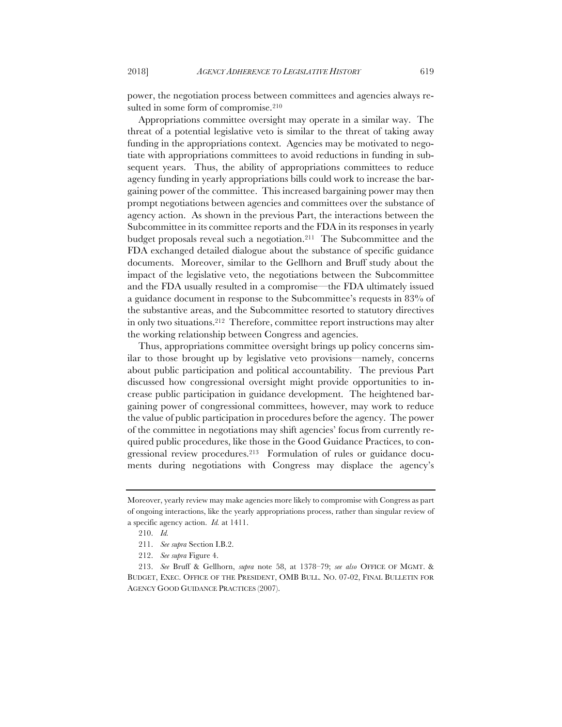power, the negotiation process between committees and agencies always resulted in some form of compromise.[210]

Appropriations committee oversight may operate in a similar way. The threat of a potential legislative veto is similar to the threat of taking away funding in the appropriations context. Agencies may be motivated to negotiate with appropriations committees to avoid reductions in funding in subsequent years. Thus, the ability of appropriations committees to reduce agency funding in yearly appropriations bills could work to increase the bargaining power of the committee. This increased bargaining power may then prompt negotiations between agencies and committees over the substance of agency action. As shown in the previous Part, the interactions between the Subcommittee in its committee reports and the FDA in its responses in yearly budget proposals reveal such a negotiation.[211] The Subcommittee and the FDA exchanged detailed dialogue about the substance of specific guidance documents. Moreover, similar to the Gellhorn and Bruff study about the impact of the legislative veto, the negotiations between the Subcommittee and the FDA usually resulted in a compromise—the FDA ultimately issued a guidance document in response to the Subcommittee's requests in 83% of the substantive areas, and the Subcommittee resorted to statutory directives in only two situations.[212] Therefore, committee report instructions may alter the working relationship between Congress and agencies.

Thus, appropriations committee oversight brings up policy concerns similar to those brought up by legislative veto provisions—namely, concerns about public participation and political accountability. The previous Part discussed how congressional oversight might provide opportunities to increase public participation in guidance development. The heightened bargaining power of congressional committees, however, may work to reduce the value of public participation in procedures before the agency. The power of the committee in negotiations may shift agencies' focus from currently required public procedures, like those in the Good Guidance Practices, to congressional review procedures.[213] Formulation of rules or guidance documents during negotiations with Congress may displace the agency's

---

Moreover, yearly review may make agencies more likely to compromise with Congress as part of ongoing interactions, like the yearly appropriations process, rather than singular review of a specific agency action. *Id.* at 1411.

210. *Id.*

211. *See supra* Section I.B.2.

212. *See supra* Figure 4.

213. *See* Bruff & Gellhorn, *supra* note 58, at 1378–79; *see also* OFFICE OF MGMT. & BUDGET, EXEC. OFFICE OF THE PRESIDENT, OMB BULL. NO. 07-02, FINAL BULLETIN FOR AGENCY GOOD GUIDANCE PRACTICES (2007).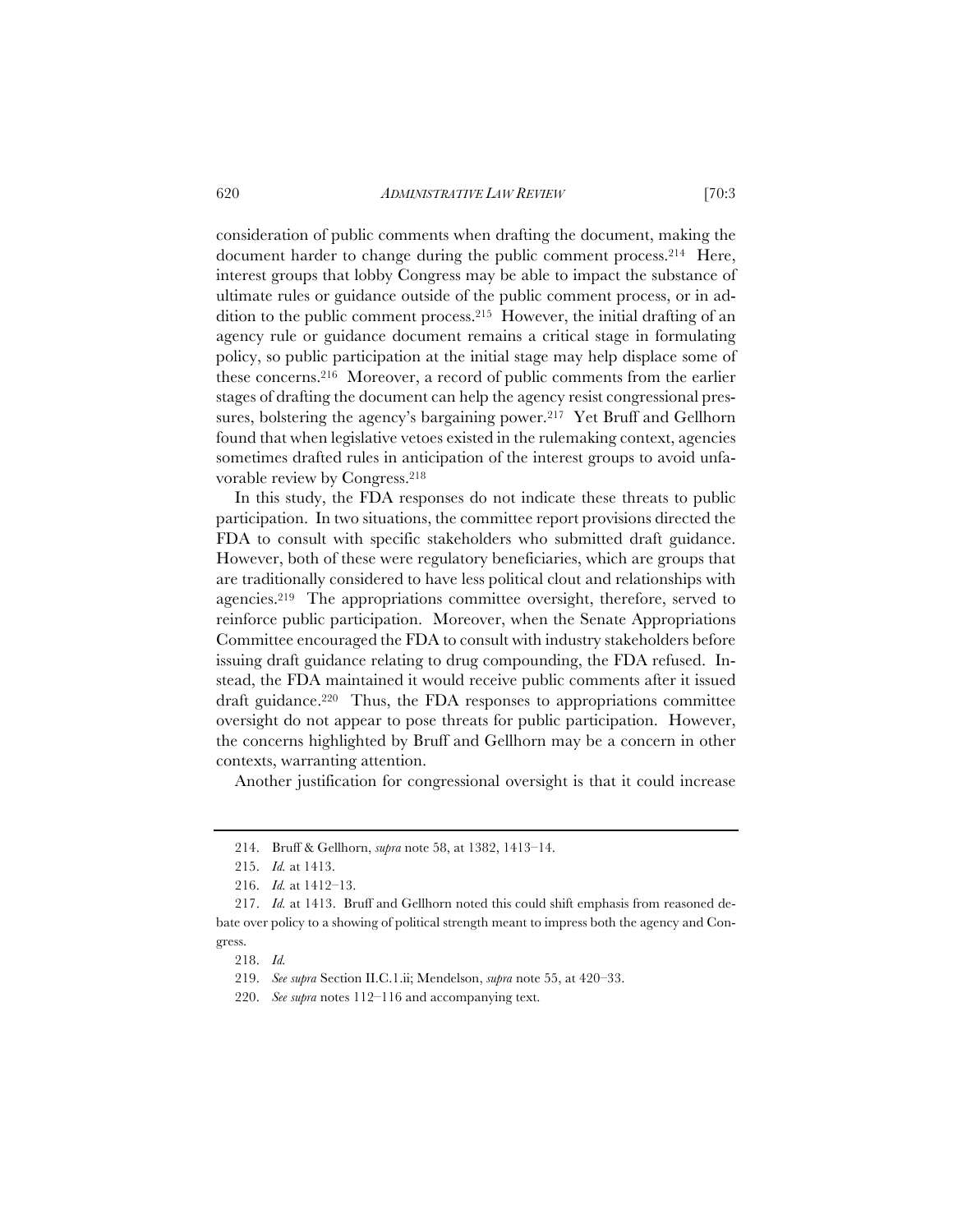consideration of public comments when drafting the document, making the document harder to change during the public comment process.[214] Here, interest groups that lobby Congress may be able to impact the substance of ultimate rules or guidance outside of the public comment process, or in addition to the public comment process.[215] However, the initial drafting of an agency rule or guidance document remains a critical stage in formulating policy, so public participation at the initial stage may help displace some of these concerns.[216] Moreover, a record of public comments from the earlier stages of drafting the document can help the agency resist congressional pressures, bolstering the agency's bargaining power.[217] Yet Bruff and Gellhorn found that when legislative vetoes existed in the rulemaking context, agencies sometimes drafted rules in anticipation of the interest groups to avoid unfavorable review by Congress.[218]

In this study, the FDA responses do not indicate these threats to public participation. In two situations, the committee report provisions directed the FDA to consult with specific stakeholders who submitted draft guidance. However, both of these were regulatory beneficiaries, which are groups that are traditionally considered to have less political clout and relationships with agencies.[219] The appropriations committee oversight, therefore, served to reinforce public participation. Moreover, when the Senate Appropriations Committee encouraged the FDA to consult with industry stakeholders before issuing draft guidance relating to drug compounding, the FDA refused. Instead, the FDA maintained it would receive public comments after it issued draft guidance.[220] Thus, the FDA responses to appropriations committee oversight do not appear to pose threats for public participation. However, the concerns highlighted by Bruff and Gellhorn may be a concern in other contexts, warranting attention.

Another justification for congressional oversight is that it could increase

---

214. Bruff & Gellhorn, *supra* note 58, at 1382, 1413–14.

215. *Id.* at 1413.

216. *Id.* at 1412–13.

217. *Id.* at 1413. Bruff and Gellhorn noted this could shift emphasis from reasoned debate over policy to a showing of political strength meant to impress both the agency and Congress.

218. *Id.*

219. *See supra* Section II.C.1.ii; Mendelson, *supra* note 55, at 420–33.

220. *See supra* notes 112–116 and accompanying text.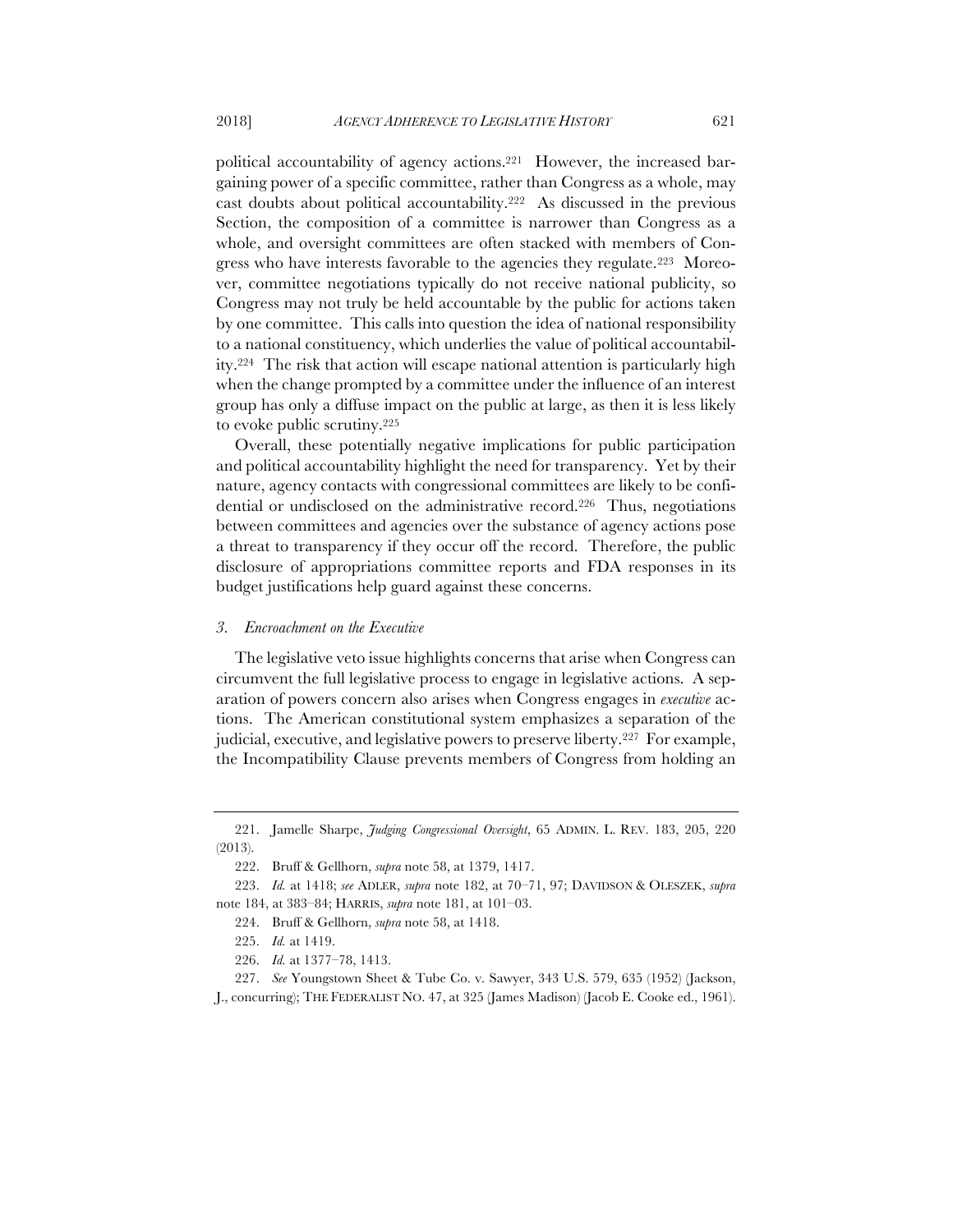political accountability of agency actions.[221] However, the increased bargaining power of a specific committee, rather than Congress as a whole, may cast doubts about political accountability.[222] As discussed in the previous Section, the composition of a committee is narrower than Congress as a whole, and oversight committees are often stacked with members of Congress who have interests favorable to the agencies they regulate.[223] Moreover, committee negotiations typically do not receive national publicity, so Congress may not truly be held accountable by the public for actions taken by one committee. This calls into question the idea of national responsibility to a national constituency, which underlies the value of political accountability.[224] The risk that action will escape national attention is particularly high when the change prompted by a committee under the influence of an interest group has only a diffuse impact on the public at large, as then it is less likely to evoke public scrutiny.[225]

Overall, these potentially negative implications for public participation and political accountability highlight the need for transparency. Yet by their nature, agency contacts with congressional committees are likely to be confidential or undisclosed on the administrative record.[226] Thus, negotiations between committees and agencies over the substance of agency actions pose a threat to transparency if they occur off the record. Therefore, the public disclosure of appropriations committee reports and FDA responses in its budget justifications help guard against these concerns.

### *3. Encroachment on the Executive*

The legislative veto issue highlights concerns that arise when Congress can circumvent the full legislative process to engage in legislative actions. A separation of powers concern also arises when Congress engages in *executive* actions. The American constitutional system emphasizes a separation of the judicial, executive, and legislative powers to preserve liberty.[227] For example, the Incompatibility Clause prevents members of Congress from holding an

---

221. Jamelle Sharpe, *Judging Congressional Oversight*, 65 ADMIN. L. REV. 183, 205, 220 (2013).

222. Bruff & Gellhorn, *supra* note 58, at 1379, 1417.

223. *Id.* at 1418; *see* ADLER, *supra* note 182, at 70–71, 97; DAVIDSON & OLESZEK, *supra* note 184, at 383–84; HARRIS, *supra* note 181, at 101–03.

224. Bruff & Gellhorn, *supra* note 58, at 1418.

225. *Id.* at 1419.

226. *Id.* at 1377–78, 1413.

227. *See* Youngstown Sheet & Tube Co. v. Sawyer, 343 U.S. 579, 635 (1952) (Jackson, J., concurring); THE FEDERALIST NO. 47, at 325 (James Madison) (Jacob E. Cooke ed., 1961).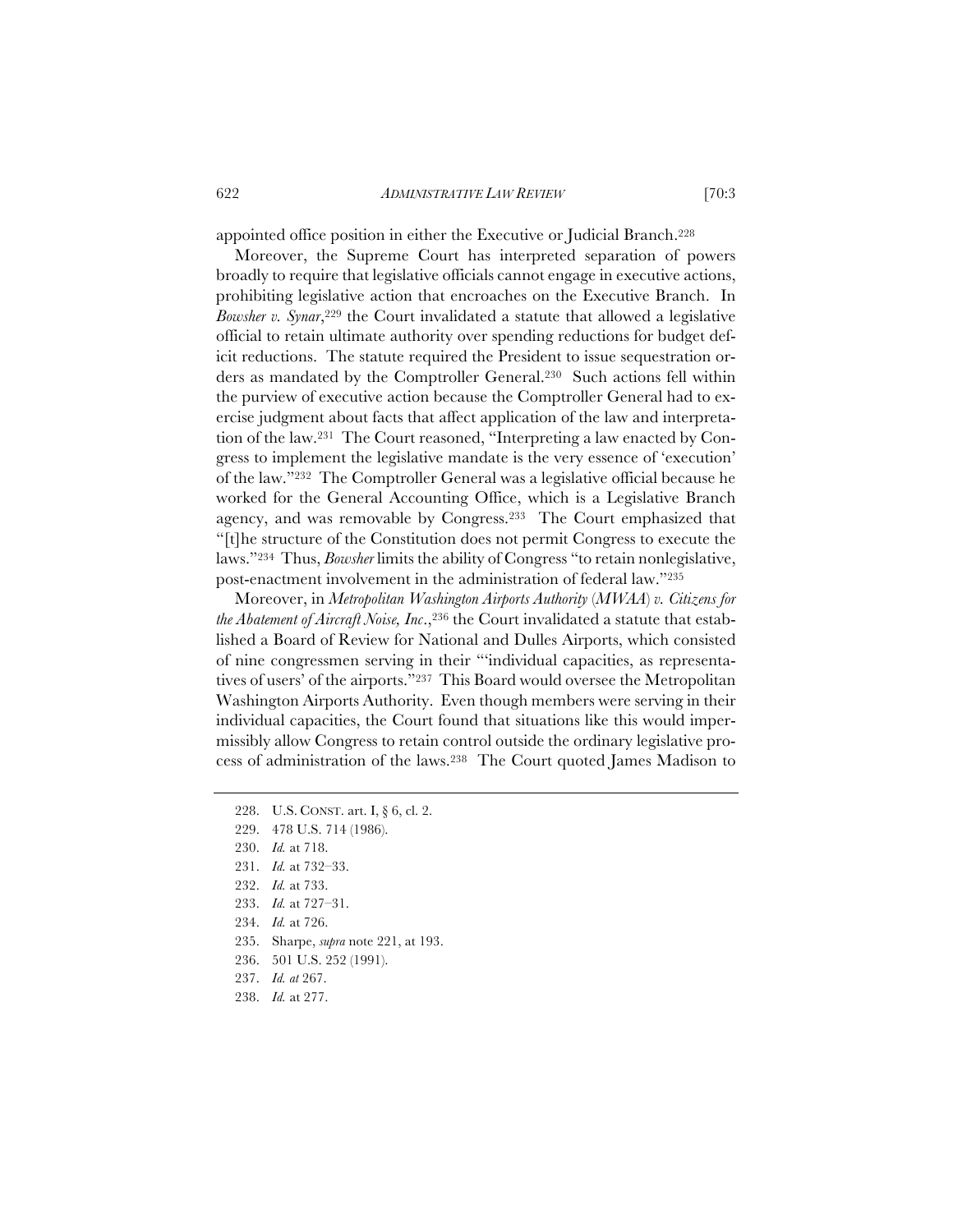appointed office position in either the Executive or Judicial Branch.[228]

Moreover, the Supreme Court has interpreted separation of powers broadly to require that legislative officials cannot engage in executive actions, prohibiting legislative action that encroaches on the Executive Branch. In *Bowsher v. Synar*,[229] the Court invalidated a statute that allowed a legislative official to retain ultimate authority over spending reductions for budget deficit reductions. The statute required the President to issue sequestration orders as mandated by the Comptroller General.[230] Such actions fell within the purview of executive action because the Comptroller General had to exercise judgment about facts that affect application of the law and interpretation of the law.[231] The Court reasoned, "Interpreting a law enacted by Congress to implement the legislative mandate is the very essence of 'execution' of the law."[232] The Comptroller General was a legislative official because he worked for the General Accounting Office, which is a Legislative Branch agency, and was removable by Congress.[233] The Court emphasized that "[t]he structure of the Constitution does not permit Congress to execute the laws."[234] Thus, *Bowsher* limits the ability of Congress "to retain nonlegislative, post-enactment involvement in the administration of federal law."[235]

Moreover, in *Metropolitan Washington Airports Authority* (*MWAA*) *v. Citizens for the Abatement of Aircraft Noise, Inc*.,[236] the Court invalidated a statute that established a Board of Review for National and Dulles Airports, which consisted of nine congressmen serving in their "'individual capacities, as representatives of users' of the airports."[237] This Board would oversee the Metropolitan Washington Airports Authority. Even though members were serving in their individual capacities, the Court found that situations like this would impermissibly allow Congress to retain control outside the ordinary legislative process of administration of the laws.[238] The Court quoted James Madison to

228. U.S. CONST. art. I, § 6, cl. 2.
229. 478 U.S. 714 (1986).
230. *Id.* at 718.
231. *Id.* at 732–33.
232. *Id.* at 733.
233. *Id.* at 727–31.
234. *Id.* at 726.
235. Sharpe, *supra* note 221, at 193.
236. 501 U.S. 252 (1991).
237. *Id. at* 267.
238. *Id.* at 277.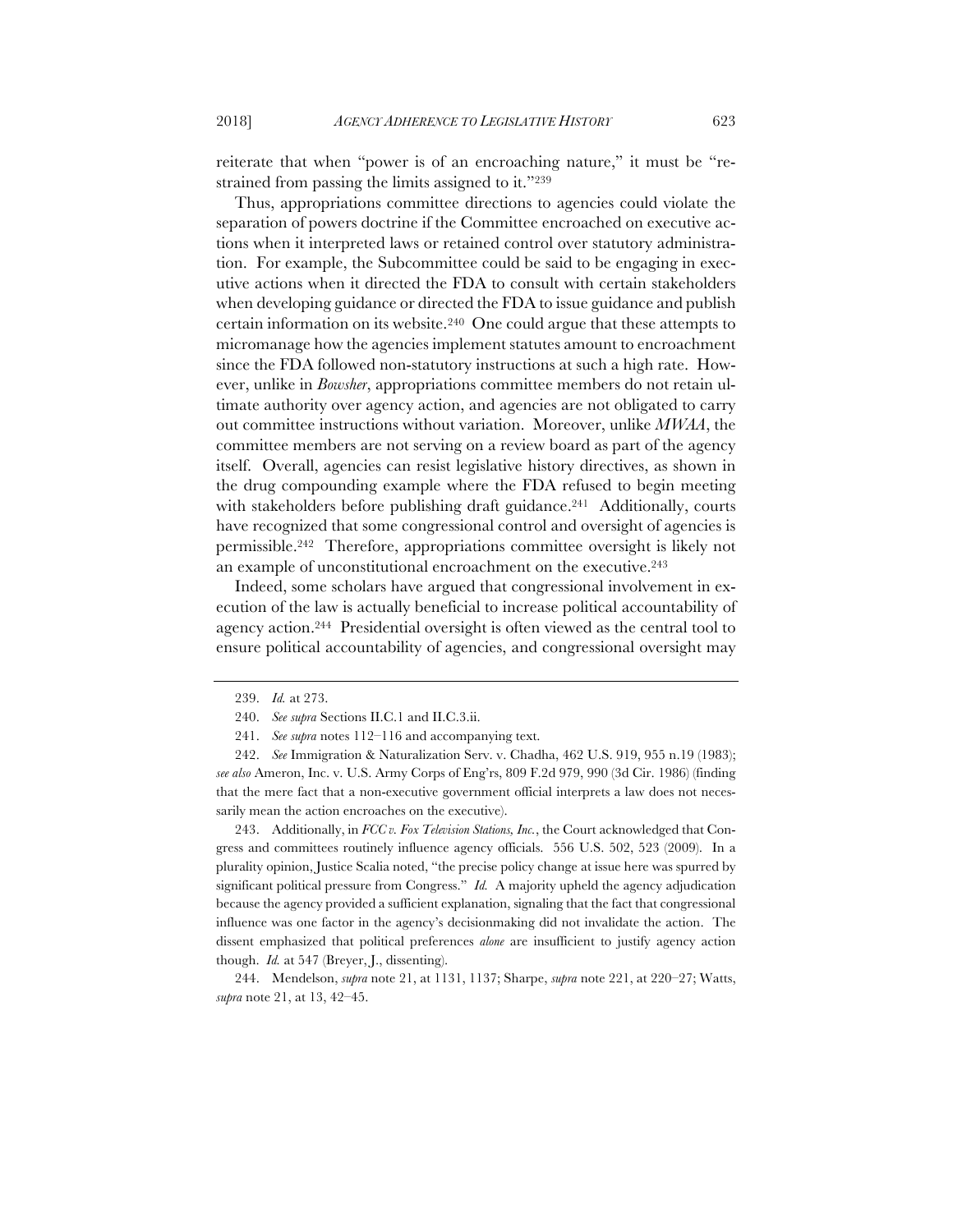reiterate that when "power is of an encroaching nature," it must be "restrained from passing the limits assigned to it."[239]

Thus, appropriations committee directions to agencies could violate the separation of powers doctrine if the Committee encroached on executive actions when it interpreted laws or retained control over statutory administration. For example, the Subcommittee could be said to be engaging in executive actions when it directed the FDA to consult with certain stakeholders when developing guidance or directed the FDA to issue guidance and publish certain information on its website.[240] One could argue that these attempts to micromanage how the agencies implement statutes amount to encroachment since the FDA followed non-statutory instructions at such a high rate. However, unlike in *Bowsher*, appropriations committee members do not retain ultimate authority over agency action, and agencies are not obligated to carry out committee instructions without variation. Moreover, unlike *MWAA*, the committee members are not serving on a review board as part of the agency itself. Overall, agencies can resist legislative history directives, as shown in the drug compounding example where the FDA refused to begin meeting with stakeholders before publishing draft guidance.[241] Additionally, courts have recognized that some congressional control and oversight of agencies is permissible.[242] Therefore, appropriations committee oversight is likely not an example of unconstitutional encroachment on the executive.[243]

Indeed, some scholars have argued that congressional involvement in execution of the law is actually beneficial to increase political accountability of agency action.[244] Presidential oversight is often viewed as the central tool to ensure political accountability of agencies, and congressional oversight may

---

239. *Id.* at 273.

240. *See supra* Sections II.C.1 and II.C.3.ii.

241. *See supra* notes 112–116 and accompanying text.

242. *See* Immigration & Naturalization Serv. v. Chadha, 462 U.S. 919, 955 n.19 (1983); *see also* Ameron, Inc. v. U.S. Army Corps of Eng'rs, 809 F.2d 979, 990 (3d Cir. 1986) (finding that the mere fact that a non-executive government official interprets a law does not necessarily mean the action encroaches on the executive).

243. Additionally, in *FCC v. Fox Television Stations, Inc.*, the Court acknowledged that Congress and committees routinely influence agency officials. 556 U.S. 502, 523 (2009). In a plurality opinion, Justice Scalia noted, "the precise policy change at issue here was spurred by significant political pressure from Congress." *Id.* A majority upheld the agency adjudication because the agency provided a sufficient explanation, signaling that the fact that congressional influence was one factor in the agency's decisionmaking did not invalidate the action. The dissent emphasized that political preferences *alone* are insufficient to justify agency action though. *Id.* at 547 (Breyer, J., dissenting).

244. Mendelson, *supra* note 21, at 1131, 1137; Sharpe, *supra* note 221, at 220–27; Watts, *supra* note 21, at 13, 42–45.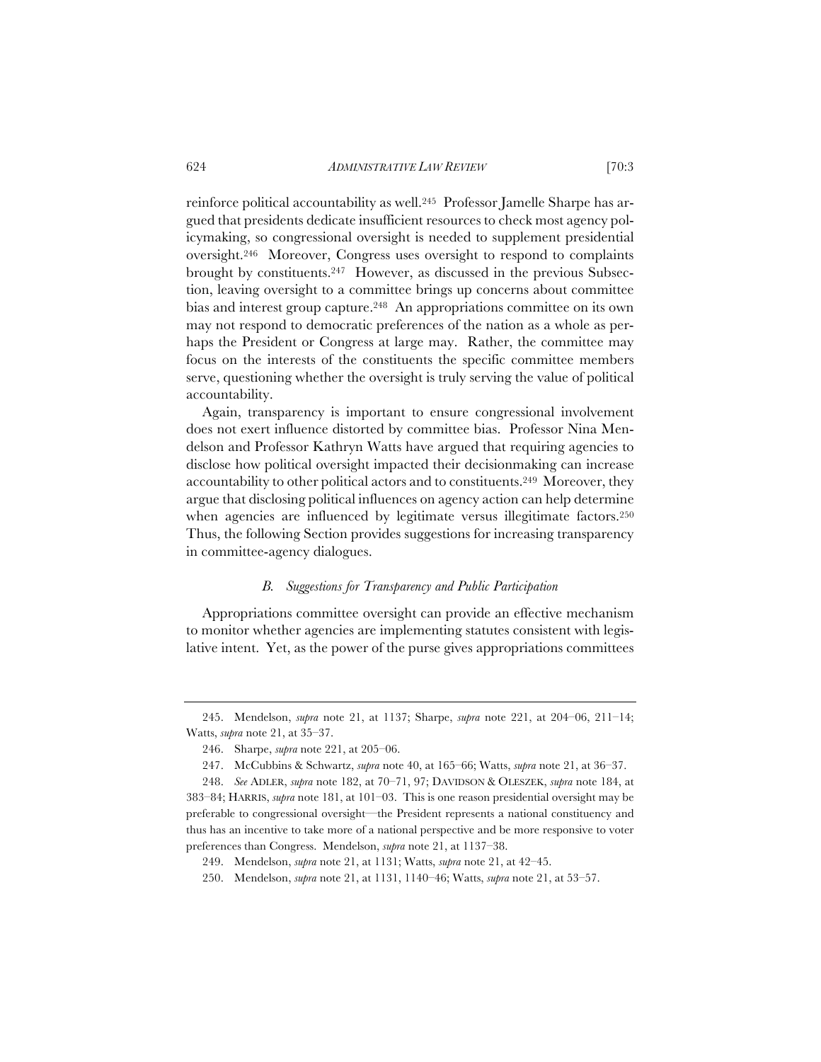reinforce political accountability as well.[245] Professor Jamelle Sharpe has argued that presidents dedicate insufficient resources to check most agency policymaking, so congressional oversight is needed to supplement presidential oversight.[246] Moreover, Congress uses oversight to respond to complaints brought by constituents.[247] However, as discussed in the previous Subsection, leaving oversight to a committee brings up concerns about committee bias and interest group capture.[248] An appropriations committee on its own may not respond to democratic preferences of the nation as a whole as perhaps the President or Congress at large may. Rather, the committee may focus on the interests of the constituents the specific committee members serve, questioning whether the oversight is truly serving the value of political accountability.

Again, transparency is important to ensure congressional involvement does not exert influence distorted by committee bias. Professor Nina Mendelson and Professor Kathryn Watts have argued that requiring agencies to disclose how political oversight impacted their decisionmaking can increase accountability to other political actors and to constituents.[249] Moreover, they argue that disclosing political influences on agency action can help determine when agencies are influenced by legitimate versus illegitimate factors.[250] Thus, the following Section provides suggestions for increasing transparency in committee-agency dialogues.

### *B. Suggestions for Transparency and Public Participation*

Appropriations committee oversight can provide an effective mechanism to monitor whether agencies are implementing statutes consistent with legislative intent. Yet, as the power of the purse gives appropriations committees

---

245. Mendelson, *supra* note 21, at 1137; Sharpe, *supra* note 221, at 204–06, 211–14; Watts, *supra* note 21, at 35–37.

246. Sharpe, *supra* note 221, at 205–06.

247. McCubbins & Schwartz, *supra* note 40, at 165–66; Watts, *supra* note 21, at 36–37.

248. *See* ADLER, *supra* note 182, at 70–71, 97; DAVIDSON & OLESZEK, *supra* note 184, at 383–84; HARRIS, *supra* note 181, at 101–03. This is one reason presidential oversight may be preferable to congressional oversight—the President represents a national constituency and thus has an incentive to take more of a national perspective and be more responsive to voter preferences than Congress. Mendelson, *supra* note 21, at 1137–38.

249. Mendelson, *supra* note 21, at 1131; Watts, *supra* note 21, at 42–45.

250. Mendelson, *supra* note 21, at 1131, 1140–46; Watts, *supra* note 21, at 53–57.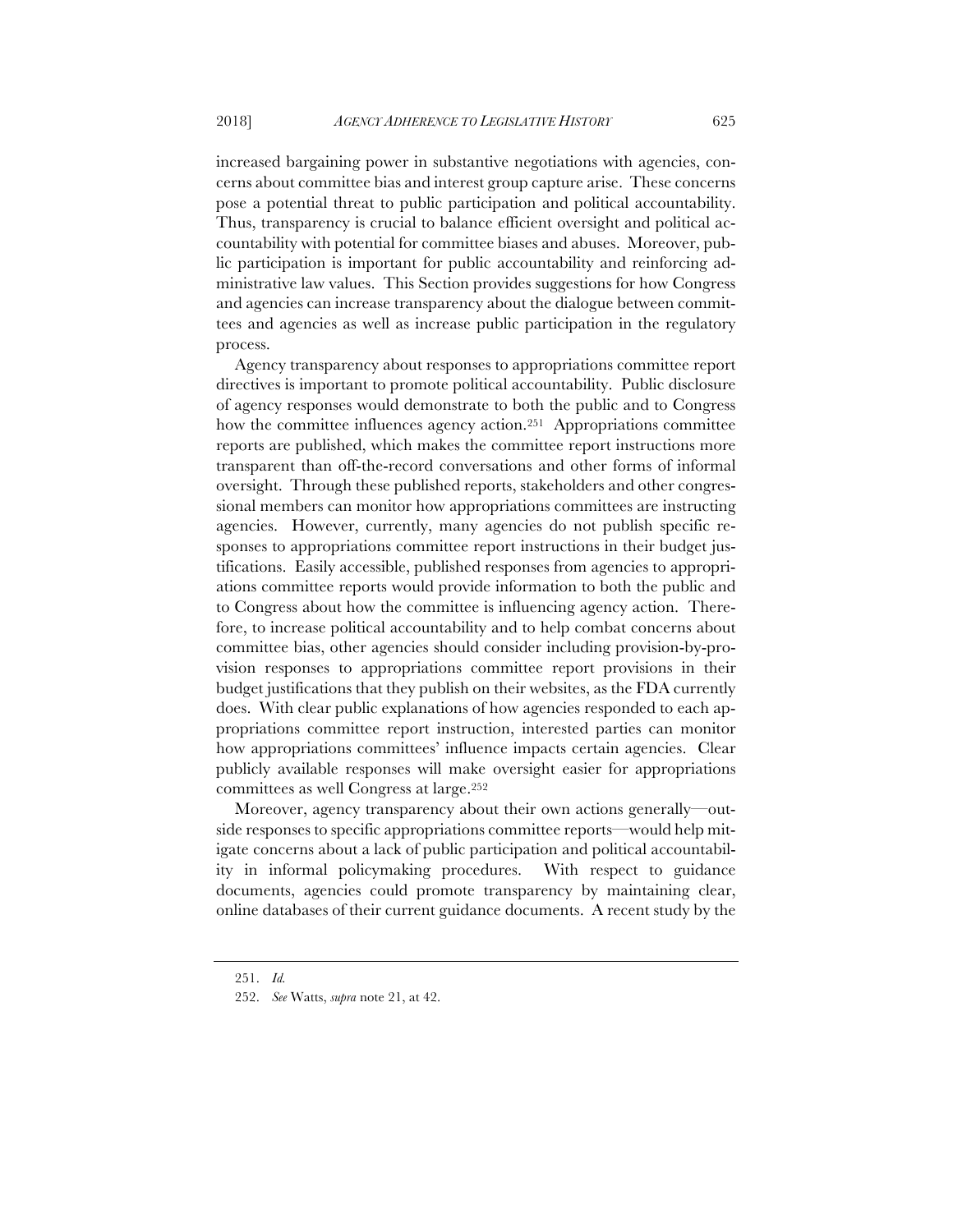increased bargaining power in substantive negotiations with agencies, concerns about committee bias and interest group capture arise. These concerns pose a potential threat to public participation and political accountability. Thus, transparency is crucial to balance efficient oversight and political accountability with potential for committee biases and abuses. Moreover, public participation is important for public accountability and reinforcing administrative law values. This Section provides suggestions for how Congress and agencies can increase transparency about the dialogue between committees and agencies as well as increase public participation in the regulatory process.

Agency transparency about responses to appropriations committee report directives is important to promote political accountability. Public disclosure of agency responses would demonstrate to both the public and to Congress how the committee influences agency action.[251] Appropriations committee reports are published, which makes the committee report instructions more transparent than off-the-record conversations and other forms of informal oversight. Through these published reports, stakeholders and other congressional members can monitor how appropriations committees are instructing agencies. However, currently, many agencies do not publish specific responses to appropriations committee report instructions in their budget justifications. Easily accessible, published responses from agencies to appropriations committee reports would provide information to both the public and to Congress about how the committee is influencing agency action. Therefore, to increase political accountability and to help combat concerns about committee bias, other agencies should consider including provision-by-provision responses to appropriations committee report provisions in their budget justifications that they publish on their websites, as the FDA currently does. With clear public explanations of how agencies responded to each appropriations committee report instruction, interested parties can monitor how appropriations committees' influence impacts certain agencies. Clear publicly available responses will make oversight easier for appropriations committees as well Congress at large.[252]

Moreover, agency transparency about their own actions generally—outside responses to specific appropriations committee reports—would help mitigate concerns about a lack of public participation and political accountability in informal policymaking procedures. With respect to guidance documents, agencies could promote transparency by maintaining clear, online databases of their current guidance documents. A recent study by the

---

251. *Id.*

252. *See* Watts, *supra* note 21, at 42.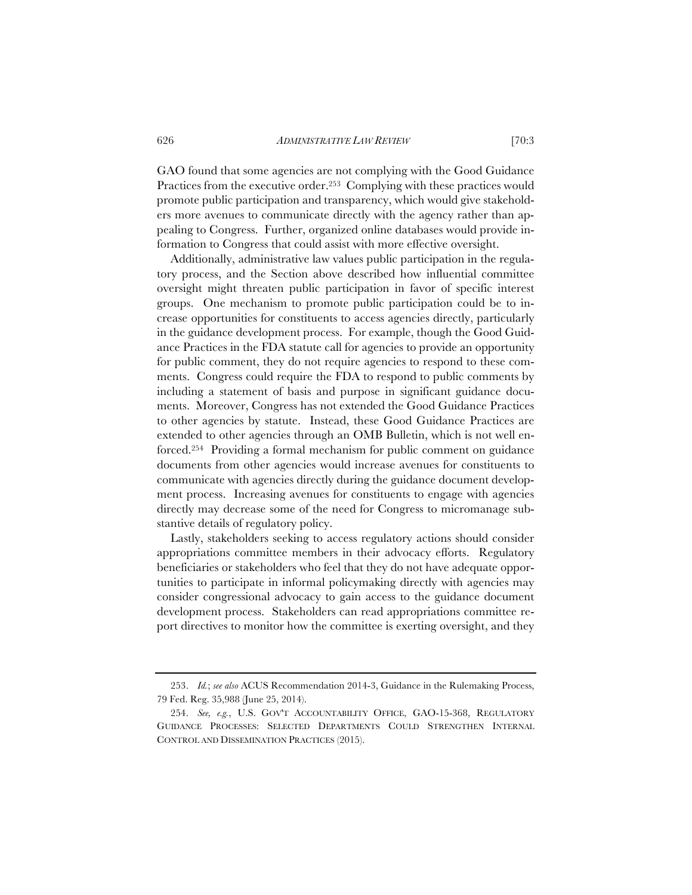GAO found that some agencies are not complying with the Good Guidance Practices from the executive order.[253] Complying with these practices would promote public participation and transparency, which would give stakeholders more avenues to communicate directly with the agency rather than appealing to Congress. Further, organized online databases would provide information to Congress that could assist with more effective oversight.

Additionally, administrative law values public participation in the regulatory process, and the Section above described how influential committee oversight might threaten public participation in favor of specific interest groups. One mechanism to promote public participation could be to increase opportunities for constituents to access agencies directly, particularly in the guidance development process. For example, though the Good Guidance Practices in the FDA statute call for agencies to provide an opportunity for public comment, they do not require agencies to respond to these comments. Congress could require the FDA to respond to public comments by including a statement of basis and purpose in significant guidance documents. Moreover, Congress has not extended the Good Guidance Practices to other agencies by statute. Instead, these Good Guidance Practices are extended to other agencies through an OMB Bulletin, which is not well enforced.[254] Providing a formal mechanism for public comment on guidance documents from other agencies would increase avenues for constituents to communicate with agencies directly during the guidance document development process. Increasing avenues for constituents to engage with agencies directly may decrease some of the need for Congress to micromanage substantive details of regulatory policy.

Lastly, stakeholders seeking to access regulatory actions should consider appropriations committee members in their advocacy efforts. Regulatory beneficiaries or stakeholders who feel that they do not have adequate opportunities to participate in informal policymaking directly with agencies may consider congressional advocacy to gain access to the guidance document development process. Stakeholders can read appropriations committee report directives to monitor how the committee is exerting oversight, and they

---

253. *Id.*; *see also* ACUS Recommendation 2014-3, Guidance in the Rulemaking Process, 79 Fed. Reg. 35,988 (June 25, 2014).

254. *See, e.g.*, U.S. GOV'T ACCOUNTABILITY OFFICE, GAO-15-368, REGULATORY GUIDANCE PROCESSES: SELECTED DEPARTMENTS COULD STRENGTHEN INTERNAL CONTROL AND DISSEMINATION PRACTICES (2015).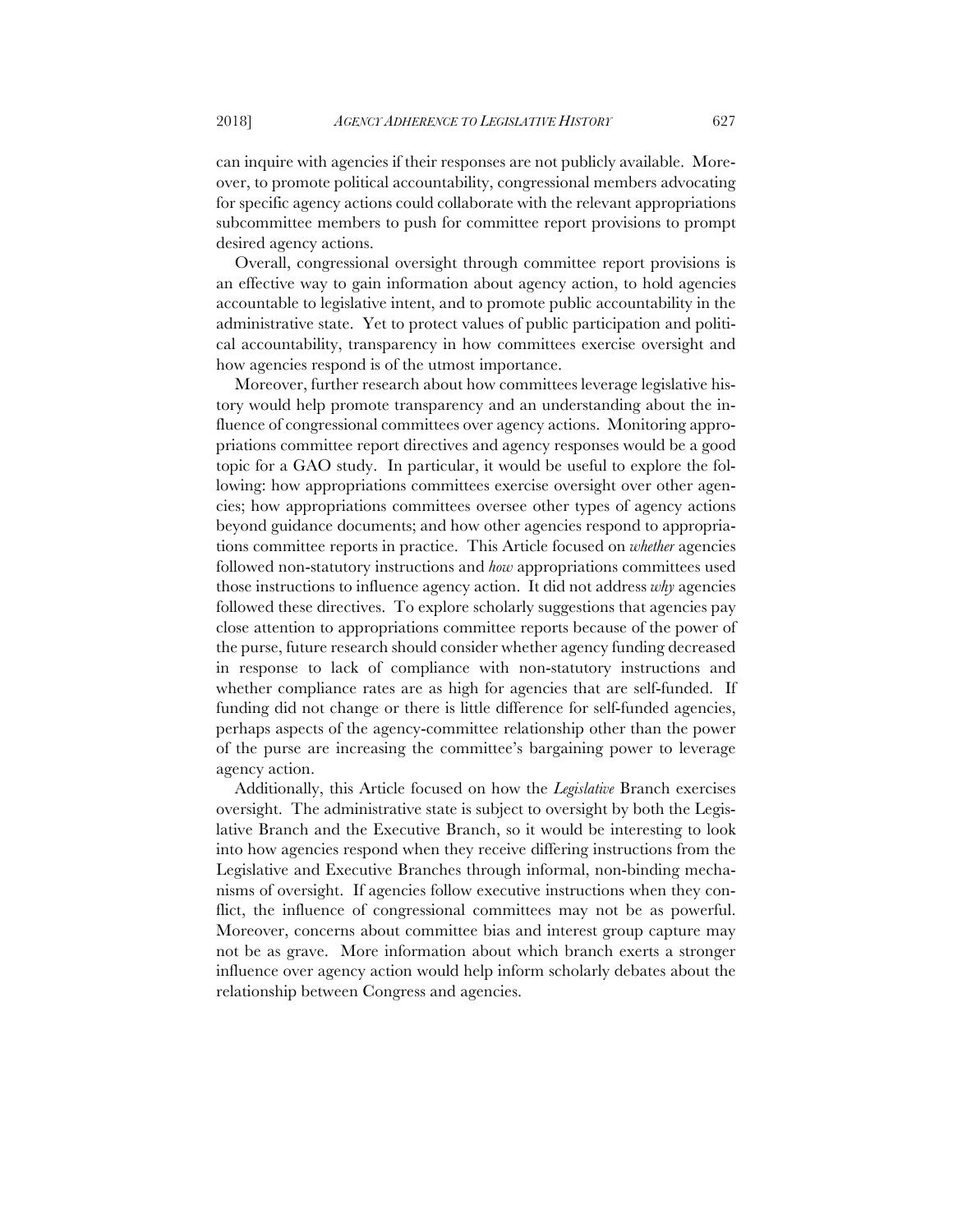can inquire with agencies if their responses are not publicly available. Moreover, to promote political accountability, congressional members advocating for specific agency actions could collaborate with the relevant appropriations subcommittee members to push for committee report provisions to prompt desired agency actions.

Overall, congressional oversight through committee report provisions is an effective way to gain information about agency action, to hold agencies accountable to legislative intent, and to promote public accountability in the administrative state. Yet to protect values of public participation and political accountability, transparency in how committees exercise oversight and how agencies respond is of the utmost importance.

Moreover, further research about how committees leverage legislative history would help promote transparency and an understanding about the influence of congressional committees over agency actions. Monitoring appropriations committee report directives and agency responses would be a good topic for a GAO study. In particular, it would be useful to explore the following: how appropriations committees exercise oversight over other agencies; how appropriations committees oversee other types of agency actions beyond guidance documents; and how other agencies respond to appropriations committee reports in practice. This Article focused on *whether* agencies followed non-statutory instructions and *how* appropriations committees used those instructions to influence agency action. It did not address *why* agencies followed these directives. To explore scholarly suggestions that agencies pay close attention to appropriations committee reports because of the power of the purse, future research should consider whether agency funding decreased in response to lack of compliance with non-statutory instructions and whether compliance rates are as high for agencies that are self-funded. If funding did not change or there is little difference for self-funded agencies, perhaps aspects of the agency-committee relationship other than the power of the purse are increasing the committee's bargaining power to leverage agency action.

Additionally, this Article focused on how the *Legislative* Branch exercises oversight. The administrative state is subject to oversight by both the Legislative Branch and the Executive Branch, so it would be interesting to look into how agencies respond when they receive differing instructions from the Legislative and Executive Branches through informal, non-binding mechanisms of oversight. If agencies follow executive instructions when they conflict, the influence of congressional committees may not be as powerful. Moreover, concerns about committee bias and interest group capture may not be as grave. More information about which branch exerts a stronger influence over agency action would help inform scholarly debates about the relationship between Congress and agencies.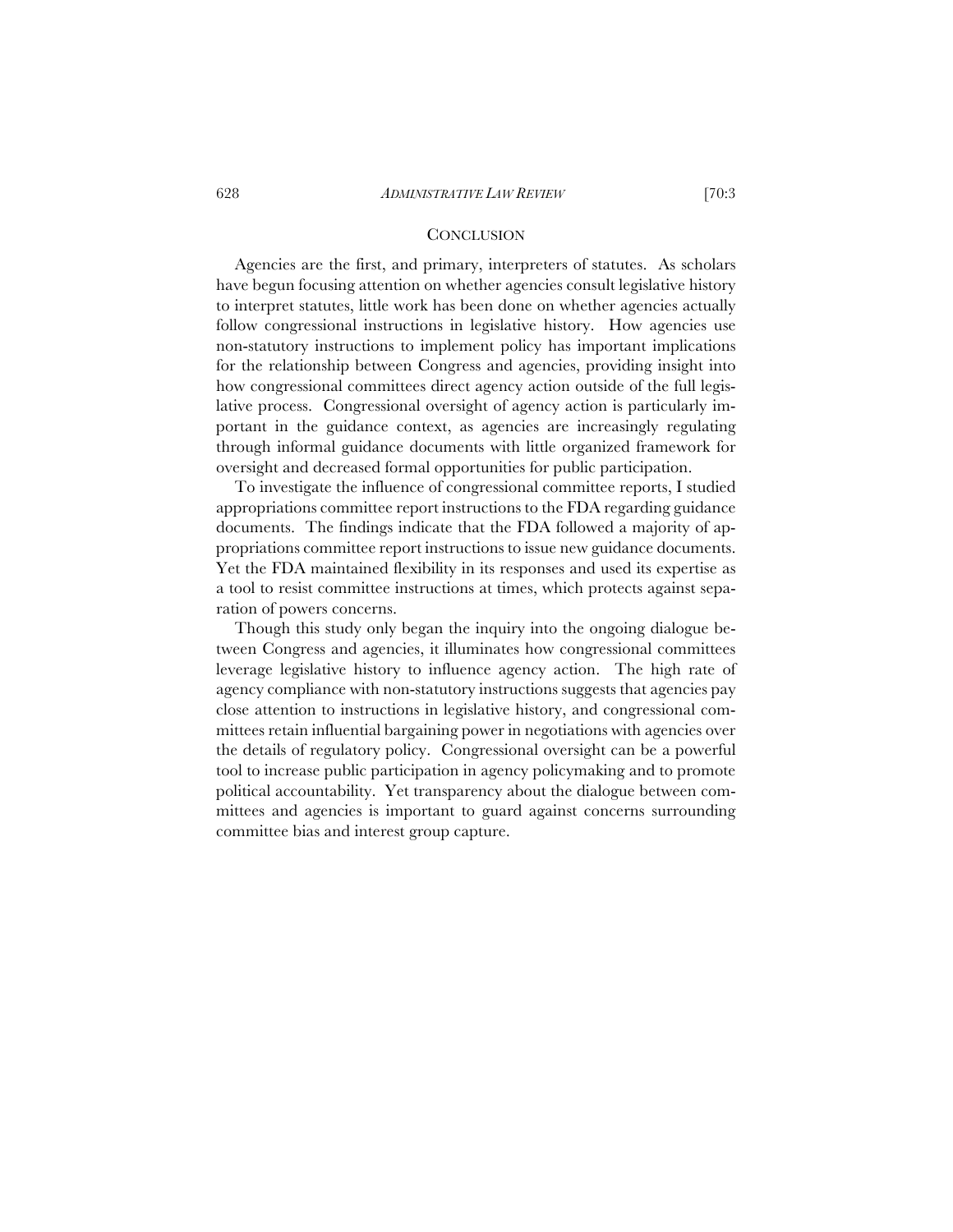## CONCLUSION

Agencies are the first, and primary, interpreters of statutes. As scholars have begun focusing attention on whether agencies consult legislative history to interpret statutes, little work has been done on whether agencies actually follow congressional instructions in legislative history. How agencies use non-statutory instructions to implement policy has important implications for the relationship between Congress and agencies, providing insight into how congressional committees direct agency action outside of the full legislative process. Congressional oversight of agency action is particularly important in the guidance context, as agencies are increasingly regulating through informal guidance documents with little organized framework for oversight and decreased formal opportunities for public participation.

To investigate the influence of congressional committee reports, I studied appropriations committee report instructions to the FDA regarding guidance documents. The findings indicate that the FDA followed a majority of appropriations committee report instructions to issue new guidance documents. Yet the FDA maintained flexibility in its responses and used its expertise as a tool to resist committee instructions at times, which protects against separation of powers concerns.

Though this study only began the inquiry into the ongoing dialogue between Congress and agencies, it illuminates how congressional committees leverage legislative history to influence agency action. The high rate of agency compliance with non-statutory instructions suggests that agencies pay close attention to instructions in legislative history, and congressional committees retain influential bargaining power in negotiations with agencies over the details of regulatory policy. Congressional oversight can be a powerful tool to increase public participation in agency policymaking and to promote political accountability. Yet transparency about the dialogue between committees and agencies is important to guard against concerns surrounding committee bias and interest group capture.